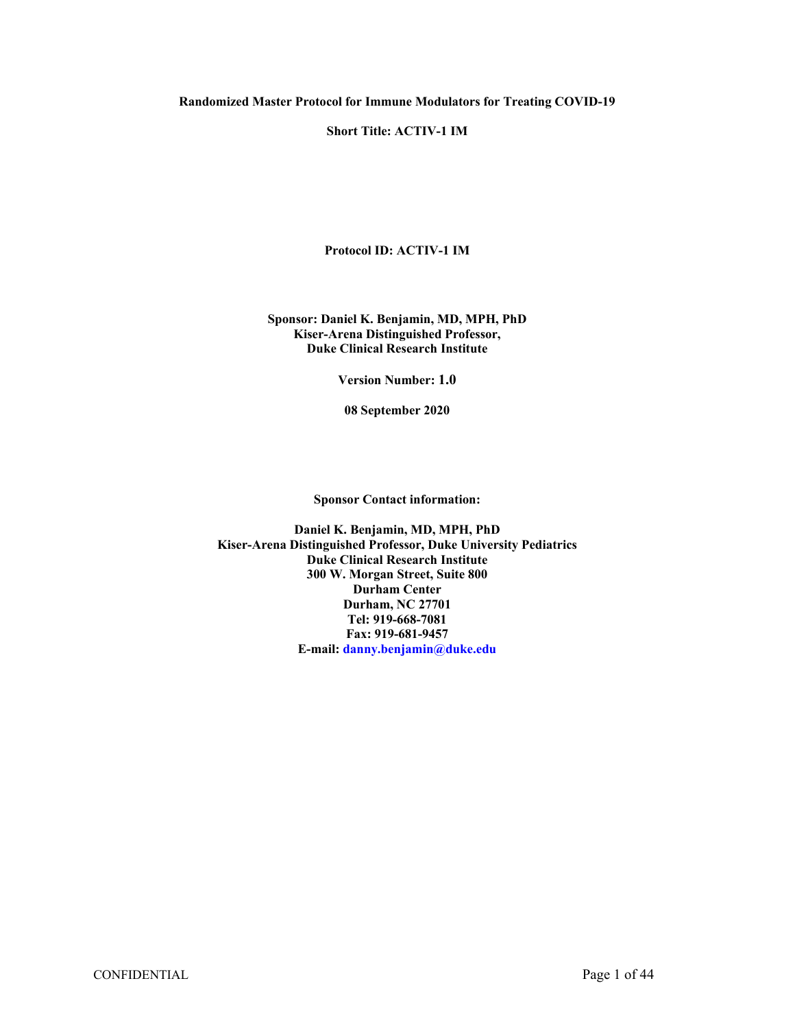**Randomized Master Protocol for Immune Modulators for Treating COVID-19**

**Short Title: ACTIV-1 IM**

**Protocol ID: ACTIV-1 IM**

**Sponsor: Daniel K. Benjamin, MD, MPH, PhD**
**Kiser-Arena Distinguished Professor,**
**Duke Clinical Research Institute**

**Version Number: 1.0**

**08 September 2020**

**Sponsor Contact information:**

**Daniel K. Benjamin, MD, MPH, PhD**
**Kiser-Arena Distinguished Professor, Duke University Pediatrics**
**Duke Clinical Research Institute**
**300 W. Morgan Street, Suite 800**
**Durham Center**
**Durham, NC 27701**
**Tel: 919-668-7081**
**Fax: 919-681-9457**
**E-mail: danny.benjamin@duke.edu**

CONFIDENTIAL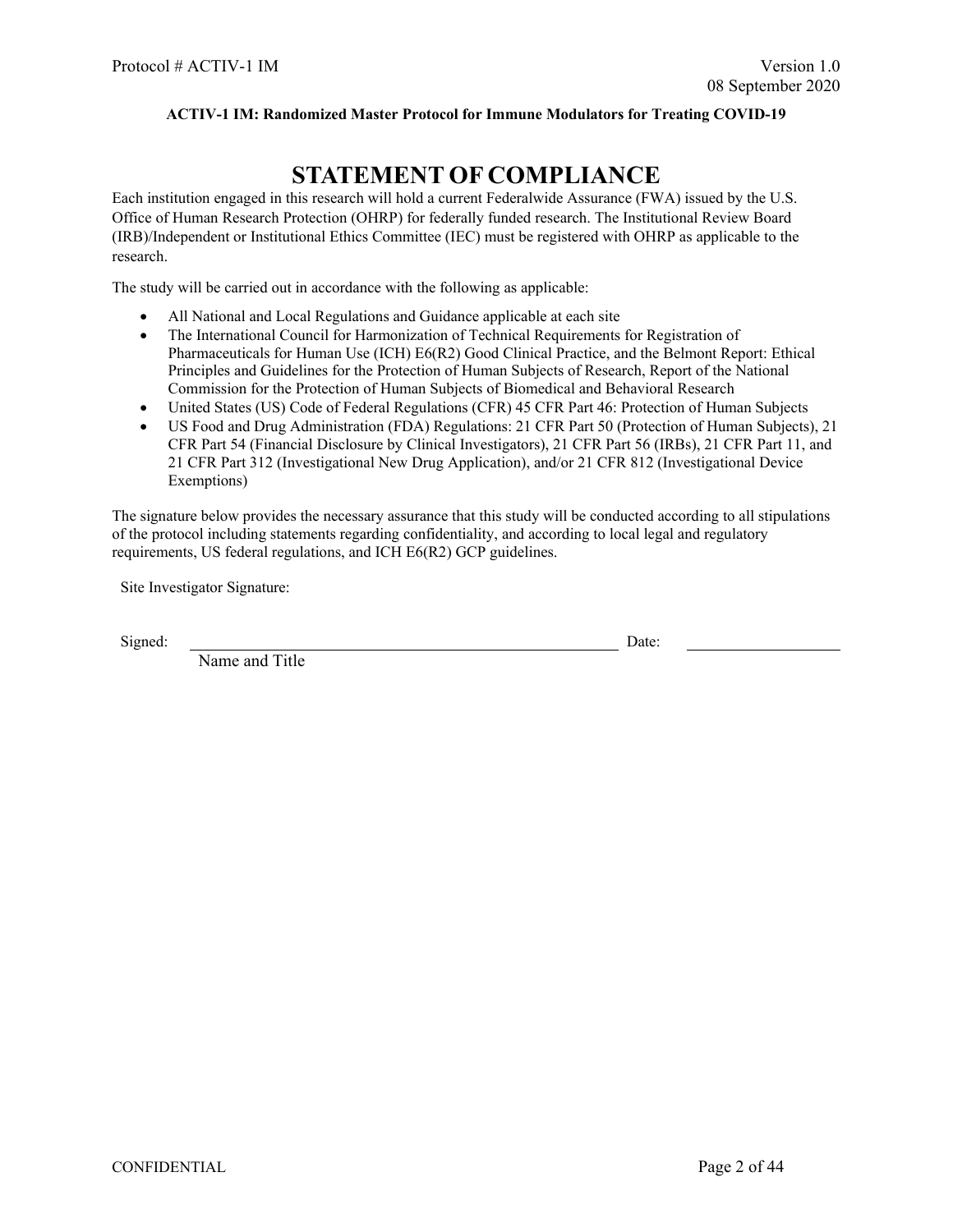**ACTIV-1 IM: Randomized Master Protocol for Immune Modulators for Treating COVID-19**

# STATEMENT OF COMPLIANCE

Each institution engaged in this research will hold a current Federalwide Assurance (FWA) issued by the U.S. Office of Human Research Protection (OHRP) for federally funded research. The Institutional Review Board (IRB)/Independent or Institutional Ethics Committee (IEC) must be registered with OHRP as applicable to the research.

The study will be carried out in accordance with the following as applicable:

- All National and Local Regulations and Guidance applicable at each site
- The International Council for Harmonization of Technical Requirements for Registration of Pharmaceuticals for Human Use (ICH) E6(R2) Good Clinical Practice, and the Belmont Report: Ethical Principles and Guidelines for the Protection of Human Subjects of Research, Report of the National Commission for the Protection of Human Subjects of Biomedical and Behavioral Research
- United States (US) Code of Federal Regulations (CFR) 45 CFR Part 46: Protection of Human Subjects
- US Food and Drug Administration (FDA) Regulations: 21 CFR Part 50 (Protection of Human Subjects), 21 CFR Part 54 (Financial Disclosure by Clinical Investigators), 21 CFR Part 56 (IRBs), 21 CFR Part 11, and 21 CFR Part 312 (Investigational New Drug Application), and/or 21 CFR 812 (Investigational Device Exemptions)

The signature below provides the necessary assurance that this study will be conducted according to all stipulations of the protocol including statements regarding confidentiality, and according to local legal and regulatory requirements, US federal regulations, and ICH E6(R2) GCP guidelines.

Site Investigator Signature:

Signed: ______________________________________________ Date: ____________________

Name and Title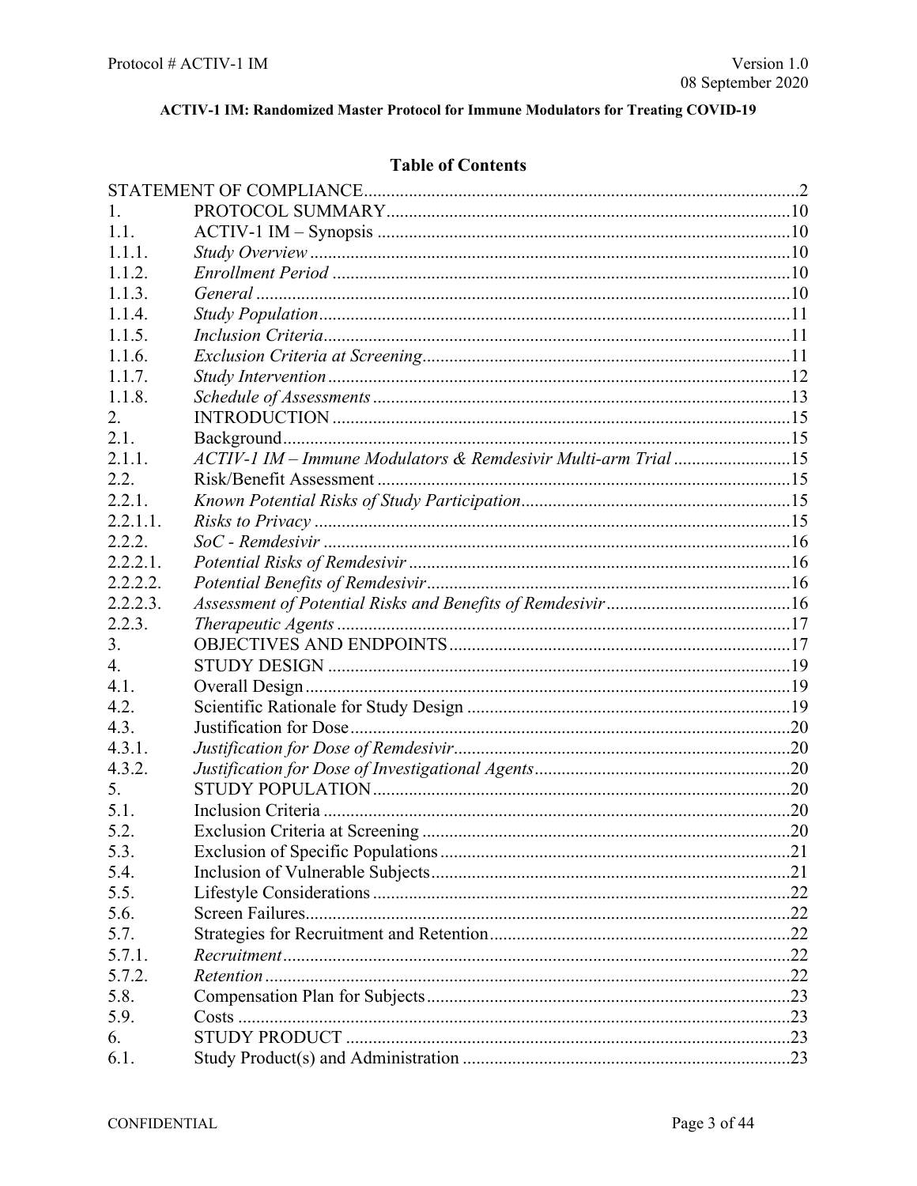ACTIV-1 IM: Randomized Master Protocol for Immune Modulators for Treating COVID-19

## Table of Contents

| | | |
|---|---|---|
| STATEMENT OF COMPLIANCE | | 2 |
| 1. | PROTOCOL SUMMARY | 10 |
| 1.1. | ACTIV-1 IM – Synopsis | 10 |
| 1.1.1. | *Study Overview* | 10 |
| 1.1.2. | *Enrollment Period* | 10 |
| 1.1.3. | *General* | 10 |
| 1.1.4. | *Study Population* | 11 |
| 1.1.5. | *Inclusion Criteria* | 11 |
| 1.1.6. | *Exclusion Criteria at Screening* | 11 |
| 1.1.7. | *Study Intervention* | 12 |
| 1.1.8. | *Schedule of Assessments* | 13 |
| 2. | INTRODUCTION | 15 |
| 2.1. | Background | 15 |
| 2.1.1. | *ACTIV-1 IM – Immune Modulators & Remdesivir Multi-arm Trial* | 15 |
| 2.2. | Risk/Benefit Assessment | 15 |
| 2.2.1. | *Known Potential Risks of Study Participation* | 15 |
| 2.2.1.1. | *Risks to Privacy* | 15 |
| 2.2.2. | *SoC - Remdesivir* | 16 |
| 2.2.2.1. | *Potential Risks of Remdesivir* | 16 |
| 2.2.2.2. | *Potential Benefits of Remdesivir* | 16 |
| 2.2.2.3. | *Assessment of Potential Risks and Benefits of Remdesivir* | 16 |
| 2.2.3. | *Therapeutic Agents* | 17 |
| 3. | OBJECTIVES AND ENDPOINTS | 17 |
| 4. | STUDY DESIGN | 19 |
| 4.1. | Overall Design | 19 |
| 4.2. | Scientific Rationale for Study Design | 19 |
| 4.3. | Justification for Dose | 20 |
| 4.3.1. | *Justification for Dose of Remdesivir* | 20 |
| 4.3.2. | *Justification for Dose of Investigational Agents* | 20 |
| 5. | STUDY POPULATION | 20 |
| 5.1. | Inclusion Criteria | 20 |
| 5.2. | Exclusion Criteria at Screening | 20 |
| 5.3. | Exclusion of Specific Populations | 21 |
| 5.4. | Inclusion of Vulnerable Subjects | 21 |
| 5.5. | Lifestyle Considerations | 22 |
| 5.6. | Screen Failures | 22 |
| 5.7. | Strategies for Recruitment and Retention | 22 |
| 5.7.1. | *Recruitment* | 22 |
| 5.7.2. | *Retention* | 22 |
| 5.8. | Compensation Plan for Subjects | 23 |
| 5.9. | Costs | 23 |
| 6. | STUDY PRODUCT | 23 |
| 6.1. | Study Product(s) and Administration | 23 |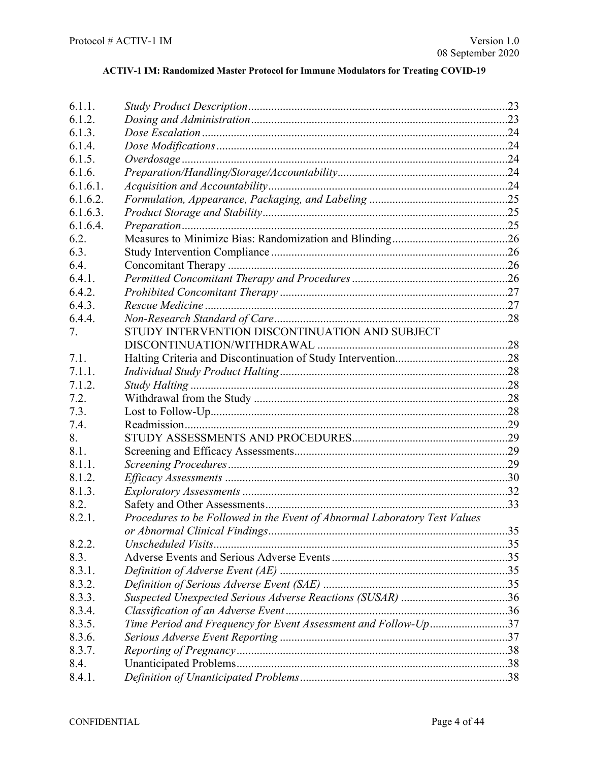| | | |
|---|---|---|
| 6.1.1. | *Study Product Description* | 23 |
| 6.1.2. | *Dosing and Administration* | 23 |
| 6.1.3. | *Dose Escalation* | 24 |
| 6.1.4. | *Dose Modifications* | 24 |
| 6.1.5. | *Overdosage* | 24 |
| 6.1.6. | *Preparation/Handling/Storage/Accountability* | 24 |
| 6.1.6.1. | *Acquisition and Accountability* | 24 |
| 6.1.6.2. | *Formulation, Appearance, Packaging, and Labeling* | 25 |
| 6.1.6.3. | *Product Storage and Stability* | 25 |
| 6.1.6.4. | *Preparation* | 25 |
| 6.2. | Measures to Minimize Bias: Randomization and Blinding | 26 |
| 6.3. | Study Intervention Compliance | 26 |
| 6.4. | Concomitant Therapy | 26 |
| 6.4.1. | *Permitted Concomitant Therapy and Procedures* | 26 |
| 6.4.2. | *Prohibited Concomitant Therapy* | 27 |
| 6.4.3. | *Rescue Medicine* | 27 |
| 6.4.4. | *Non-Research Standard of Care* | 28 |
| 7. | STUDY INTERVENTION DISCONTINUATION AND SUBJECT DISCONTINUATION/WITHDRAWAL | 28 |
| 7.1. | Halting Criteria and Discontinuation of Study Intervention | 28 |
| 7.1.1. | *Individual Study Product Halting* | 28 |
| 7.1.2. | *Study Halting* | 28 |
| 7.2. | Withdrawal from the Study | 28 |
| 7.3. | Lost to Follow-Up | 28 |
| 7.4. | Readmission | 29 |
| 8. | STUDY ASSESSMENTS AND PROCEDURES | 29 |
| 8.1. | Screening and Efficacy Assessments | 29 |
| 8.1.1. | *Screening Procedures* | 29 |
| 8.1.2. | *Efficacy Assessments* | 30 |
| 8.1.3. | *Exploratory Assessments* | 32 |
| 8.2. | Safety and Other Assessments | 33 |
| 8.2.1. | *Procedures to be Followed in the Event of Abnormal Laboratory Test Values or Abnormal Clinical Findings* | 35 |
| 8.2.2. | *Unscheduled Visits* | 35 |
| 8.3. | Adverse Events and Serious Adverse Events | 35 |
| 8.3.1. | *Definition of Adverse Event (AE)* | 35 |
| 8.3.2. | *Definition of Serious Adverse Event (SAE)* | 35 |
| 8.3.3. | *Suspected Unexpected Serious Adverse Reactions (SUSAR)* | 36 |
| 8.3.4. | *Classification of an Adverse Event* | 36 |
| 8.3.5. | *Time Period and Frequency for Event Assessment and Follow-Up* | 37 |
| 8.3.6. | *Serious Adverse Event Reporting* | 37 |
| 8.3.7. | *Reporting of Pregnancy* | 38 |
| 8.4. | Unanticipated Problems | 38 |
| 8.4.1. | *Definition of Unanticipated Problems* | 38 |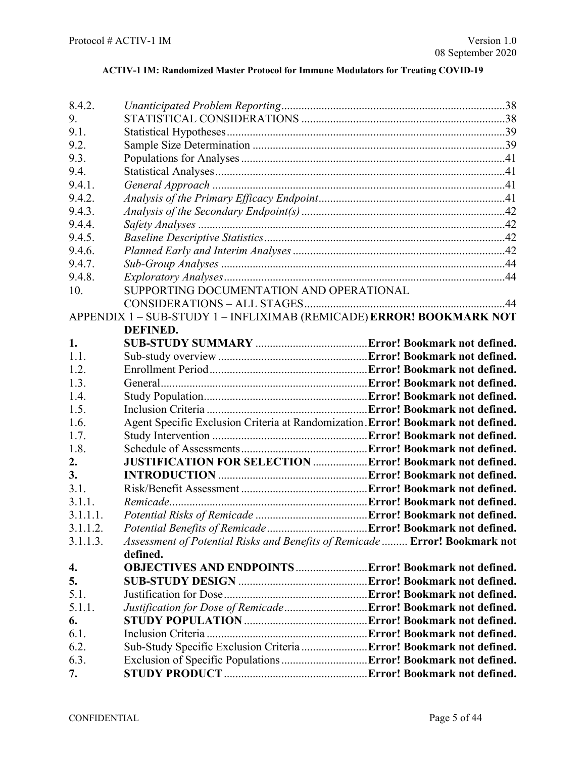| | | |
|---|---|---|
| 8.4.2. | *Unanticipated Problem Reporting* | 38 |
| 9. | STATISTICAL CONSIDERATIONS | 38 |
| 9.1. | Statistical Hypotheses | 39 |
| 9.2. | Sample Size Determination | 39 |
| 9.3. | Populations for Analyses | 41 |
| 9.4. | Statistical Analyses | 41 |
| 9.4.1. | *General Approach* | 41 |
| 9.4.2. | *Analysis of the Primary Efficacy Endpoint* | 41 |
| 9.4.3. | *Analysis of the Secondary Endpoint(s)* | 42 |
| 9.4.4. | *Safety Analyses* | 42 |
| 9.4.5. | *Baseline Descriptive Statistics* | 42 |
| 9.4.6. | *Planned Early and Interim Analyses* | 42 |
| 9.4.7. | *Sub-Group Analyses* | 44 |
| 9.4.8. | *Exploratory Analyses* | 44 |
| 10. | SUPPORTING DOCUMENTATION AND OPERATIONAL CONSIDERATIONS – ALL STAGES | 44 |
| APPENDIX 1 – SUB-STUDY 1 – INFLIXIMAB (REMICADE) | | **ERROR! BOOKMARK NOT DEFINED.** |
| **1.** | **SUB-STUDY SUMMARY** | **Error! Bookmark not defined.** |
| 1.1. | Sub-study overview | **Error! Bookmark not defined.** |
| 1.2. | Enrollment Period | **Error! Bookmark not defined.** |
| 1.3. | General | **Error! Bookmark not defined.** |
| 1.4. | Study Population | **Error! Bookmark not defined.** |
| 1.5. | Inclusion Criteria | **Error! Bookmark not defined.** |
| 1.6. | Agent Specific Exclusion Criteria at Randomization | **Error! Bookmark not defined.** |
| 1.7. | Study Intervention | **Error! Bookmark not defined.** |
| 1.8. | Schedule of Assessments | **Error! Bookmark not defined.** |
| **2.** | **JUSTIFICATION FOR SELECTION** | **Error! Bookmark not defined.** |
| **3.** | **INTRODUCTION** | **Error! Bookmark not defined.** |
| 3.1. | Risk/Benefit Assessment | **Error! Bookmark not defined.** |
| 3.1.1. | *Remicade* | **Error! Bookmark not defined.** |
| 3.1.1.1. | *Potential Risks of Remicade* | **Error! Bookmark not defined.** |
| 3.1.1.2. | *Potential Benefits of Remicade* | **Error! Bookmark not defined.** |
| 3.1.1.3. | *Assessment of Potential Risks and Benefits of Remicade* | **Error! Bookmark not defined.** |
| **4.** | **OBJECTIVES AND ENDPOINTS** | **Error! Bookmark not defined.** |
| **5.** | **SUB-STUDY DESIGN** | **Error! Bookmark not defined.** |
| 5.1. | Justification for Dose | **Error! Bookmark not defined.** |
| 5.1.1. | *Justification for Dose of Remicade* | **Error! Bookmark not defined.** |
| **6.** | **STUDY POPULATION** | **Error! Bookmark not defined.** |
| 6.1. | Inclusion Criteria | **Error! Bookmark not defined.** |
| 6.2. | Sub-Study Specific Exclusion Criteria | **Error! Bookmark not defined.** |
| 6.3. | Exclusion of Specific Populations | **Error! Bookmark not defined.** |
| **7.** | **STUDY PRODUCT** | **Error! Bookmark not defined.** |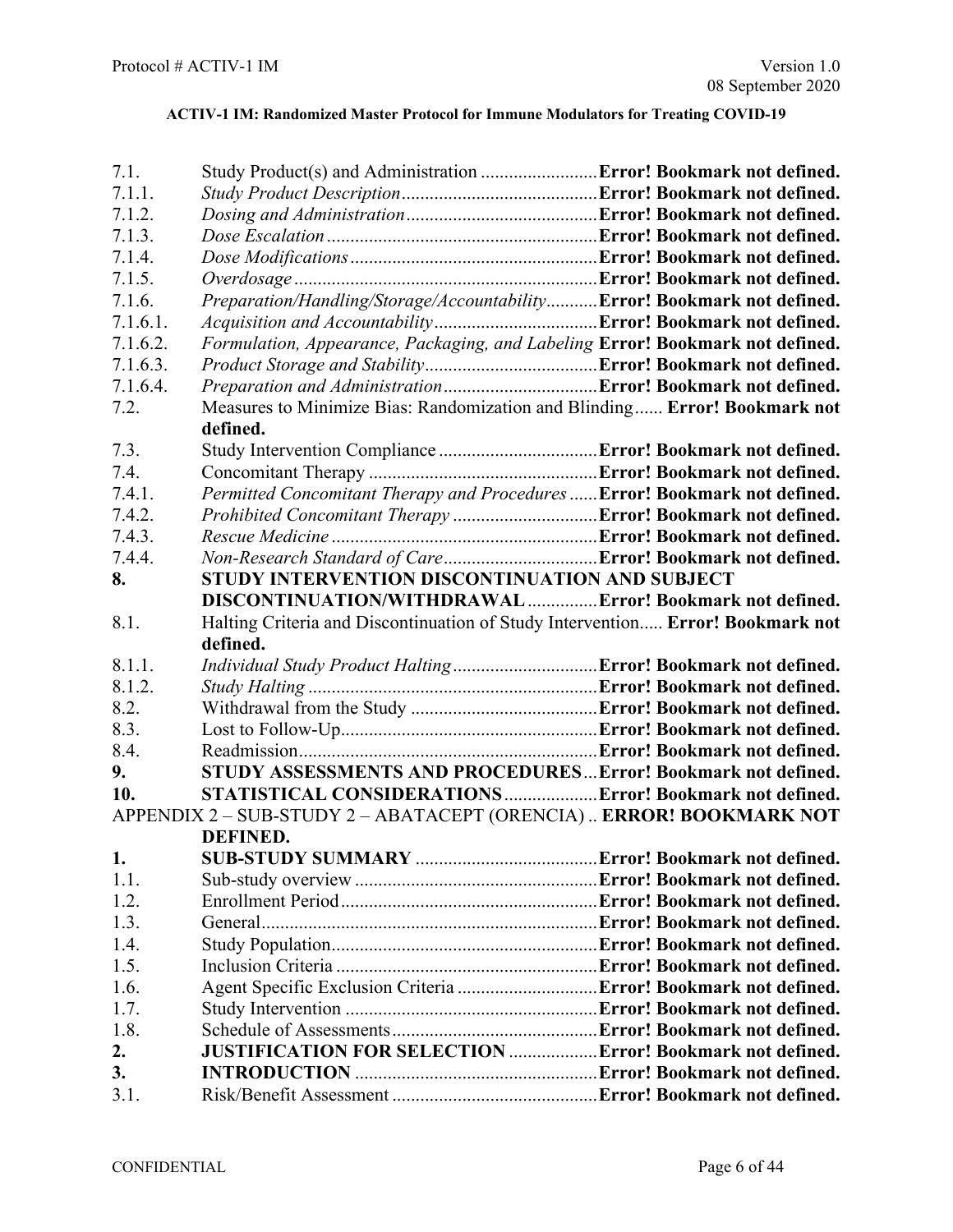| | | |
|---|---|---|
| 7.1. | Study Product(s) and Administration | **Error! Bookmark not defined.** |
| 7.1.1. | *Study Product Description* | **Error! Bookmark not defined.** |
| 7.1.2. | *Dosing and Administration* | **Error! Bookmark not defined.** |
| 7.1.3. | *Dose Escalation* | **Error! Bookmark not defined.** |
| 7.1.4. | *Dose Modifications* | **Error! Bookmark not defined.** |
| 7.1.5. | *Overdosage* | **Error! Bookmark not defined.** |
| 7.1.6. | *Preparation/Handling/Storage/Accountability* | **Error! Bookmark not defined.** |
| 7.1.6.1. | *Acquisition and Accountability* | **Error! Bookmark not defined.** |
| 7.1.6.2. | *Formulation, Appearance, Packaging, and Labeling* | **Error! Bookmark not defined.** |
| 7.1.6.3. | *Product Storage and Stability* | **Error! Bookmark not defined.** |
| 7.1.6.4. | *Preparation and Administration* | **Error! Bookmark not defined.** |
| 7.2. | Measures to Minimize Bias: Randomization and Blinding | **Error! Bookmark not defined.** |
| 7.3. | Study Intervention Compliance | **Error! Bookmark not defined.** |
| 7.4. | Concomitant Therapy | **Error! Bookmark not defined.** |
| 7.4.1. | *Permitted Concomitant Therapy and Procedures* | **Error! Bookmark not defined.** |
| 7.4.2. | *Prohibited Concomitant Therapy* | **Error! Bookmark not defined.** |
| 7.4.3. | *Rescue Medicine* | **Error! Bookmark not defined.** |
| 7.4.4. | *Non-Research Standard of Care* | **Error! Bookmark not defined.** |
| **8.** | **STUDY INTERVENTION DISCONTINUATION AND SUBJECT DISCONTINUATION/WITHDRAWAL** | **Error! Bookmark not defined.** |
| 8.1. | Halting Criteria and Discontinuation of Study Intervention | **Error! Bookmark not defined.** |
| 8.1.1. | *Individual Study Product Halting* | **Error! Bookmark not defined.** |
| 8.1.2. | *Study Halting* | **Error! Bookmark not defined.** |
| 8.2. | Withdrawal from the Study | **Error! Bookmark not defined.** |
| 8.3. | Lost to Follow-Up | **Error! Bookmark not defined.** |
| 8.4. | Readmission | **Error! Bookmark not defined.** |
| **9.** | **STUDY ASSESSMENTS AND PROCEDURES** | **Error! Bookmark not defined.** |
| **10.** | **STATISTICAL CONSIDERATIONS** | **Error! Bookmark not defined.** |
| APPENDIX 2 – SUB-STUDY 2 – ABATACEPT (ORENCIA) | | **ERROR! BOOKMARK NOT DEFINED.** |
| **1.** | **SUB-STUDY SUMMARY** | **Error! Bookmark not defined.** |
| 1.1. | Sub-study overview | **Error! Bookmark not defined.** |
| 1.2. | Enrollment Period | **Error! Bookmark not defined.** |
| 1.3. | General | **Error! Bookmark not defined.** |
| 1.4. | Study Population | **Error! Bookmark not defined.** |
| 1.5. | Inclusion Criteria | **Error! Bookmark not defined.** |
| 1.6. | Agent Specific Exclusion Criteria | **Error! Bookmark not defined.** |
| 1.7. | Study Intervention | **Error! Bookmark not defined.** |
| 1.8. | Schedule of Assessments | **Error! Bookmark not defined.** |
| **2.** | **JUSTIFICATION FOR SELECTION** | **Error! Bookmark not defined.** |
| **3.** | **INTRODUCTION** | **Error! Bookmark not defined.** |
| 3.1. | Risk/Benefit Assessment | **Error! Bookmark not defined.** |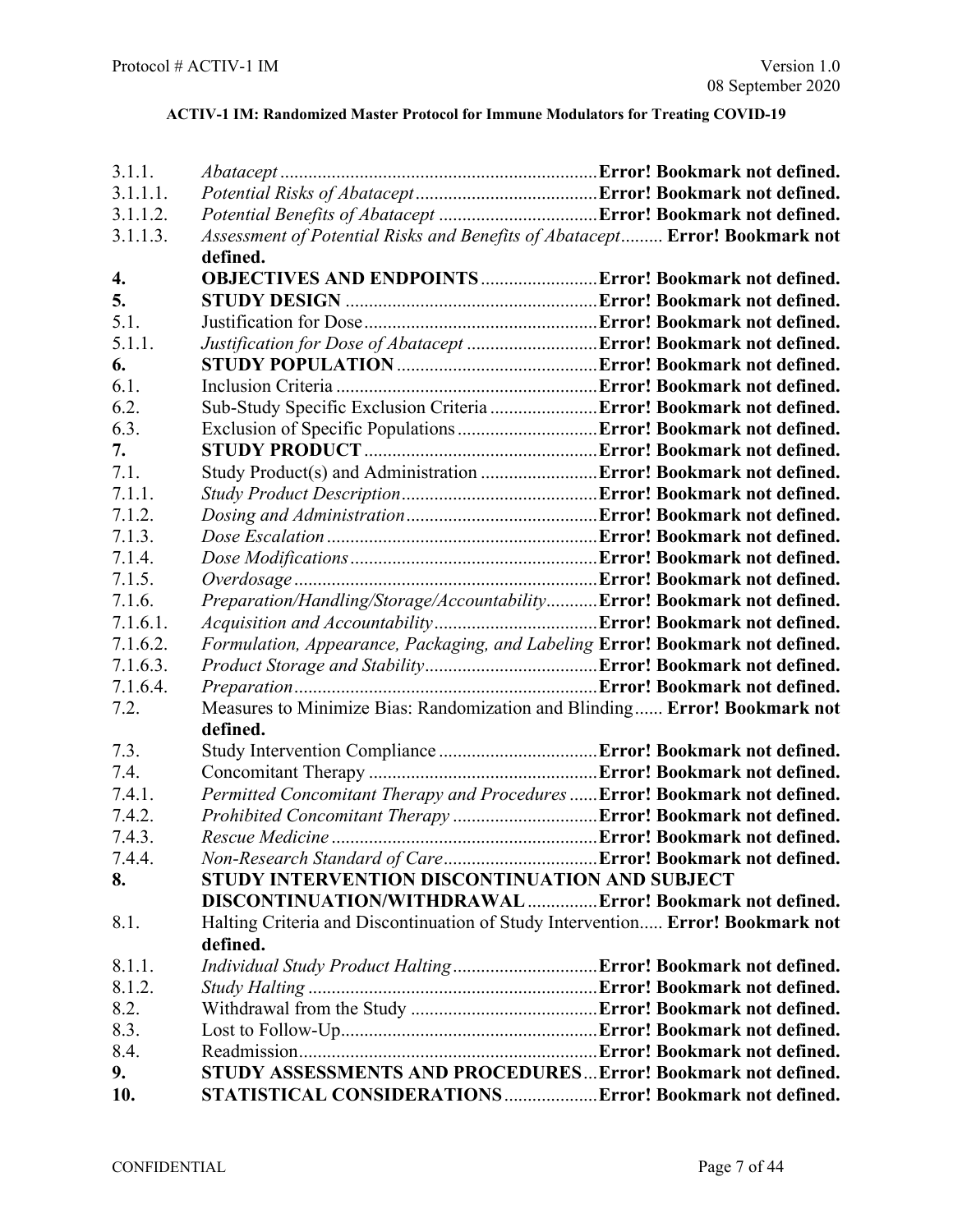| | | |
|---|---|---|
| 3.1.1. | *Abatacept* | **Error! Bookmark not defined.** |
| 3.1.1.1. | *Potential Risks of Abatacept* | **Error! Bookmark not defined.** |
| 3.1.1.2. | *Potential Benefits of Abatacept* | **Error! Bookmark not defined.** |
| 3.1.1.3. | *Assessment of Potential Risks and Benefits of Abatacept* | **Error! Bookmark not defined.** |
| **4.** | **OBJECTIVES AND ENDPOINTS** | **Error! Bookmark not defined.** |
| **5.** | **STUDY DESIGN** | **Error! Bookmark not defined.** |
| 5.1. | Justification for Dose | **Error! Bookmark not defined.** |
| 5.1.1. | *Justification for Dose of Abatacept* | **Error! Bookmark not defined.** |
| **6.** | **STUDY POPULATION** | **Error! Bookmark not defined.** |
| 6.1. | Inclusion Criteria | **Error! Bookmark not defined.** |
| 6.2. | Sub-Study Specific Exclusion Criteria | **Error! Bookmark not defined.** |
| 6.3. | Exclusion of Specific Populations | **Error! Bookmark not defined.** |
| **7.** | **STUDY PRODUCT** | **Error! Bookmark not defined.** |
| 7.1. | Study Product(s) and Administration | **Error! Bookmark not defined.** |
| 7.1.1. | *Study Product Description* | **Error! Bookmark not defined.** |
| 7.1.2. | *Dosing and Administration* | **Error! Bookmark not defined.** |
| 7.1.3. | *Dose Escalation* | **Error! Bookmark not defined.** |
| 7.1.4. | *Dose Modifications* | **Error! Bookmark not defined.** |
| 7.1.5. | *Overdosage* | **Error! Bookmark not defined.** |
| 7.1.6. | *Preparation/Handling/Storage/Accountability* | **Error! Bookmark not defined.** |
| 7.1.6.1. | *Acquisition and Accountability* | **Error! Bookmark not defined.** |
| 7.1.6.2. | *Formulation, Appearance, Packaging, and Labeling* | **Error! Bookmark not defined.** |
| 7.1.6.3. | *Product Storage and Stability* | **Error! Bookmark not defined.** |
| 7.1.6.4. | *Preparation* | **Error! Bookmark not defined.** |
| 7.2. | Measures to Minimize Bias: Randomization and Blinding | **Error! Bookmark not defined.** |
| 7.3. | Study Intervention Compliance | **Error! Bookmark not defined.** |
| 7.4. | Concomitant Therapy | **Error! Bookmark not defined.** |
| 7.4.1. | *Permitted Concomitant Therapy and Procedures* | **Error! Bookmark not defined.** |
| 7.4.2. | *Prohibited Concomitant Therapy* | **Error! Bookmark not defined.** |
| 7.4.3. | *Rescue Medicine* | **Error! Bookmark not defined.** |
| 7.4.4. | *Non-Research Standard of Care* | **Error! Bookmark not defined.** |
| **8.** | **STUDY INTERVENTION DISCONTINUATION AND SUBJECT DISCONTINUATION/WITHDRAWAL** | **Error! Bookmark not defined.** |
| 8.1. | Halting Criteria and Discontinuation of Study Intervention | **Error! Bookmark not defined.** |
| 8.1.1. | *Individual Study Product Halting* | **Error! Bookmark not defined.** |
| 8.1.2. | *Study Halting* | **Error! Bookmark not defined.** |
| 8.2. | Withdrawal from the Study | **Error! Bookmark not defined.** |
| 8.3. | Lost to Follow-Up | **Error! Bookmark not defined.** |
| 8.4. | Readmission | **Error! Bookmark not defined.** |
| **9.** | **STUDY ASSESSMENTS AND PROCEDURES** | **Error! Bookmark not defined.** |
| **10.** | **STATISTICAL CONSIDERATIONS** | **Error! Bookmark not defined.** |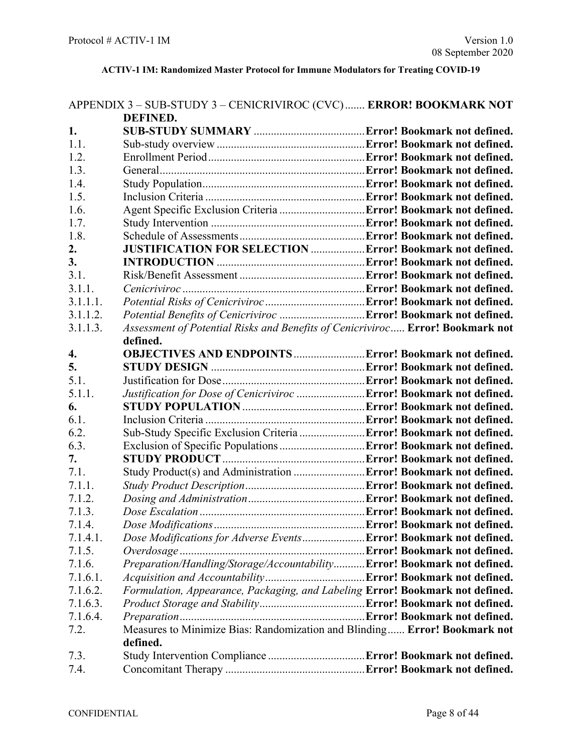APPENDIX 3 – SUB-STUDY 3 – CENICRIVIROC (CVC) ....... **ERROR! BOOKMARK NOT DEFINED.**

| | | |
|---|---|---|
| **1.** | **SUB-STUDY SUMMARY** | **Error! Bookmark not defined.** |
| 1.1. | Sub-study overview | **Error! Bookmark not defined.** |
| 1.2. | Enrollment Period | **Error! Bookmark not defined.** |
| 1.3. | General | **Error! Bookmark not defined.** |
| 1.4. | Study Population | **Error! Bookmark not defined.** |
| 1.5. | Inclusion Criteria | **Error! Bookmark not defined.** |
| 1.6. | Agent Specific Exclusion Criteria | **Error! Bookmark not defined.** |
| 1.7. | Study Intervention | **Error! Bookmark not defined.** |
| 1.8. | Schedule of Assessments | **Error! Bookmark not defined.** |
| **2.** | **JUSTIFICATION FOR SELECTION** | **Error! Bookmark not defined.** |
| **3.** | **INTRODUCTION** | **Error! Bookmark not defined.** |
| 3.1. | Risk/Benefit Assessment | **Error! Bookmark not defined.** |
| 3.1.1. | *Cenicriviroc* | **Error! Bookmark not defined.** |
| 3.1.1.1. | *Potential Risks of Cenicriviroc* | **Error! Bookmark not defined.** |
| 3.1.1.2. | *Potential Benefits of Cenicriviroc* | **Error! Bookmark not defined.** |
| 3.1.1.3. | *Assessment of Potential Risks and Benefits of Cenicriviroc* | **Error! Bookmark not defined.** |
| **4.** | **OBJECTIVES AND ENDPOINTS** | **Error! Bookmark not defined.** |
| **5.** | **STUDY DESIGN** | **Error! Bookmark not defined.** |
| 5.1. | Justification for Dose | **Error! Bookmark not defined.** |
| 5.1.1. | *Justification for Dose of Cenicriviroc* | **Error! Bookmark not defined.** |
| **6.** | **STUDY POPULATION** | **Error! Bookmark not defined.** |
| 6.1. | Inclusion Criteria | **Error! Bookmark not defined.** |
| 6.2. | Sub-Study Specific Exclusion Criteria | **Error! Bookmark not defined.** |
| 6.3. | Exclusion of Specific Populations | **Error! Bookmark not defined.** |
| **7.** | **STUDY PRODUCT** | **Error! Bookmark not defined.** |
| 7.1. | Study Product(s) and Administration | **Error! Bookmark not defined.** |
| 7.1.1. | *Study Product Description* | **Error! Bookmark not defined.** |
| 7.1.2. | *Dosing and Administration* | **Error! Bookmark not defined.** |
| 7.1.3. | *Dose Escalation* | **Error! Bookmark not defined.** |
| 7.1.4. | *Dose Modifications* | **Error! Bookmark not defined.** |
| 7.1.4.1. | *Dose Modifications for Adverse Events* | **Error! Bookmark not defined.** |
| 7.1.5. | *Overdosage* | **Error! Bookmark not defined.** |
| 7.1.6. | *Preparation/Handling/Storage/Accountability* | **Error! Bookmark not defined.** |
| 7.1.6.1. | *Acquisition and Accountability* | **Error! Bookmark not defined.** |
| 7.1.6.2. | *Formulation, Appearance, Packaging, and Labeling* | **Error! Bookmark not defined.** |
| 7.1.6.3. | *Product Storage and Stability* | **Error! Bookmark not defined.** |
| 7.1.6.4. | *Preparation* | **Error! Bookmark not defined.** |
| 7.2. | Measures to Minimize Bias: Randomization and Blinding | **Error! Bookmark not defined.** |
| 7.3. | Study Intervention Compliance | **Error! Bookmark not defined.** |
| 7.4. | Concomitant Therapy | **Error! Bookmark not defined.** |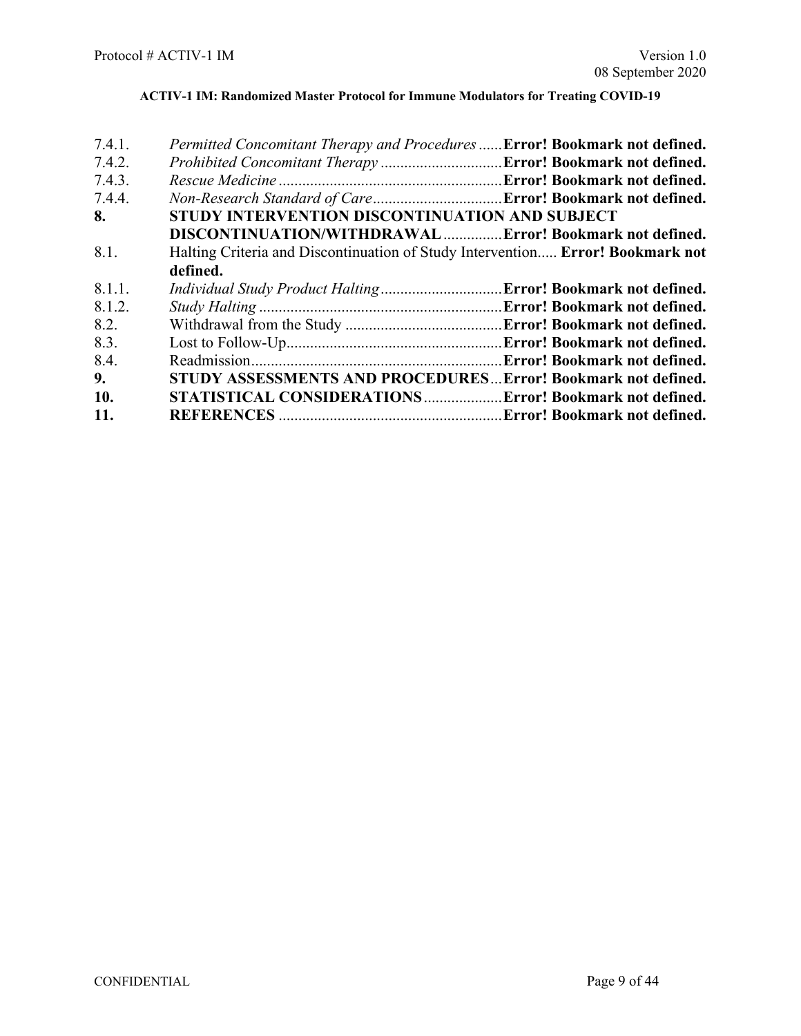7.4.1. *Permitted Concomitant Therapy and Procedures* ...... **Error! Bookmark not defined.**
7.4.2. *Prohibited Concomitant Therapy* ............................... **Error! Bookmark not defined.**
7.4.3. *Rescue Medicine* ......................................................... **Error! Bookmark not defined.**
7.4.4. *Non-Research Standard of Care* ................................. **Error! Bookmark not defined.**
**8. STUDY INTERVENTION DISCONTINUATION AND SUBJECT DISCONTINUATION/WITHDRAWAL** ............... **Error! Bookmark not defined.**
8.1. Halting Criteria and Discontinuation of Study Intervention..... **Error! Bookmark not defined.**
8.1.1. *Individual Study Product Halting* ............................... **Error! Bookmark not defined.**
8.1.2. *Study Halting* .............................................................. **Error! Bookmark not defined.**
8.2. Withdrawal from the Study ......................................... **Error! Bookmark not defined.**
8.3. Lost to Follow-Up....................................................... **Error! Bookmark not defined.**
8.4. Readmission................................................................ **Error! Bookmark not defined.**
**9. STUDY ASSESSMENTS AND PROCEDURES** ... **Error! Bookmark not defined.**
**10. STATISTICAL CONSIDERATIONS** .................... **Error! Bookmark not defined.**
**11. REFERENCES** ......................................................... **Error! Bookmark not defined.**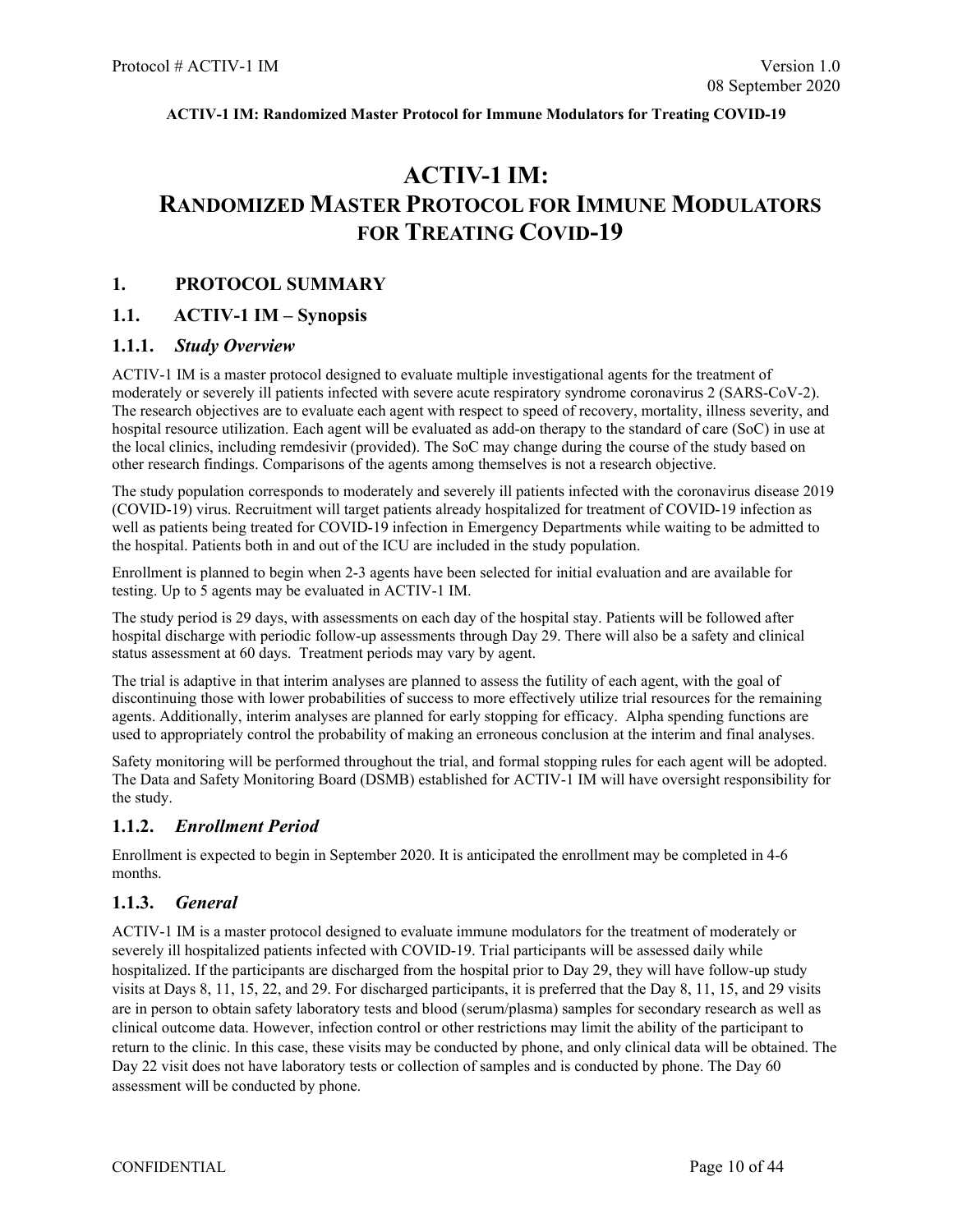# ACTIV-1 IM: RANDOMIZED MASTER PROTOCOL FOR IMMUNE MODULATORS FOR TREATING COVID-19

## 1. PROTOCOL SUMMARY

### 1.1. ACTIV-1 IM – Synopsis

#### 1.1.1. *Study Overview*

ACTIV-1 IM is a master protocol designed to evaluate multiple investigational agents for the treatment of moderately or severely ill patients infected with severe acute respiratory syndrome coronavirus 2 (SARS-CoV-2). The research objectives are to evaluate each agent with respect to speed of recovery, mortality, illness severity, and hospital resource utilization. Each agent will be evaluated as add-on therapy to the standard of care (SoC) in use at the local clinics, including remdesivir (provided). The SoC may change during the course of the study based on other research findings. Comparisons of the agents among themselves is not a research objective.

The study population corresponds to moderately and severely ill patients infected with the coronavirus disease 2019 (COVID-19) virus. Recruitment will target patients already hospitalized for treatment of COVID-19 infection as well as patients being treated for COVID-19 infection in Emergency Departments while waiting to be admitted to the hospital. Patients both in and out of the ICU are included in the study population.

Enrollment is planned to begin when 2-3 agents have been selected for initial evaluation and are available for testing. Up to 5 agents may be evaluated in ACTIV-1 IM.

The study period is 29 days, with assessments on each day of the hospital stay. Patients will be followed after hospital discharge with periodic follow-up assessments through Day 29. There will also be a safety and clinical status assessment at 60 days. Treatment periods may vary by agent.

The trial is adaptive in that interim analyses are planned to assess the futility of each agent, with the goal of discontinuing those with lower probabilities of success to more effectively utilize trial resources for the remaining agents. Additionally, interim analyses are planned for early stopping for efficacy. Alpha spending functions are used to appropriately control the probability of making an erroneous conclusion at the interim and final analyses.

Safety monitoring will be performed throughout the trial, and formal stopping rules for each agent will be adopted. The Data and Safety Monitoring Board (DSMB) established for ACTIV-1 IM will have oversight responsibility for the study.

#### 1.1.2. *Enrollment Period*

Enrollment is expected to begin in September 2020. It is anticipated the enrollment may be completed in 4-6 months.

#### 1.1.3. *General*

ACTIV-1 IM is a master protocol designed to evaluate immune modulators for the treatment of moderately or severely ill hospitalized patients infected with COVID-19. Trial participants will be assessed daily while hospitalized. If the participants are discharged from the hospital prior to Day 29, they will have follow-up study visits at Days 8, 11, 15, 22, and 29. For discharged participants, it is preferred that the Day 8, 11, 15, and 29 visits are in person to obtain safety laboratory tests and blood (serum/plasma) samples for secondary research as well as clinical outcome data. However, infection control or other restrictions may limit the ability of the participant to return to the clinic. In this case, these visits may be conducted by phone, and only clinical data will be obtained. The Day 22 visit does not have laboratory tests or collection of samples and is conducted by phone. The Day 60 assessment will be conducted by phone.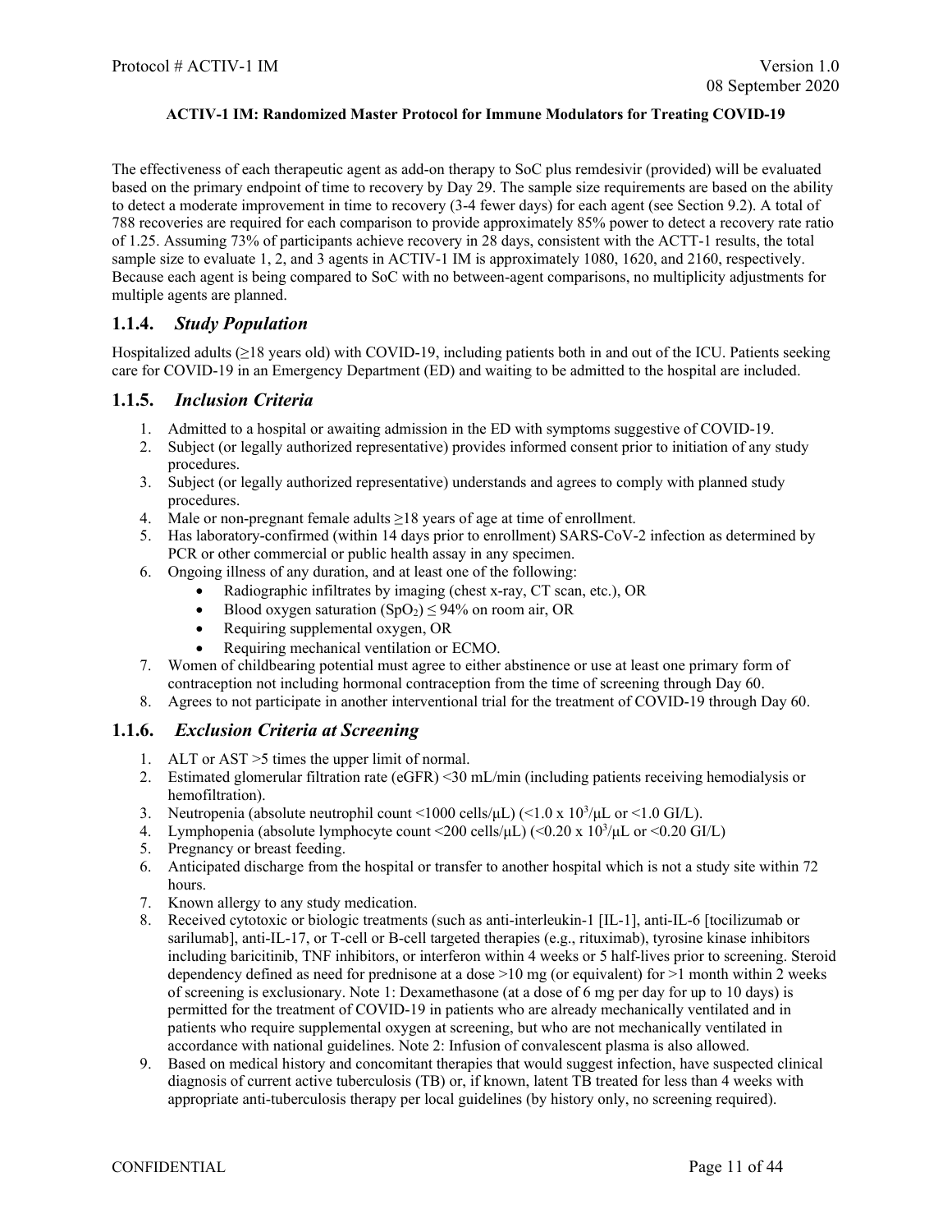The effectiveness of each therapeutic agent as add-on therapy to SoC plus remdesivir (provided) will be evaluated based on the primary endpoint of time to recovery by Day 29. The sample size requirements are based on the ability to detect a moderate improvement in time to recovery (3-4 fewer days) for each agent (see Section 9.2). A total of 788 recoveries are required for each comparison to provide approximately 85% power to detect a recovery rate ratio of 1.25. Assuming 73% of participants achieve recovery in 28 days, consistent with the ACTT-1 results, the total sample size to evaluate 1, 2, and 3 agents in ACTIV-1 IM is approximately 1080, 1620, and 2160, respectively. Because each agent is being compared to SoC with no between-agent comparisons, no multiplicity adjustments for multiple agents are planned.

### 1.1.4. *Study Population*

Hospitalized adults (≥18 years old) with COVID-19, including patients both in and out of the ICU. Patients seeking care for COVID-19 in an Emergency Department (ED) and waiting to be admitted to the hospital are included.

### 1.1.5. *Inclusion Criteria*

1. Admitted to a hospital or awaiting admission in the ED with symptoms suggestive of COVID-19.
2. Subject (or legally authorized representative) provides informed consent prior to initiation of any study procedures.
3. Subject (or legally authorized representative) understands and agrees to comply with planned study procedures.
4. Male or non-pregnant female adults ≥18 years of age at time of enrollment.
5. Has laboratory-confirmed (within 14 days prior to enrollment) SARS-CoV-2 infection as determined by PCR or other commercial or public health assay in any specimen.
6. Ongoing illness of any duration, and at least one of the following:
   - Radiographic infiltrates by imaging (chest x-ray, CT scan, etc.), OR
   - Blood oxygen saturation ($SpO_2$) ≤ 94% on room air, OR
   - Requiring supplemental oxygen, OR
   - Requiring mechanical ventilation or ECMO.
7. Women of childbearing potential must agree to either abstinence or use at least one primary form of contraception not including hormonal contraception from the time of screening through Day 60.
8. Agrees to not participate in another interventional trial for the treatment of COVID-19 through Day 60.

### 1.1.6. *Exclusion Criteria at Screening*

1. ALT or AST >5 times the upper limit of normal.
2. Estimated glomerular filtration rate (eGFR) <30 mL/min (including patients receiving hemodialysis or hemofiltration).
3. Neutropenia (absolute neutrophil count <1000 cells/μL) (<1.0 x $10^3$/μL or <1.0 GI/L).
4. Lymphopenia (absolute lymphocyte count <200 cells/μL) (<0.20 x $10^3$/μL or <0.20 GI/L)
5. Pregnancy or breast feeding.
6. Anticipated discharge from the hospital or transfer to another hospital which is not a study site within 72 hours.
7. Known allergy to any study medication.
8. Received cytotoxic or biologic treatments (such as anti-interleukin-1 [IL-1], anti-IL-6 [tocilizumab or sarilumab], anti-IL-17, or T-cell or B-cell targeted therapies (e.g., rituximab), tyrosine kinase inhibitors including baricitinib, TNF inhibitors, or interferon within 4 weeks or 5 half-lives prior to screening. Steroid dependency defined as need for prednisone at a dose >10 mg (or equivalent) for >1 month within 2 weeks of screening is exclusionary. Note 1: Dexamethasone (at a dose of 6 mg per day for up to 10 days) is permitted for the treatment of COVID-19 in patients who are already mechanically ventilated and in patients who require supplemental oxygen at screening, but who are not mechanically ventilated in accordance with national guidelines. Note 2: Infusion of convalescent plasma is also allowed.
9. Based on medical history and concomitant therapies that would suggest infection, have suspected clinical diagnosis of current active tuberculosis (TB) or, if known, latent TB treated for less than 4 weeks with appropriate anti-tuberculosis therapy per local guidelines (by history only, no screening required).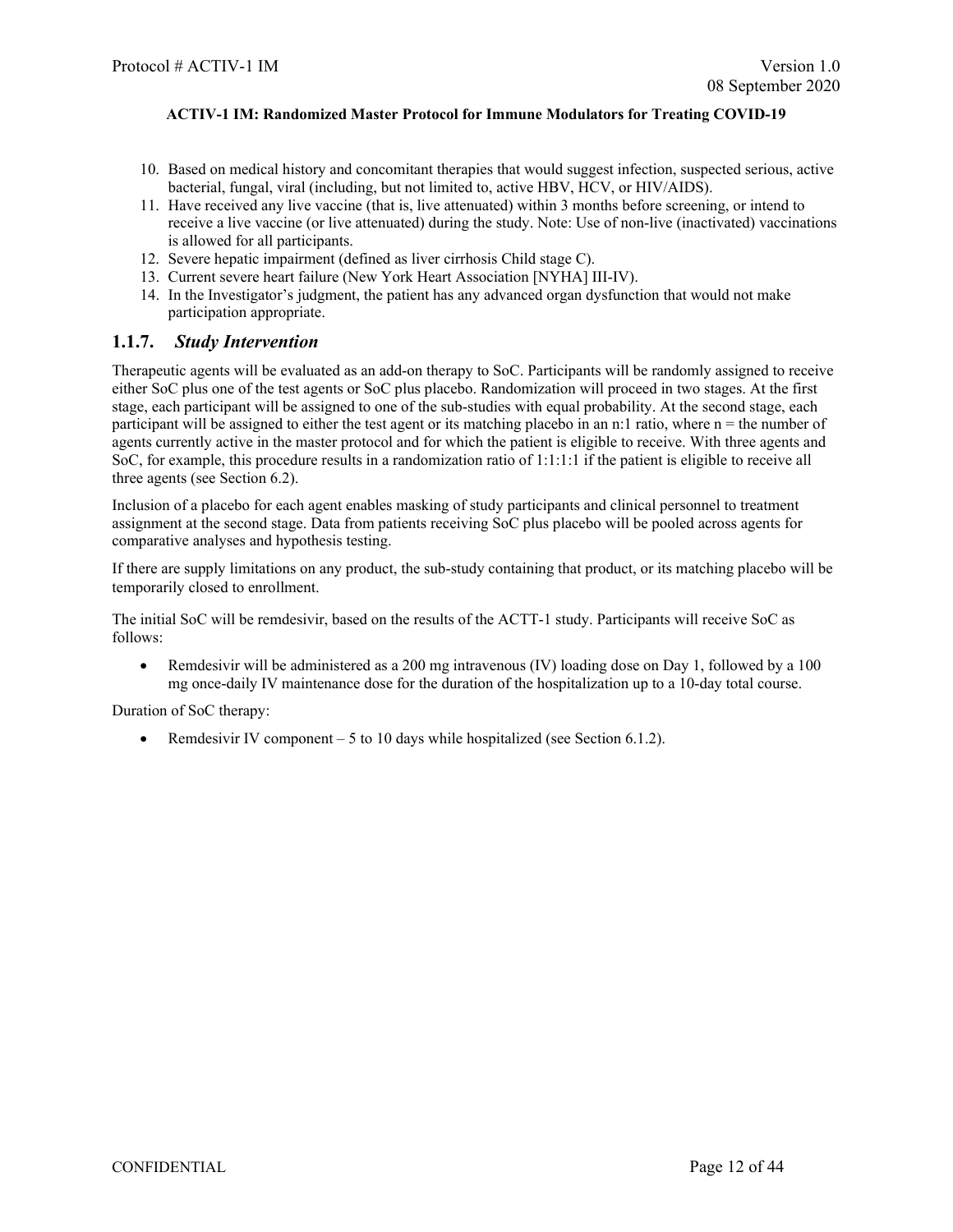10. Based on medical history and concomitant therapies that would suggest infection, suspected serious, active bacterial, fungal, viral (including, but not limited to, active HBV, HCV, or HIV/AIDS).
11. Have received any live vaccine (that is, live attenuated) within 3 months before screening, or intend to receive a live vaccine (or live attenuated) during the study. Note: Use of non-live (inactivated) vaccinations is allowed for all participants.
12. Severe hepatic impairment (defined as liver cirrhosis Child stage C).
13. Current severe heart failure (New York Heart Association [NYHA] III-IV).
14. In the Investigator's judgment, the patient has any advanced organ dysfunction that would not make participation appropriate.

### 1.1.7. *Study Intervention*

Therapeutic agents will be evaluated as an add-on therapy to SoC. Participants will be randomly assigned to receive either SoC plus one of the test agents or SoC plus placebo. Randomization will proceed in two stages. At the first stage, each participant will be assigned to one of the sub-studies with equal probability. At the second stage, each participant will be assigned to either the test agent or its matching placebo in an n:1 ratio, where n = the number of agents currently active in the master protocol and for which the patient is eligible to receive. With three agents and SoC, for example, this procedure results in a randomization ratio of 1:1:1:1 if the patient is eligible to receive all three agents (see Section 6.2).

Inclusion of a placebo for each agent enables masking of study participants and clinical personnel to treatment assignment at the second stage. Data from patients receiving SoC plus placebo will be pooled across agents for comparative analyses and hypothesis testing.

If there are supply limitations on any product, the sub-study containing that product, or its matching placebo will be temporarily closed to enrollment.

The initial SoC will be remdesivir, based on the results of the ACTT-1 study. Participants will receive SoC as follows:

- Remdesivir will be administered as a 200 mg intravenous (IV) loading dose on Day 1, followed by a 100 mg once-daily IV maintenance dose for the duration of the hospitalization up to a 10-day total course.

Duration of SoC therapy:

- Remdesivir IV component – 5 to 10 days while hospitalized (see Section 6.1.2).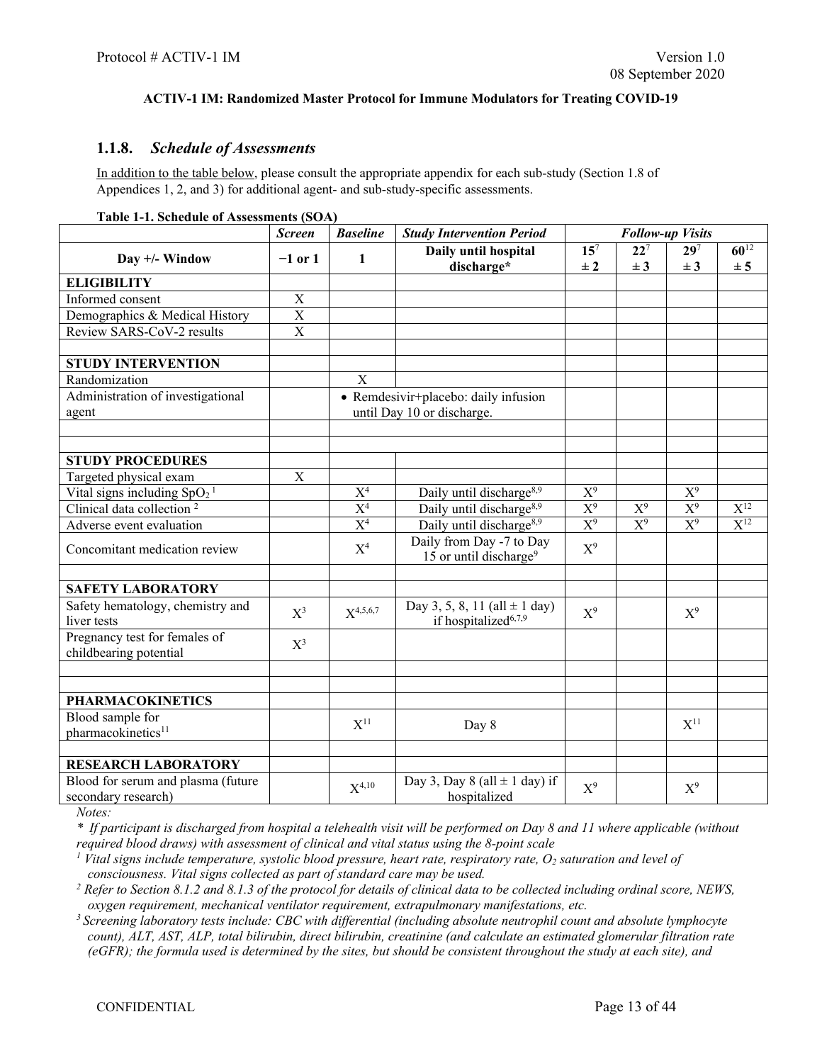**ACTIV-1 IM: Randomized Master Protocol for Immune Modulators for Treating COVID-19**

### 1.1.8. *Schedule of Assessments*

In addition to the table below, please consult the appropriate appendix for each sub-study (Section 1.8 of Appendices 1, 2, and 3) for additional agent- and sub-study-specific assessments.

**Table 1-1. Schedule of Assessments (SOA)**

| | *Screen* | *Baseline* | *Study Intervention Period* | *Follow-up Visits* | | | |
|---|---|---|---|---|---|---|---|
| **Day +/- Window** | **−1 or 1** | **1** | **Daily until hospital discharge*** | **15**[7] **± 2** | **22**[7] **± 3** | **29**[7] **± 3** | **60**[12] **± 5** |
| **ELIGIBILITY** | | | | | | | |
| Informed consent | X | | | | | | |
| Demographics & Medical History | X | | | | | | |
| Review SARS-CoV-2 results | X | | | | | | |
| | | | | | | | |
| **STUDY INTERVENTION** | | | | | | | |
| Randomization | | X | | | | | |
| Administration of investigational agent | | • Remdesivir+placebo: daily infusion until Day 10 or discharge. | | | | | |
| | | | | | | | |
| | | | | | | | |
| **STUDY PROCEDURES** | | | | | | | |
| Targeted physical exam | X | | | | | | |
| Vital signs including $SpO_2$ [1] | | X[4] | Daily until discharge[8,9] | X[9] | | X[9] | |
| Clinical data collection [2] | | X[4] | Daily until discharge[8,9] | X[9] | X[9] | X[9] | X[12] |
| Adverse event evaluation | | X[4] | Daily until discharge[8,9] | X[9] | X[9] | X[9] | X[12] |
| Concomitant medication review | | X[4] | Daily from Day -7 to Day 15 or until discharge[9] | X[9] | | | |
| | | | | | | | |
| **SAFETY LABORATORY** | | | | | | | |
| Safety hematology, chemistry and liver tests | X[3] | X[4,5,6,7] | Day 3, 5, 8, 11 (all ± 1 day) if hospitalized[6,7,9] | X[9] | | X[9] | |
| Pregnancy test for females of childbearing potential | X[3] | | | | | | |
| | | | | | | | |
| | | | | | | | |
| **PHARMACOKINETICS** | | | | | | | |
| Blood sample for pharmacokinetics[11] | | X[11] | Day 8 | | | X[11] | |
| | | | | | | | |
| **RESEARCH LABORATORY** | | | | | | | |
| Blood for serum and plasma (future secondary research) | | X[4,10] | Day 3, Day 8 (all ± 1 day) if hospitalized | X[9] | | X[9] | |

*Notes:*

\* *If participant is discharged from hospital a telehealth visit will be performed on Day 8 and 11 where applicable (without required blood draws) with assessment of clinical and vital status using the 8-point scale*

[1] *Vital signs include temperature, systolic blood pressure, heart rate, respiratory rate, $O_2$ saturation and level of consciousness. Vital signs collected as part of standard care may be used.*

[2] *Refer to Section 8.1.2 and 8.1.3 of the protocol for details of clinical data to be collected including ordinal score, NEWS, oxygen requirement, mechanical ventilator requirement, extrapulmonary manifestations, etc.*

[3] *Screening laboratory tests include: CBC with differential (including absolute neutrophil count and absolute lymphocyte count), ALT, AST, ALP, total bilirubin, direct bilirubin, creatinine (and calculate an estimated glomerular filtration rate (eGFR); the formula used is determined by the sites, but should be consistent throughout the study at each site), and*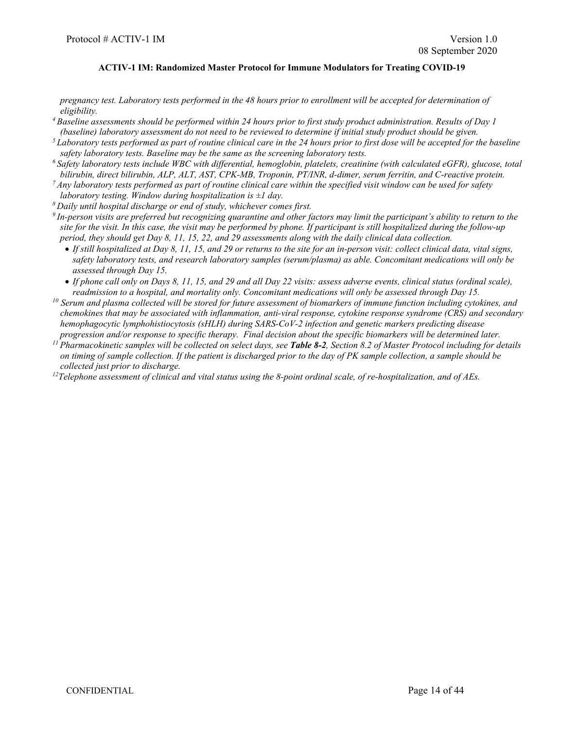*pregnancy test. Laboratory tests performed in the 48 hours prior to enrollment will be accepted for determination of eligibility.*

[4] *Baseline assessments should be performed within 24 hours prior to first study product administration. Results of Day 1 (baseline) laboratory assessment do not need to be reviewed to determine if initial study product should be given.*

[5] *Laboratory tests performed as part of routine clinical care in the 24 hours prior to first dose will be accepted for the baseline safety laboratory tests. Baseline may be the same as the screening laboratory tests.*

[6] *Safety laboratory tests include WBC with differential, hemoglobin, platelets, creatinine (with calculated eGFR), glucose, total bilirubin, direct bilirubin, ALP, ALT, AST, CPK-MB, Troponin, PT/INR, d-dimer, serum ferritin, and C-reactive protein.*

[7] *Any laboratory tests performed as part of routine clinical care within the specified visit window can be used for safety laboratory testing. Window during hospitalization is ±1 day.*

[8] *Daily until hospital discharge or end of study, whichever comes first.*

[9] *In-person visits are preferred but recognizing quarantine and other factors may limit the participant's ability to return to the site for the visit. In this case, the visit may be performed by phone. If participant is still hospitalized during the follow-up period, they should get Day 8, 11, 15, 22, and 29 assessments along with the daily clinical data collection.*

- *If still hospitalized at Day 8, 11, 15, and 29 or returns to the site for an in-person visit: collect clinical data, vital signs, safety laboratory tests, and research laboratory samples (serum/plasma) as able. Concomitant medications will only be assessed through Day 15.*
- *If phone call only on Days 8, 11, 15, and 29 and all Day 22 visits: assess adverse events, clinical status (ordinal scale), readmission to a hospital, and mortality only. Concomitant medications will only be assessed through Day 15.*

[10] *Serum and plasma collected will be stored for future assessment of biomarkers of immune function including cytokines, and chemokines that may be associated with inflammation, anti-viral response, cytokine response syndrome (CRS) and secondary hemophagocytic lymphohistiocytosis (sHLH) during SARS-CoV-2 infection and genetic markers predicting disease progression and/or response to specific therapy. Final decision about the specific biomarkers will be determined later.*

[11] *Pharmacokinetic samples will be collected on select days, see* ***Table 8-2****, Section 8.2 of Master Protocol including for details on timing of sample collection. If the patient is discharged prior to the day of PK sample collection, a sample should be collected just prior to discharge.*

[12] *Telephone assessment of clinical and vital status using the 8-point ordinal scale, of re-hospitalization, and of AEs.*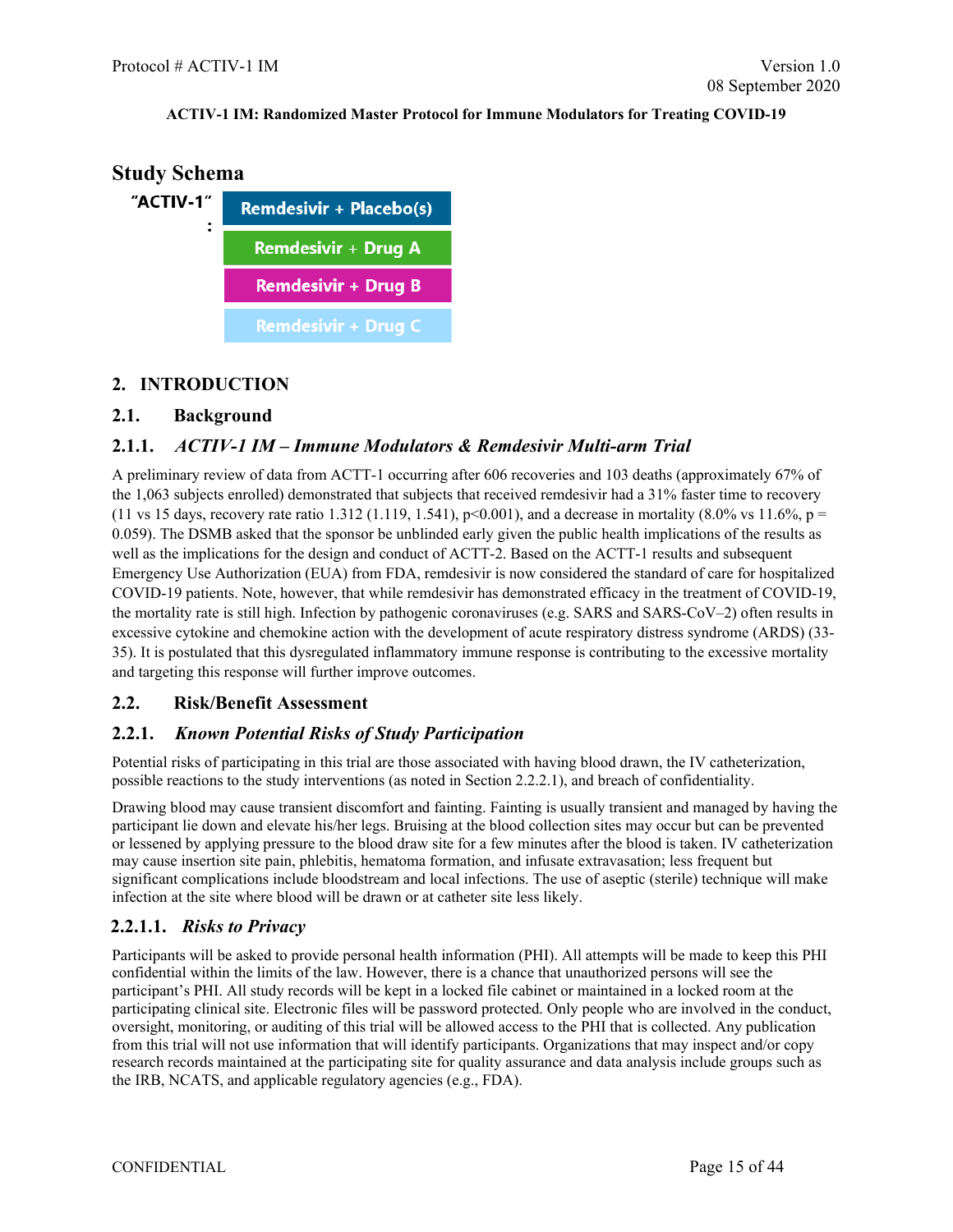**ACTIV-1 IM: Randomized Master Protocol for Immune Modulators for Treating COVID-19**

## Study Schema

"ACTIV-1":

- Remdesivir + Placebo(s)
- Remdesivir + Drug A
- Remdesivir + Drug B
- Remdesivir + Drug C

# 2. INTRODUCTION

## 2.1. Background

### 2.1.1. *ACTIV-1 IM – Immune Modulators & Remdesivir Multi-arm Trial*

A preliminary review of data from ACTT-1 occurring after 606 recoveries and 103 deaths (approximately 67% of the 1,063 subjects enrolled) demonstrated that subjects that received remdesivir had a 31% faster time to recovery (11 vs 15 days, recovery rate ratio 1.312 (1.119, 1.541), $p<0.001$), and a decrease in mortality (8.0% vs 11.6%, $p = 0.059$). The DSMB asked that the sponsor be unblinded early given the public health implications of the results as well as the implications for the design and conduct of ACTT-2. Based on the ACTT-1 results and subsequent Emergency Use Authorization (EUA) from FDA, remdesivir is now considered the standard of care for hospitalized COVID-19 patients. Note, however, that while remdesivir has demonstrated efficacy in the treatment of COVID-19, the mortality rate is still high. Infection by pathogenic coronaviruses (e.g. SARS and SARS-CoV–2) often results in excessive cytokine and chemokine action with the development of acute respiratory distress syndrome (ARDS) (33-35). It is postulated that this dysregulated inflammatory immune response is contributing to the excessive mortality and targeting this response will further improve outcomes.

## 2.2. Risk/Benefit Assessment

### 2.2.1. *Known Potential Risks of Study Participation*

Potential risks of participating in this trial are those associated with having blood drawn, the IV catheterization, possible reactions to the study interventions (as noted in Section 2.2.2.1), and breach of confidentiality.

Drawing blood may cause transient discomfort and fainting. Fainting is usually transient and managed by having the participant lie down and elevate his/her legs. Bruising at the blood collection sites may occur but can be prevented or lessened by applying pressure to the blood draw site for a few minutes after the blood is taken. IV catheterization may cause insertion site pain, phlebitis, hematoma formation, and infusate extravasation; less frequent but significant complications include bloodstream and local infections. The use of aseptic (sterile) technique will make infection at the site where blood will be drawn or at catheter site less likely.

#### 2.2.1.1. *Risks to Privacy*

Participants will be asked to provide personal health information (PHI). All attempts will be made to keep this PHI confidential within the limits of the law. However, there is a chance that unauthorized persons will see the participant's PHI. All study records will be kept in a locked file cabinet or maintained in a locked room at the participating clinical site. Electronic files will be password protected. Only people who are involved in the conduct, oversight, monitoring, or auditing of this trial will be allowed access to the PHI that is collected. Any publication from this trial will not use information that will identify participants. Organizations that may inspect and/or copy research records maintained at the participating site for quality assurance and data analysis include groups such as the IRB, NCATS, and applicable regulatory agencies (e.g., FDA).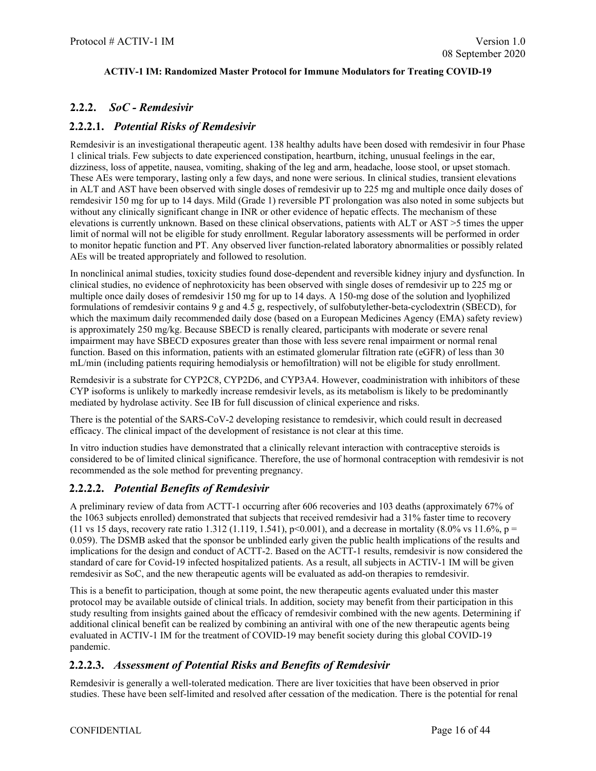### 2.2.2. *SoC - Remdesivir*

#### 2.2.2.1. *Potential Risks of Remdesivir*

Remdesivir is an investigational therapeutic agent. 138 healthy adults have been dosed with remdesivir in four Phase 1 clinical trials. Few subjects to date experienced constipation, heartburn, itching, unusual feelings in the ear, dizziness, loss of appetite, nausea, vomiting, shaking of the leg and arm, headache, loose stool, or upset stomach. These AEs were temporary, lasting only a few days, and none were serious. In clinical studies, transient elevations in ALT and AST have been observed with single doses of remdesivir up to 225 mg and multiple once daily doses of remdesivir 150 mg for up to 14 days. Mild (Grade 1) reversible PT prolongation was also noted in some subjects but without any clinically significant change in INR or other evidence of hepatic effects. The mechanism of these elevations is currently unknown. Based on these clinical observations, patients with ALT or AST >5 times the upper limit of normal will not be eligible for study enrollment. Regular laboratory assessments will be performed in order to monitor hepatic function and PT. Any observed liver function-related laboratory abnormalities or possibly related AEs will be treated appropriately and followed to resolution.

In nonclinical animal studies, toxicity studies found dose-dependent and reversible kidney injury and dysfunction. In clinical studies, no evidence of nephrotoxicity has been observed with single doses of remdesivir up to 225 mg or multiple once daily doses of remdesivir 150 mg for up to 14 days. A 150-mg dose of the solution and lyophilized formulations of remdesivir contains 9 g and 4.5 g, respectively, of sulfobutylether-beta-cyclodextrin (SBECD), for which the maximum daily recommended daily dose (based on a European Medicines Agency (EMA) safety review) is approximately 250 mg/kg. Because SBECD is renally cleared, participants with moderate or severe renal impairment may have SBECD exposures greater than those with less severe renal impairment or normal renal function. Based on this information, patients with an estimated glomerular filtration rate (eGFR) of less than 30 mL/min (including patients requiring hemodialysis or hemofiltration) will not be eligible for study enrollment.

Remdesivir is a substrate for CYP2C8, CYP2D6, and CYP3A4. However, coadministration with inhibitors of these CYP isoforms is unlikely to markedly increase remdesivir levels, as its metabolism is likely to be predominantly mediated by hydrolase activity. See IB for full discussion of clinical experience and risks.

There is the potential of the SARS-CoV-2 developing resistance to remdesivir, which could result in decreased efficacy. The clinical impact of the development of resistance is not clear at this time.

In vitro induction studies have demonstrated that a clinically relevant interaction with contraceptive steroids is considered to be of limited clinical significance. Therefore, the use of hormonal contraception with remdesivir is not recommended as the sole method for preventing pregnancy.

#### 2.2.2.2. *Potential Benefits of Remdesivir*

A preliminary review of data from ACTT-1 occurring after 606 recoveries and 103 deaths (approximately 67% of the 1063 subjects enrolled) demonstrated that subjects that received remdesivir had a 31% faster time to recovery (11 vs 15 days, recovery rate ratio 1.312 (1.119, 1.541), $p<0.001$), and a decrease in mortality (8.0% vs 11.6%, $p = 0.059$). The DSMB asked that the sponsor be unblinded early given the public health implications of the results and implications for the design and conduct of ACTT-2. Based on the ACTT-1 results, remdesivir is now considered the standard of care for Covid-19 infected hospitalized patients. As a result, all subjects in ACTIV-1 IM will be given remdesivir as SoC, and the new therapeutic agents will be evaluated as add-on therapies to remdesivir.

This is a benefit to participation, though at some point, the new therapeutic agents evaluated under this master protocol may be available outside of clinical trials. In addition, society may benefit from their participation in this study resulting from insights gained about the efficacy of remdesivir combined with the new agents. Determining if additional clinical benefit can be realized by combining an antiviral with one of the new therapeutic agents being evaluated in ACTIV-1 IM for the treatment of COVID-19 may benefit society during this global COVID-19 pandemic.

#### 2.2.2.3. *Assessment of Potential Risks and Benefits of Remdesivir*

Remdesivir is generally a well-tolerated medication. There are liver toxicities that have been observed in prior studies. These have been self-limited and resolved after cessation of the medication. There is the potential for renal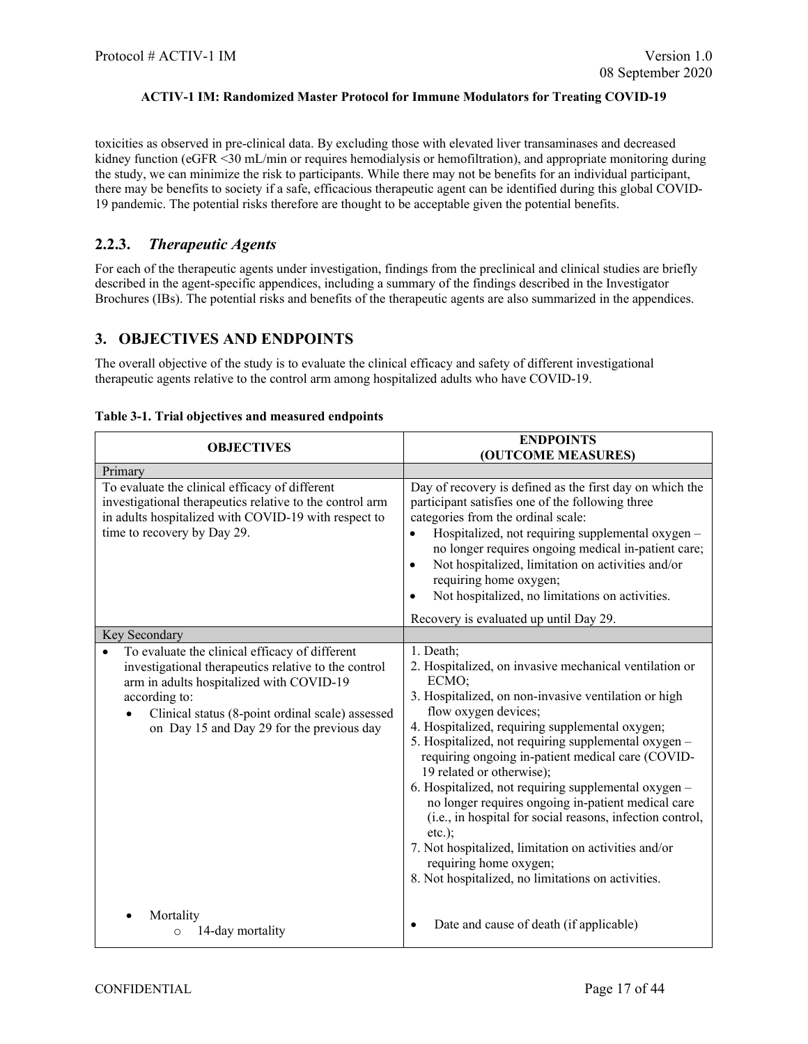toxicities as observed in pre-clinical data. By excluding those with elevated liver transaminases and decreased kidney function (eGFR <30 mL/min or requires hemodialysis or hemofiltration), and appropriate monitoring during the study, we can minimize the risk to participants. While there may not be benefits for an individual participant, there may be benefits to society if a safe, efficacious therapeutic agent can be identified during this global COVID-19 pandemic. The potential risks therefore are thought to be acceptable given the potential benefits.

### 2.2.3. *Therapeutic Agents*

For each of the therapeutic agents under investigation, findings from the preclinical and clinical studies are briefly described in the agent-specific appendices, including a summary of the findings described in the Investigator Brochures (IBs). The potential risks and benefits of the therapeutic agents are also summarized in the appendices.

## 3. OBJECTIVES AND ENDPOINTS

The overall objective of the study is to evaluate the clinical efficacy and safety of different investigational therapeutic agents relative to the control arm among hospitalized adults who have COVID-19.

**Table 3-1. Trial objectives and measured endpoints**

| OBJECTIVES | ENDPOINTS (OUTCOME MEASURES) |
|---|---|
| Primary | |
| To evaluate the clinical efficacy of different investigational therapeutics relative to the control arm in adults hospitalized with COVID-19 with respect to time to recovery by Day 29. | Day of recovery is defined as the first day on which the participant satisfies one of the following three categories from the ordinal scale:<br>• Hospitalized, not requiring supplemental oxygen – no longer requires ongoing medical in-patient care;<br>• Not hospitalized, limitation on activities and/or requiring home oxygen;<br>• Not hospitalized, no limitations on activities.<br><br>Recovery is evaluated up until Day 29. |
| Key Secondary | |
| • To evaluate the clinical efficacy of different investigational therapeutics relative to the control arm in adults hospitalized with COVID-19 according to:<br>  • Clinical status (8-point ordinal scale) assessed on Day 15 and Day 29 for the previous day | 1. Death;<br>2. Hospitalized, on invasive mechanical ventilation or ECMO;<br>3. Hospitalized, on non-invasive ventilation or high flow oxygen devices;<br>4. Hospitalized, requiring supplemental oxygen;<br>5. Hospitalized, not requiring supplemental oxygen – requiring ongoing in-patient medical care (COVID-19 related or otherwise);<br>6. Hospitalized, not requiring supplemental oxygen – no longer requires ongoing in-patient medical care (i.e., in hospital for social reasons, infection control, etc.);<br>7. Not hospitalized, limitation on activities and/or requiring home oxygen;<br>8. Not hospitalized, no limitations on activities. |
| • Mortality<br>  ○ 14-day mortality | • Date and cause of death (if applicable) |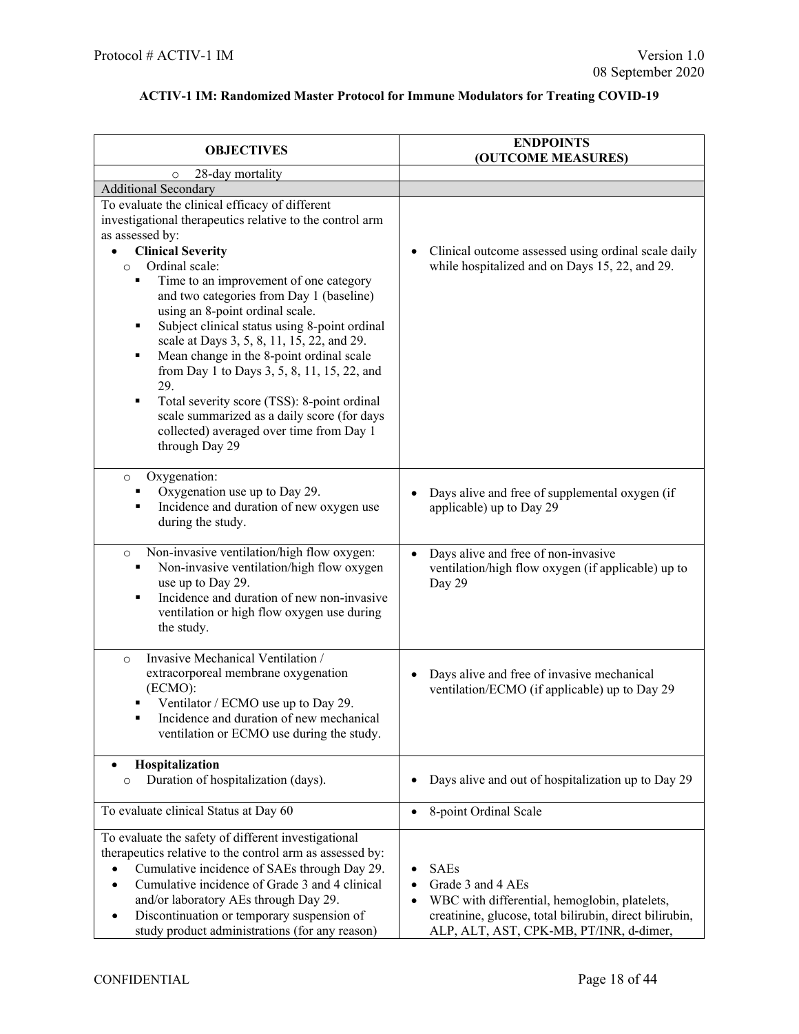| OBJECTIVES | ENDPOINTS (OUTCOME MEASURES) |
|---|---|
| ○ 28-day mortality | |
| Additional Secondary | |
| To evaluate the clinical efficacy of different investigational therapeutics relative to the control arm as assessed by:<br>• **Clinical Severity**<br>○ Ordinal scale:<br>▪ Time to an improvement of one category and two categories from Day 1 (baseline) using an 8-point ordinal scale.<br>▪ Subject clinical status using 8-point ordinal scale at Days 3, 5, 8, 11, 15, 22, and 29.<br>▪ Mean change in the 8-point ordinal scale from Day 1 to Days 3, 5, 8, 11, 15, 22, and 29.<br>▪ Total severity score (TSS): 8-point ordinal scale summarized as a daily score (for days collected) averaged over time from Day 1 through Day 29 | • Clinical outcome assessed using ordinal scale daily while hospitalized and on Days 15, 22, and 29. |
| ○ Oxygenation:<br>▪ Oxygenation use up to Day 29.<br>▪ Incidence and duration of new oxygen use during the study. | • Days alive and free of supplemental oxygen (if applicable) up to Day 29 |
| ○ Non-invasive ventilation/high flow oxygen:<br>▪ Non-invasive ventilation/high flow oxygen use up to Day 29.<br>▪ Incidence and duration of new non-invasive ventilation or high flow oxygen use during the study. | • Days alive and free of non-invasive ventilation/high flow oxygen (if applicable) up to Day 29 |
| ○ Invasive Mechanical Ventilation / extracorporeal membrane oxygenation (ECMO):<br>▪ Ventilator / ECMO use up to Day 29.<br>▪ Incidence and duration of new mechanical ventilation or ECMO use during the study. | • Days alive and free of invasive mechanical ventilation/ECMO (if applicable) up to Day 29 |
| • **Hospitalization**<br>○ Duration of hospitalization (days). | • Days alive and out of hospitalization up to Day 29 |
| To evaluate clinical Status at Day 60 | • 8-point Ordinal Scale |
| To evaluate the safety of different investigational therapeutics relative to the control arm as assessed by:<br>• Cumulative incidence of SAEs through Day 29.<br>• Cumulative incidence of Grade 3 and 4 clinical and/or laboratory AEs through Day 29.<br>• Discontinuation or temporary suspension of study product administrations (for any reason) | • SAEs<br>• Grade 3 and 4 AEs<br>• WBC with differential, hemoglobin, platelets, creatinine, glucose, total bilirubin, direct bilirubin, ALP, ALT, AST, CPK-MB, PT/INR, d-dimer, |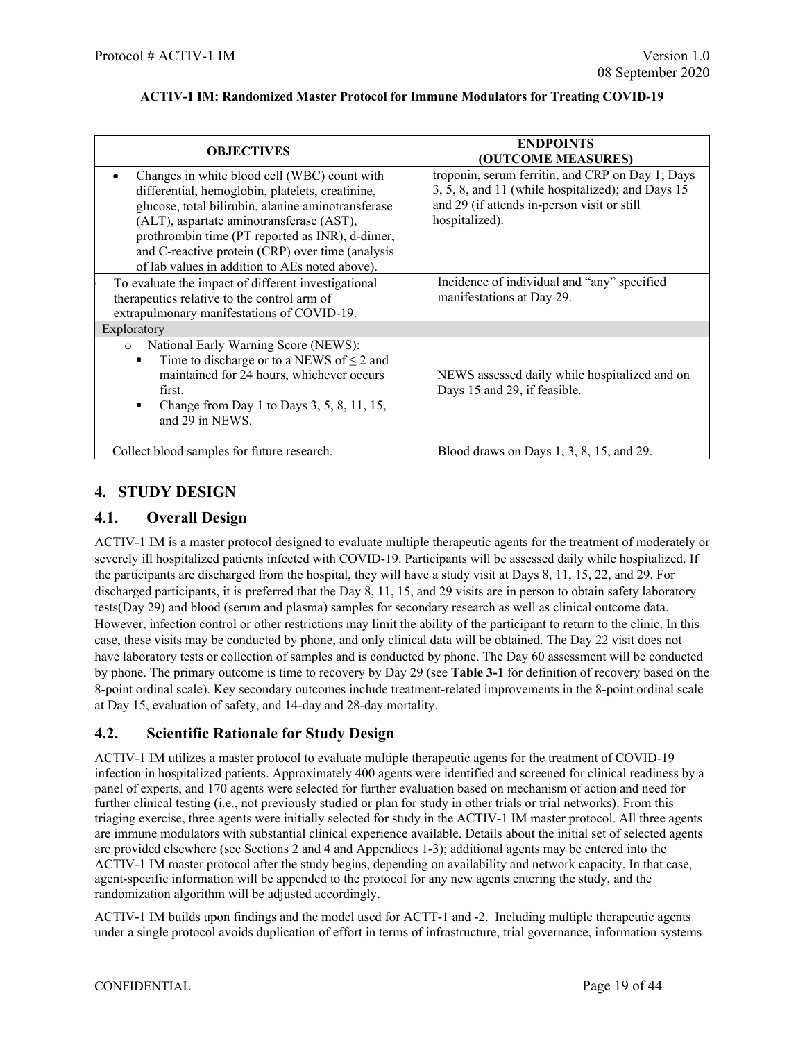**ACTIV-1 IM: Randomized Master Protocol for Immune Modulators for Treating COVID-19**

| OBJECTIVES | ENDPOINTS (OUTCOME MEASURES) |
|---|---|
| • Changes in white blood cell (WBC) count with differential, hemoglobin, platelets, creatinine, glucose, total bilirubin, alanine aminotransferase (ALT), aspartate aminotransferase (AST), prothrombin time (PT reported as INR), d-dimer, and C-reactive protein (CRP) over time (analysis of lab values in addition to AEs noted above). | troponin, serum ferritin, and CRP on Day 1; Days 3, 5, 8, and 11 (while hospitalized); and Days 15 and 29 (if attends in-person visit or still hospitalized). |
| To evaluate the impact of different investigational therapeutics relative to the control arm of extrapulmonary manifestations of COVID-19. | Incidence of individual and "any" specified manifestations at Day 29. |
| Exploratory | |
| ○ National Early Warning Score (NEWS): ▪ Time to discharge or to a NEWS of ≤ 2 and maintained for 24 hours, whichever occurs first. ▪ Change from Day 1 to Days 3, 5, 8, 11, 15, and 29 in NEWS. | NEWS assessed daily while hospitalized and on Days 15 and 29, if feasible. |
| Collect blood samples for future research. | Blood draws on Days 1, 3, 8, 15, and 29. |

## 4. STUDY DESIGN

### 4.1. Overall Design

ACTIV-1 IM is a master protocol designed to evaluate multiple therapeutic agents for the treatment of moderately or severely ill hospitalized patients infected with COVID-19. Participants will be assessed daily while hospitalized. If the participants are discharged from the hospital, they will have a study visit at Days 8, 11, 15, 22, and 29. For discharged participants, it is preferred that the Day 8, 11, 15, and 29 visits are in person to obtain safety laboratory tests(Day 29) and blood (serum and plasma) samples for secondary research as well as clinical outcome data. However, infection control or other restrictions may limit the ability of the participant to return to the clinic. In this case, these visits may be conducted by phone, and only clinical data will be obtained. The Day 22 visit does not have laboratory tests or collection of samples and is conducted by phone. The Day 60 assessment will be conducted by phone. The primary outcome is time to recovery by Day 29 (see **Table 3-1** for definition of recovery based on the 8-point ordinal scale). Key secondary outcomes include treatment-related improvements in the 8-point ordinal scale at Day 15, evaluation of safety, and 14-day and 28-day mortality.

### 4.2. Scientific Rationale for Study Design

ACTIV-1 IM utilizes a master protocol to evaluate multiple therapeutic agents for the treatment of COVID-19 infection in hospitalized patients. Approximately 400 agents were identified and screened for clinical readiness by a panel of experts, and 170 agents were selected for further evaluation based on mechanism of action and need for further clinical testing (i.e., not previously studied or plan for study in other trials or trial networks). From this triaging exercise, three agents were initially selected for study in the ACTIV-1 IM master protocol. All three agents are immune modulators with substantial clinical experience available. Details about the initial set of selected agents are provided elsewhere (see Sections 2 and 4 and Appendices 1-3); additional agents may be entered into the ACTIV-1 IM master protocol after the study begins, depending on availability and network capacity. In that case, agent-specific information will be appended to the protocol for any new agents entering the study, and the randomization algorithm will be adjusted accordingly.

ACTIV-1 IM builds upon findings and the model used for ACTT-1 and -2. Including multiple therapeutic agents under a single protocol avoids duplication of effort in terms of infrastructure, trial governance, information systems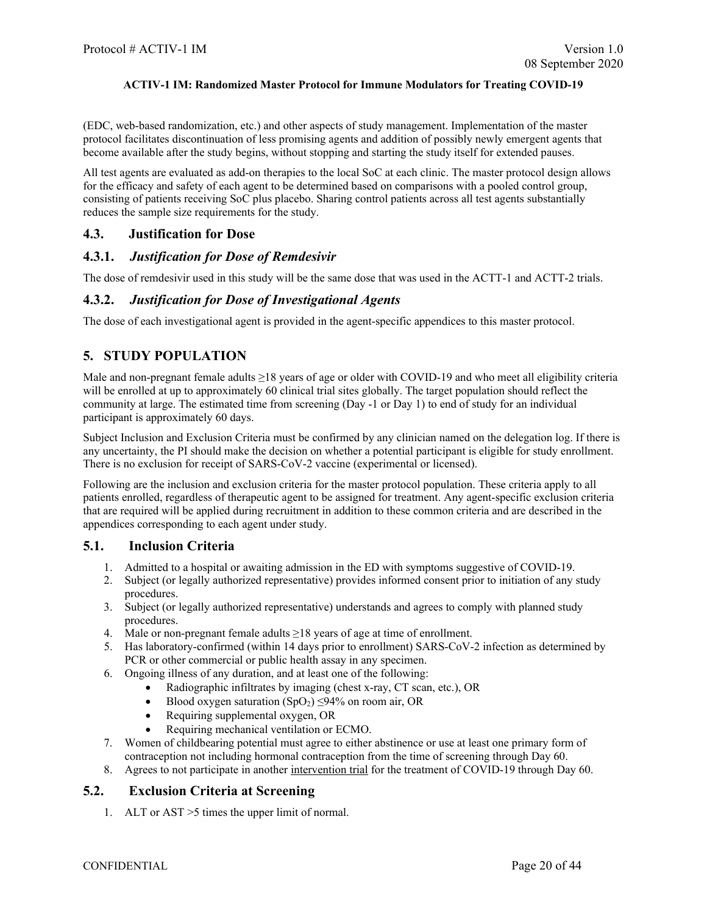(EDC, web-based randomization, etc.) and other aspects of study management. Implementation of the master protocol facilitates discontinuation of less promising agents and addition of possibly newly emergent agents that become available after the study begins, without stopping and starting the study itself for extended pauses.

All test agents are evaluated as add-on therapies to the local SoC at each clinic. The master protocol design allows for the efficacy and safety of each agent to be determined based on comparisons with a pooled control group, consisting of patients receiving SoC plus placebo. Sharing control patients across all test agents substantially reduces the sample size requirements for the study.

## 4.3. Justification for Dose

### 4.3.1. *Justification for Dose of Remdesivir*

The dose of remdesivir used in this study will be the same dose that was used in the ACTT-1 and ACTT-2 trials.

### 4.3.2. *Justification for Dose of Investigational Agents*

The dose of each investigational agent is provided in the agent-specific appendices to this master protocol.

# 5. STUDY POPULATION

Male and non-pregnant female adults ≥18 years of age or older with COVID-19 and who meet all eligibility criteria will be enrolled at up to approximately 60 clinical trial sites globally. The target population should reflect the community at large. The estimated time from screening (Day -1 or Day 1) to end of study for an individual participant is approximately 60 days.

Subject Inclusion and Exclusion Criteria must be confirmed by any clinician named on the delegation log. If there is any uncertainty, the PI should make the decision on whether a potential participant is eligible for study enrollment. There is no exclusion for receipt of SARS-CoV-2 vaccine (experimental or licensed).

Following are the inclusion and exclusion criteria for the master protocol population. These criteria apply to all patients enrolled, regardless of therapeutic agent to be assigned for treatment. Any agent-specific exclusion criteria that are required will be applied during recruitment in addition to these common criteria and are described in the appendices corresponding to each agent under study.

## 5.1. Inclusion Criteria

1. Admitted to a hospital or awaiting admission in the ED with symptoms suggestive of COVID-19.
2. Subject (or legally authorized representative) provides informed consent prior to initiation of any study procedures.
3. Subject (or legally authorized representative) understands and agrees to comply with planned study procedures.
4. Male or non-pregnant female adults ≥18 years of age at time of enrollment.
5. Has laboratory-confirmed (within 14 days prior to enrollment) SARS-CoV-2 infection as determined by PCR or other commercial or public health assay in any specimen.
6. Ongoing illness of any duration, and at least one of the following:
    - Radiographic infiltrates by imaging (chest x-ray, CT scan, etc.), OR
    - Blood oxygen saturation ($SpO_2$) ≤94% on room air, OR
    - Requiring supplemental oxygen, OR
    - Requiring mechanical ventilation or ECMO.
7. Women of childbearing potential must agree to either abstinence or use at least one primary form of contraception not including hormonal contraception from the time of screening through Day 60.
8. Agrees to not participate in another <u>intervention trial</u> for the treatment of COVID-19 through Day 60.

## 5.2. Exclusion Criteria at Screening

1. ALT or AST >5 times the upper limit of normal.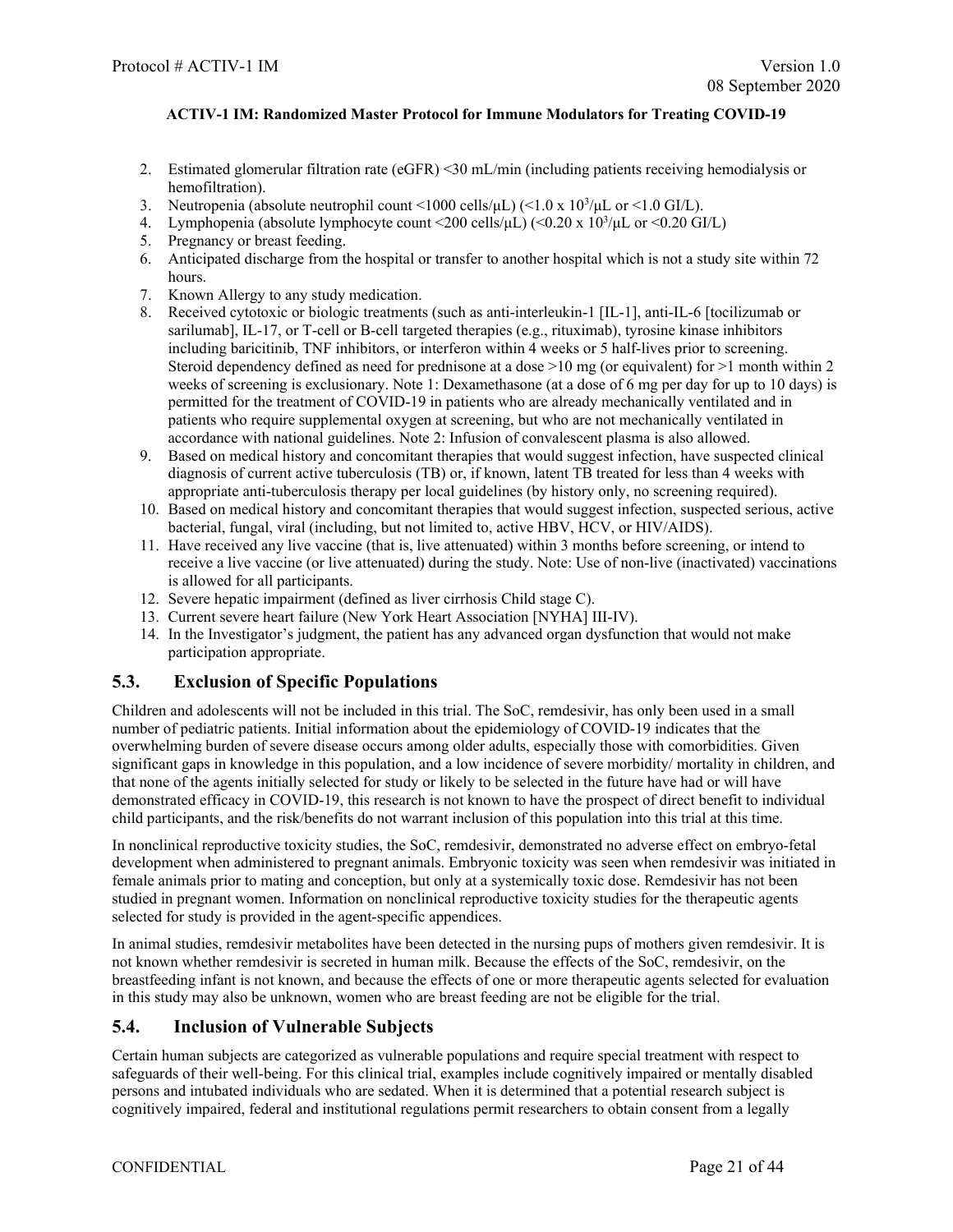2. Estimated glomerular filtration rate (eGFR) <30 mL/min (including patients receiving hemodialysis or hemofiltration).
3. Neutropenia (absolute neutrophil count <1000 cells/μL) (<1.0 x $10^3$/μL or <1.0 GI/L).
4. Lymphopenia (absolute lymphocyte count <200 cells/μL) (<0.20 x $10^3$/μL or <0.20 GI/L)
5. Pregnancy or breast feeding.
6. Anticipated discharge from the hospital or transfer to another hospital which is not a study site within 72 hours.
7. Known Allergy to any study medication.
8. Received cytotoxic or biologic treatments (such as anti-interleukin-1 [IL-1], anti-IL-6 [tocilizumab or sarilumab], IL-17, or T-cell or B-cell targeted therapies (e.g., rituximab), tyrosine kinase inhibitors including baricitinib, TNF inhibitors, or interferon within 4 weeks or 5 half-lives prior to screening. Steroid dependency defined as need for prednisone at a dose >10 mg (or equivalent) for >1 month within 2 weeks of screening is exclusionary. Note 1: Dexamethasone (at a dose of 6 mg per day for up to 10 days) is permitted for the treatment of COVID-19 in patients who are already mechanically ventilated and in patients who require supplemental oxygen at screening, but who are not mechanically ventilated in accordance with national guidelines. Note 2: Infusion of convalescent plasma is also allowed.
9. Based on medical history and concomitant therapies that would suggest infection, have suspected clinical diagnosis of current active tuberculosis (TB) or, if known, latent TB treated for less than 4 weeks with appropriate anti-tuberculosis therapy per local guidelines (by history only, no screening required).
10. Based on medical history and concomitant therapies that would suggest infection, suspected serious, active bacterial, fungal, viral (including, but not limited to, active HBV, HCV, or HIV/AIDS).
11. Have received any live vaccine (that is, live attenuated) within 3 months before screening, or intend to receive a live vaccine (or live attenuated) during the study. Note: Use of non-live (inactivated) vaccinations is allowed for all participants.
12. Severe hepatic impairment (defined as liver cirrhosis Child stage C).
13. Current severe heart failure (New York Heart Association [NYHA] III-IV).
14. In the Investigator's judgment, the patient has any advanced organ dysfunction that would not make participation appropriate.

## 5.3. Exclusion of Specific Populations

Children and adolescents will not be included in this trial. The SoC, remdesivir, has only been used in a small number of pediatric patients. Initial information about the epidemiology of COVID-19 indicates that the overwhelming burden of severe disease occurs among older adults, especially those with comorbidities. Given significant gaps in knowledge in this population, and a low incidence of severe morbidity/ mortality in children, and that none of the agents initially selected for study or likely to be selected in the future have had or will have demonstrated efficacy in COVID-19, this research is not known to have the prospect of direct benefit to individual child participants, and the risk/benefits do not warrant inclusion of this population into this trial at this time.

In nonclinical reproductive toxicity studies, the SoC, remdesivir, demonstrated no adverse effect on embryo-fetal development when administered to pregnant animals. Embryonic toxicity was seen when remdesivir was initiated in female animals prior to mating and conception, but only at a systemically toxic dose. Remdesivir has not been studied in pregnant women. Information on nonclinical reproductive toxicity studies for the therapeutic agents selected for study is provided in the agent-specific appendices.

In animal studies, remdesivir metabolites have been detected in the nursing pups of mothers given remdesivir. It is not known whether remdesivir is secreted in human milk. Because the effects of the SoC, remdesivir, on the breastfeeding infant is not known, and because the effects of one or more therapeutic agents selected for evaluation in this study may also be unknown, women who are breast feeding are not be eligible for the trial.

## 5.4. Inclusion of Vulnerable Subjects

Certain human subjects are categorized as vulnerable populations and require special treatment with respect to safeguards of their well-being. For this clinical trial, examples include cognitively impaired or mentally disabled persons and intubated individuals who are sedated. When it is determined that a potential research subject is cognitively impaired, federal and institutional regulations permit researchers to obtain consent from a legally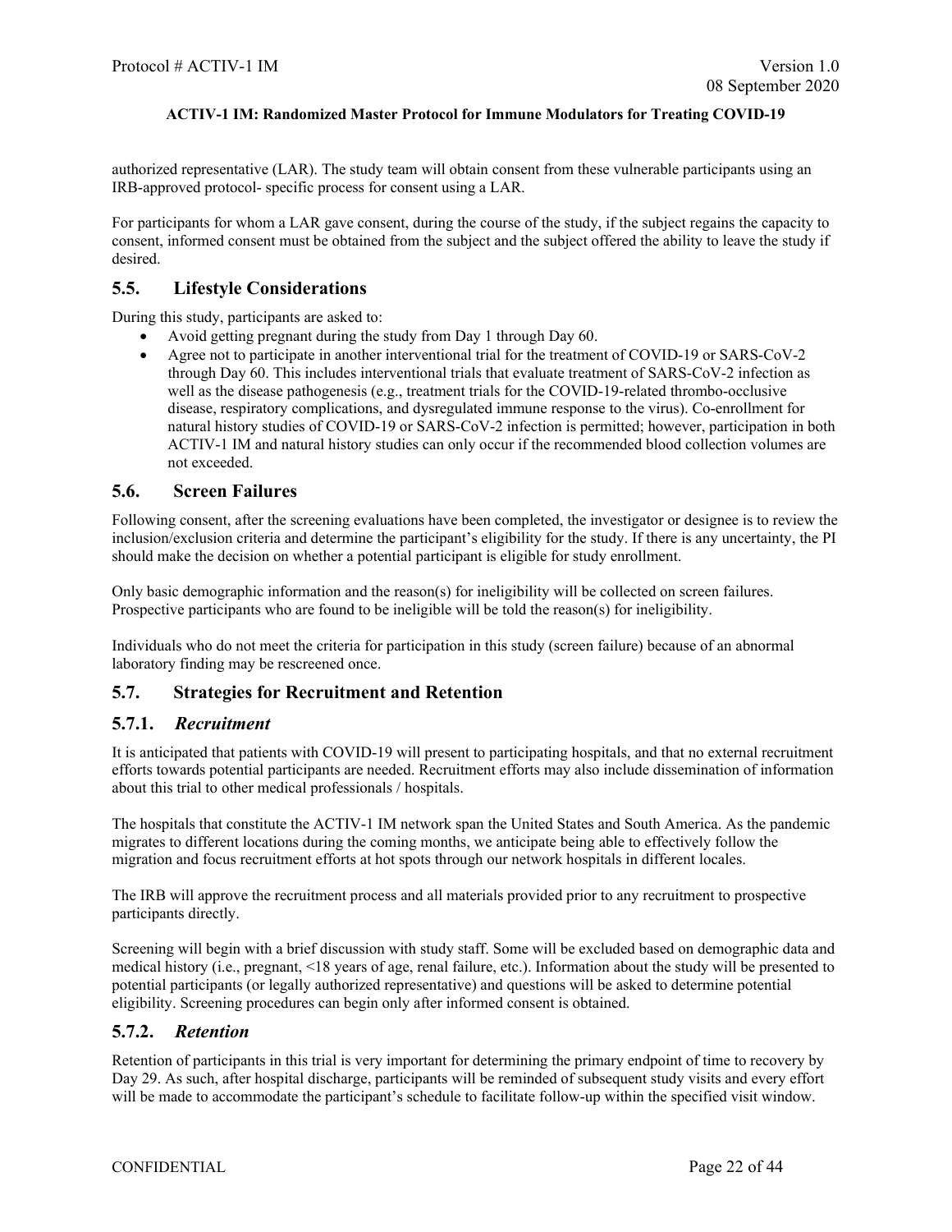authorized representative (LAR). The study team will obtain consent from these vulnerable participants using an IRB-approved protocol- specific process for consent using a LAR.

For participants for whom a LAR gave consent, during the course of the study, if the subject regains the capacity to consent, informed consent must be obtained from the subject and the subject offered the ability to leave the study if desired.

## 5.5. Lifestyle Considerations

During this study, participants are asked to:

- Avoid getting pregnant during the study from Day 1 through Day 60.
- Agree not to participate in another interventional trial for the treatment of COVID-19 or SARS-CoV-2 through Day 60. This includes interventional trials that evaluate treatment of SARS-CoV-2 infection as well as the disease pathogenesis (e.g., treatment trials for the COVID-19-related thrombo-occlusive disease, respiratory complications, and dysregulated immune response to the virus). Co-enrollment for natural history studies of COVID-19 or SARS-CoV-2 infection is permitted; however, participation in both ACTIV-1 IM and natural history studies can only occur if the recommended blood collection volumes are not exceeded.

## 5.6. Screen Failures

Following consent, after the screening evaluations have been completed, the investigator or designee is to review the inclusion/exclusion criteria and determine the participant's eligibility for the study. If there is any uncertainty, the PI should make the decision on whether a potential participant is eligible for study enrollment.

Only basic demographic information and the reason(s) for ineligibility will be collected on screen failures. Prospective participants who are found to be ineligible will be told the reason(s) for ineligibility.

Individuals who do not meet the criteria for participation in this study (screen failure) because of an abnormal laboratory finding may be rescreened once.

## 5.7. Strategies for Recruitment and Retention

### 5.7.1. *Recruitment*

It is anticipated that patients with COVID-19 will present to participating hospitals, and that no external recruitment efforts towards potential participants are needed. Recruitment efforts may also include dissemination of information about this trial to other medical professionals / hospitals.

The hospitals that constitute the ACTIV-1 IM network span the United States and South America. As the pandemic migrates to different locations during the coming months, we anticipate being able to effectively follow the migration and focus recruitment efforts at hot spots through our network hospitals in different locales.

The IRB will approve the recruitment process and all materials provided prior to any recruitment to prospective participants directly.

Screening will begin with a brief discussion with study staff. Some will be excluded based on demographic data and medical history (i.e., pregnant, <18 years of age, renal failure, etc.). Information about the study will be presented to potential participants (or legally authorized representative) and questions will be asked to determine potential eligibility. Screening procedures can begin only after informed consent is obtained.

### 5.7.2. *Retention*

Retention of participants in this trial is very important for determining the primary endpoint of time to recovery by Day 29. As such, after hospital discharge, participants will be reminded of subsequent study visits and every effort will be made to accommodate the participant's schedule to facilitate follow-up within the specified visit window.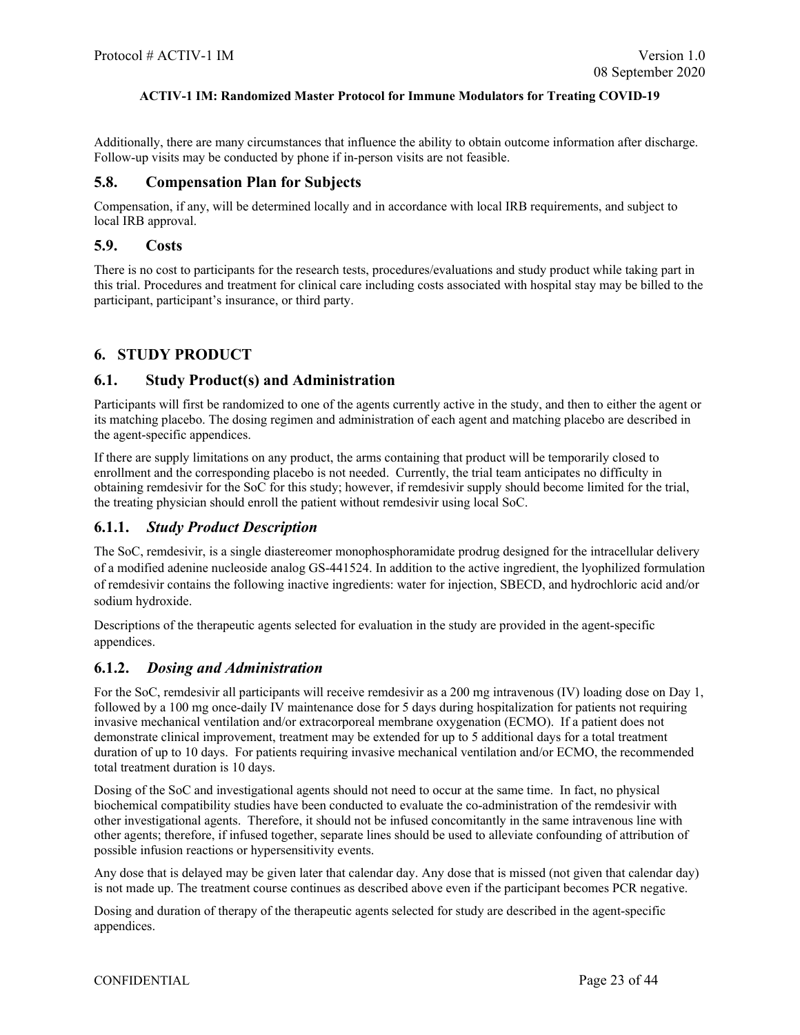Additionally, there are many circumstances that influence the ability to obtain outcome information after discharge. Follow-up visits may be conducted by phone if in-person visits are not feasible.

## 5.8. Compensation Plan for Subjects

Compensation, if any, will be determined locally and in accordance with local IRB requirements, and subject to local IRB approval.

## 5.9. Costs

There is no cost to participants for the research tests, procedures/evaluations and study product while taking part in this trial. Procedures and treatment for clinical care including costs associated with hospital stay may be billed to the participant, participant's insurance, or third party.

# 6. STUDY PRODUCT

## 6.1. Study Product(s) and Administration

Participants will first be randomized to one of the agents currently active in the study, and then to either the agent or its matching placebo. The dosing regimen and administration of each agent and matching placebo are described in the agent-specific appendices.

If there are supply limitations on any product, the arms containing that product will be temporarily closed to enrollment and the corresponding placebo is not needed. Currently, the trial team anticipates no difficulty in obtaining remdesivir for the SoC for this study; however, if remdesivir supply should become limited for the trial, the treating physician should enroll the patient without remdesivir using local SoC.

### 6.1.1. *Study Product Description*

The SoC, remdesivir, is a single diastereomer monophosphoramidate prodrug designed for the intracellular delivery of a modified adenine nucleoside analog GS-441524. In addition to the active ingredient, the lyophilized formulation of remdesivir contains the following inactive ingredients: water for injection, SBECD, and hydrochloric acid and/or sodium hydroxide.

Descriptions of the therapeutic agents selected for evaluation in the study are provided in the agent-specific appendices.

### 6.1.2. *Dosing and Administration*

For the SoC, remdesivir all participants will receive remdesivir as a 200 mg intravenous (IV) loading dose on Day 1, followed by a 100 mg once-daily IV maintenance dose for 5 days during hospitalization for patients not requiring invasive mechanical ventilation and/or extracorporeal membrane oxygenation (ECMO). If a patient does not demonstrate clinical improvement, treatment may be extended for up to 5 additional days for a total treatment duration of up to 10 days. For patients requiring invasive mechanical ventilation and/or ECMO, the recommended total treatment duration is 10 days.

Dosing of the SoC and investigational agents should not need to occur at the same time. In fact, no physical biochemical compatibility studies have been conducted to evaluate the co-administration of the remdesivir with other investigational agents. Therefore, it should not be infused concomitantly in the same intravenous line with other agents; therefore, if infused together, separate lines should be used to alleviate confounding of attribution of possible infusion reactions or hypersensitivity events.

Any dose that is delayed may be given later that calendar day. Any dose that is missed (not given that calendar day) is not made up. The treatment course continues as described above even if the participant becomes PCR negative.

Dosing and duration of therapy of the therapeutic agents selected for study are described in the agent-specific appendices.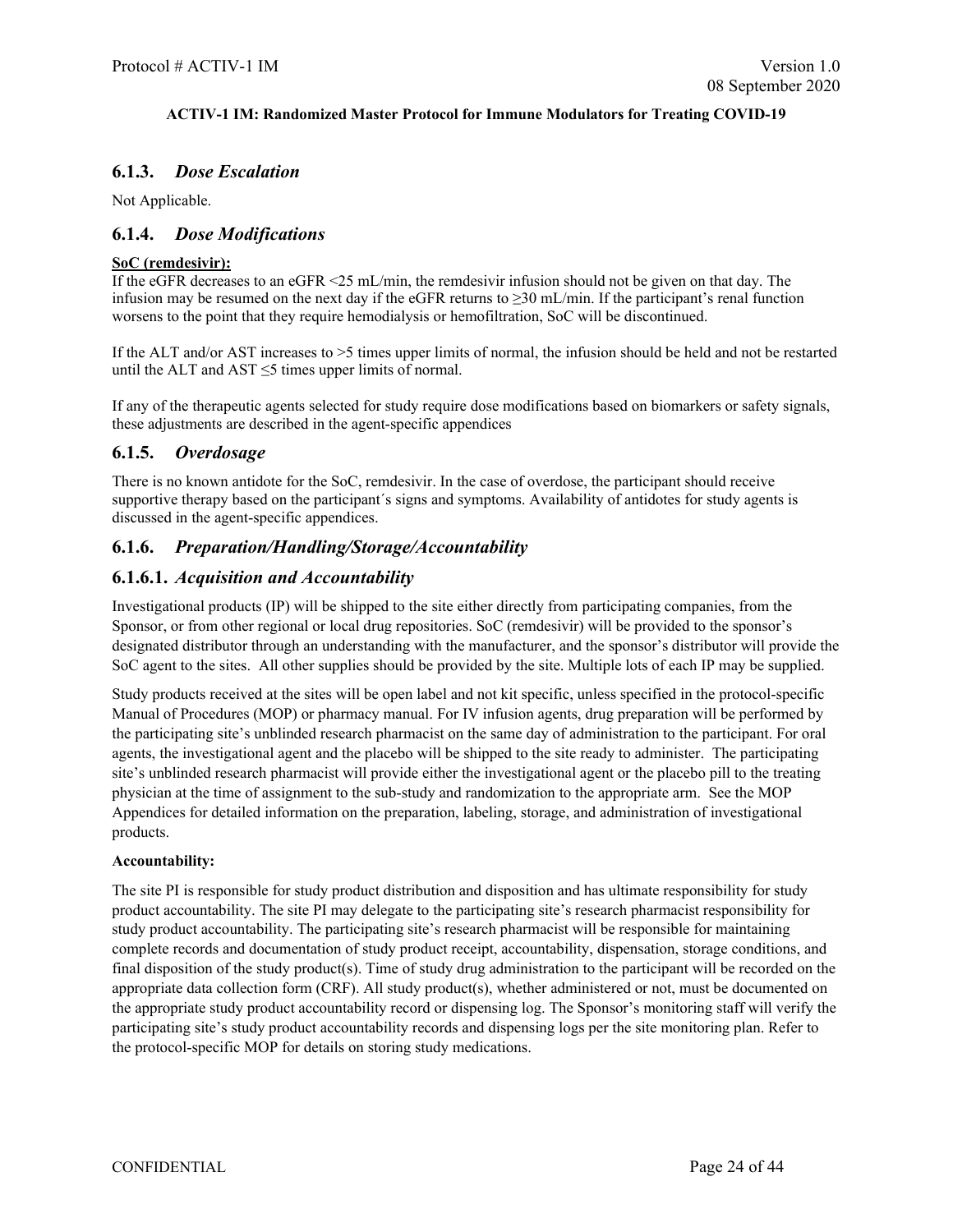### 6.1.3. *Dose Escalation*

Not Applicable.

### 6.1.4. *Dose Modifications*

**SoC (remdesivir):**

If the eGFR decreases to an eGFR <25 mL/min, the remdesivir infusion should not be given on that day. The infusion may be resumed on the next day if the eGFR returns to ≥30 mL/min. If the participant's renal function worsens to the point that they require hemodialysis or hemofiltration, SoC will be discontinued.

If the ALT and/or AST increases to >5 times upper limits of normal, the infusion should be held and not be restarted until the ALT and AST ≤5 times upper limits of normal.

If any of the therapeutic agents selected for study require dose modifications based on biomarkers or safety signals, these adjustments are described in the agent-specific appendices

### 6.1.5. *Overdosage*

There is no known antidote for the SoC, remdesivir. In the case of overdose, the participant should receive supportive therapy based on the participant´s signs and symptoms. Availability of antidotes for study agents is discussed in the agent-specific appendices.

### 6.1.6. *Preparation/Handling/Storage/Accountability*

#### 6.1.6.1. *Acquisition and Accountability*

Investigational products (IP) will be shipped to the site either directly from participating companies, from the Sponsor, or from other regional or local drug repositories. SoC (remdesivir) will be provided to the sponsor's designated distributor through an understanding with the manufacturer, and the sponsor's distributor will provide the SoC agent to the sites. All other supplies should be provided by the site. Multiple lots of each IP may be supplied.

Study products received at the sites will be open label and not kit specific, unless specified in the protocol-specific Manual of Procedures (MOP) or pharmacy manual. For IV infusion agents, drug preparation will be performed by the participating site's unblinded research pharmacist on the same day of administration to the participant. For oral agents, the investigational agent and the placebo will be shipped to the site ready to administer. The participating site's unblinded research pharmacist will provide either the investigational agent or the placebo pill to the treating physician at the time of assignment to the sub-study and randomization to the appropriate arm. See the MOP Appendices for detailed information on the preparation, labeling, storage, and administration of investigational products.

**Accountability:**

The site PI is responsible for study product distribution and disposition and has ultimate responsibility for study product accountability. The site PI may delegate to the participating site's research pharmacist responsibility for study product accountability. The participating site's research pharmacist will be responsible for maintaining complete records and documentation of study product receipt, accountability, dispensation, storage conditions, and final disposition of the study product(s). Time of study drug administration to the participant will be recorded on the appropriate data collection form (CRF). All study product(s), whether administered or not, must be documented on the appropriate study product accountability record or dispensing log. The Sponsor's monitoring staff will verify the participating site's study product accountability records and dispensing logs per the site monitoring plan. Refer to the protocol-specific MOP for details on storing study medications.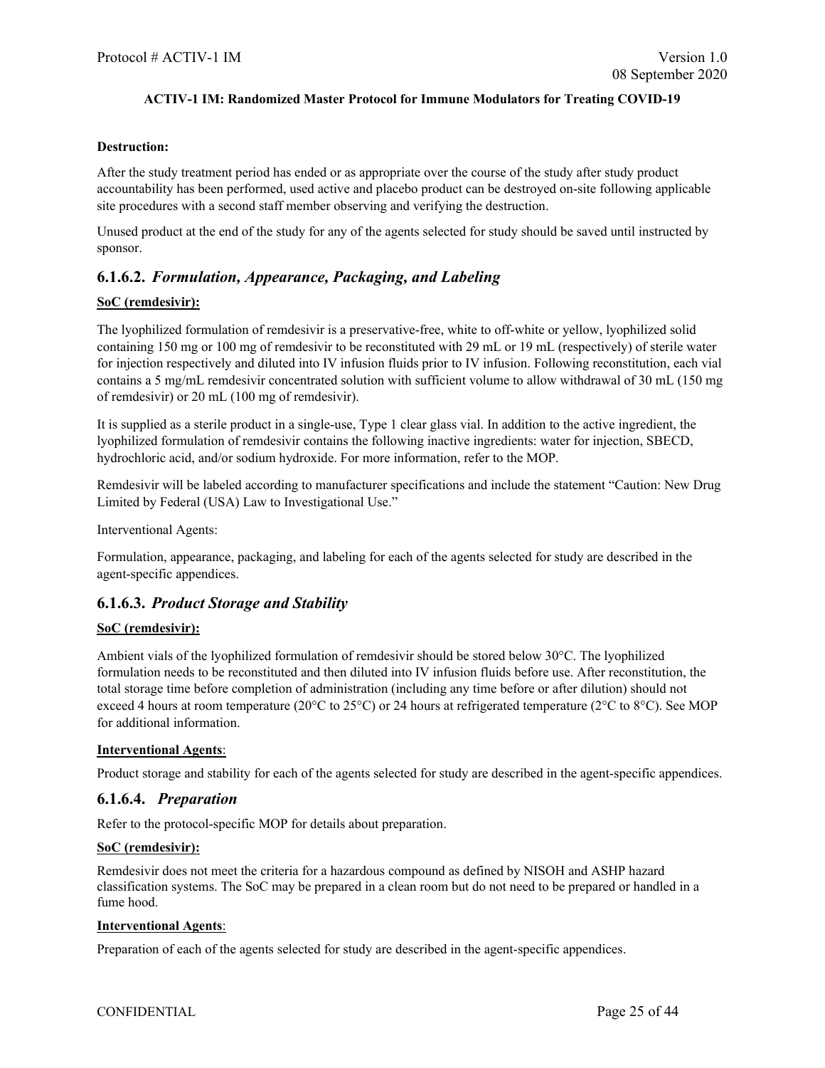**Destruction:**

After the study treatment period has ended or as appropriate over the course of the study after study product accountability has been performed, used active and placebo product can be destroyed on-site following applicable site procedures with a second staff member observing and verifying the destruction.

Unused product at the end of the study for any of the agents selected for study should be saved until instructed by sponsor.

### 6.1.6.2. *Formulation, Appearance, Packaging, and Labeling*

**SoC (remdesivir):**

The lyophilized formulation of remdesivir is a preservative-free, white to off-white or yellow, lyophilized solid containing 150 mg or 100 mg of remdesivir to be reconstituted with 29 mL or 19 mL (respectively) of sterile water for injection respectively and diluted into IV infusion fluids prior to IV infusion. Following reconstitution, each vial contains a 5 mg/mL remdesivir concentrated solution with sufficient volume to allow withdrawal of 30 mL (150 mg of remdesivir) or 20 mL (100 mg of remdesivir).

It is supplied as a sterile product in a single-use, Type 1 clear glass vial. In addition to the active ingredient, the lyophilized formulation of remdesivir contains the following inactive ingredients: water for injection, SBECD, hydrochloric acid, and/or sodium hydroxide. For more information, refer to the MOP.

Remdesivir will be labeled according to manufacturer specifications and include the statement "Caution: New Drug Limited by Federal (USA) Law to Investigational Use."

Interventional Agents:

Formulation, appearance, packaging, and labeling for each of the agents selected for study are described in the agent-specific appendices.

### 6.1.6.3. *Product Storage and Stability*

**SoC (remdesivir):**

Ambient vials of the lyophilized formulation of remdesivir should be stored below 30°C. The lyophilized formulation needs to be reconstituted and then diluted into IV infusion fluids before use. After reconstitution, the total storage time before completion of administration (including any time before or after dilution) should not exceed 4 hours at room temperature (20°C to 25°C) or 24 hours at refrigerated temperature (2°C to 8°C). See MOP for additional information.

**Interventional Agents**:

Product storage and stability for each of the agents selected for study are described in the agent-specific appendices.

### 6.1.6.4. *Preparation*

Refer to the protocol-specific MOP for details about preparation.

**SoC (remdesivir):**

Remdesivir does not meet the criteria for a hazardous compound as defined by NISOH and ASHP hazard classification systems. The SoC may be prepared in a clean room but do not need to be prepared or handled in a fume hood.

**Interventional Agents**:

Preparation of each of the agents selected for study are described in the agent-specific appendices.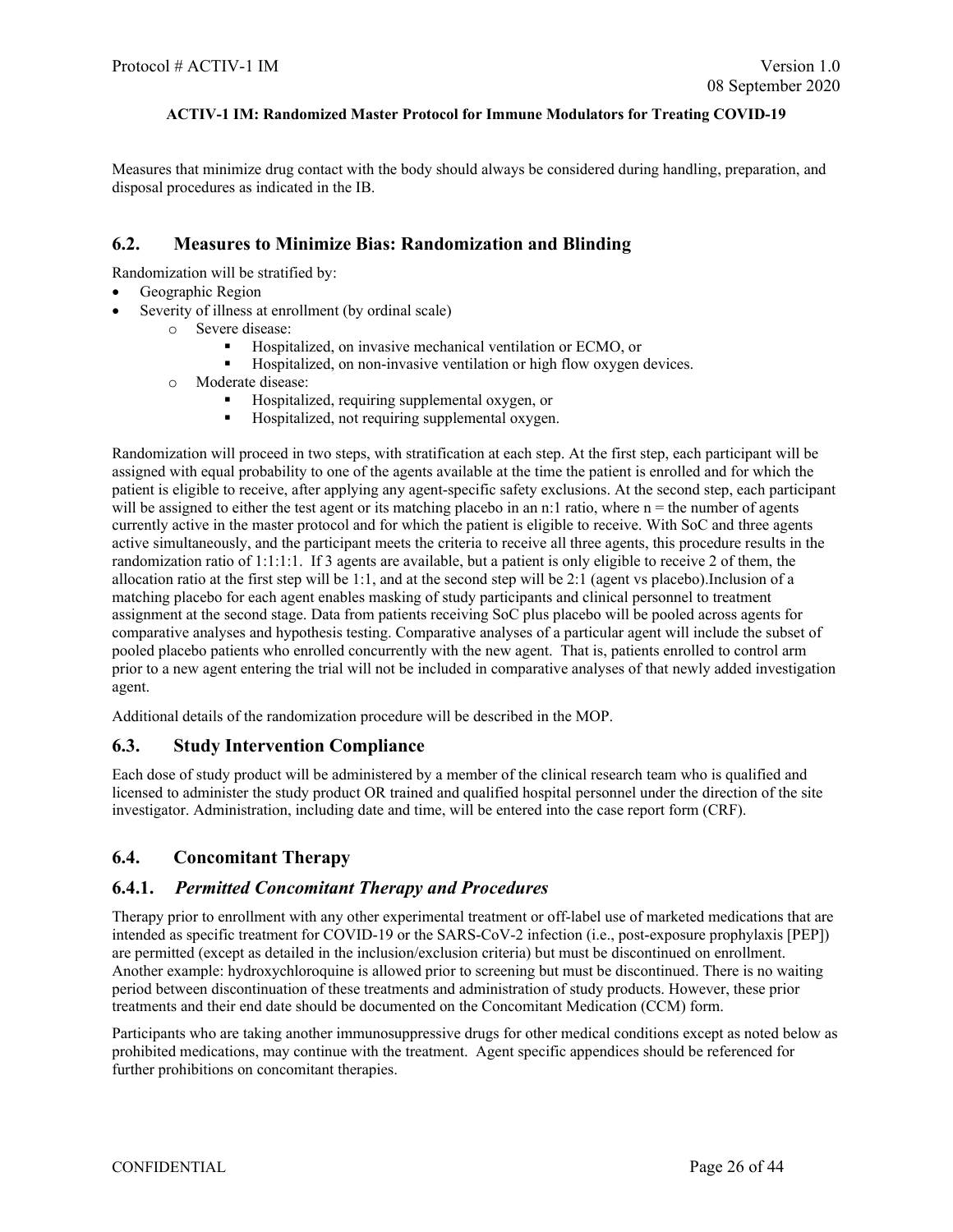Measures that minimize drug contact with the body should always be considered during handling, preparation, and disposal procedures as indicated in the IB.

## 6.2. Measures to Minimize Bias: Randomization and Blinding

Randomization will be stratified by:

- Geographic Region
- Severity of illness at enrollment (by ordinal scale)
  - Severe disease:
    - Hospitalized, on invasive mechanical ventilation or ECMO, or
    - Hospitalized, on non-invasive ventilation or high flow oxygen devices.
  - Moderate disease:
    - Hospitalized, requiring supplemental oxygen, or
    - Hospitalized, not requiring supplemental oxygen.

Randomization will proceed in two steps, with stratification at each step. At the first step, each participant will be assigned with equal probability to one of the agents available at the time the patient is enrolled and for which the patient is eligible to receive, after applying any agent-specific safety exclusions. At the second step, each participant will be assigned to either the test agent or its matching placebo in an n:1 ratio, where n = the number of agents currently active in the master protocol and for which the patient is eligible to receive. With SoC and three agents active simultaneously, and the participant meets the criteria to receive all three agents, this procedure results in the randomization ratio of 1:1:1:1. If 3 agents are available, but a patient is only eligible to receive 2 of them, the allocation ratio at the first step will be 1:1, and at the second step will be 2:1 (agent vs placebo).Inclusion of a matching placebo for each agent enables masking of study participants and clinical personnel to treatment assignment at the second stage. Data from patients receiving SoC plus placebo will be pooled across agents for comparative analyses and hypothesis testing. Comparative analyses of a particular agent will include the subset of pooled placebo patients who enrolled concurrently with the new agent. That is, patients enrolled to control arm prior to a new agent entering the trial will not be included in comparative analyses of that newly added investigation agent.

Additional details of the randomization procedure will be described in the MOP.

## 6.3. Study Intervention Compliance

Each dose of study product will be administered by a member of the clinical research team who is qualified and licensed to administer the study product OR trained and qualified hospital personnel under the direction of the site investigator. Administration, including date and time, will be entered into the case report form (CRF).

## 6.4. Concomitant Therapy

### 6.4.1. *Permitted Concomitant Therapy and Procedures*

Therapy prior to enrollment with any other experimental treatment or off-label use of marketed medications that are intended as specific treatment for COVID-19 or the SARS-CoV-2 infection (i.e., post-exposure prophylaxis [PEP]) are permitted (except as detailed in the inclusion/exclusion criteria) but must be discontinued on enrollment. Another example: hydroxychloroquine is allowed prior to screening but must be discontinued. There is no waiting period between discontinuation of these treatments and administration of study products. However, these prior treatments and their end date should be documented on the Concomitant Medication (CCM) form.

Participants who are taking another immunosuppressive drugs for other medical conditions except as noted below as prohibited medications, may continue with the treatment. Agent specific appendices should be referenced for further prohibitions on concomitant therapies.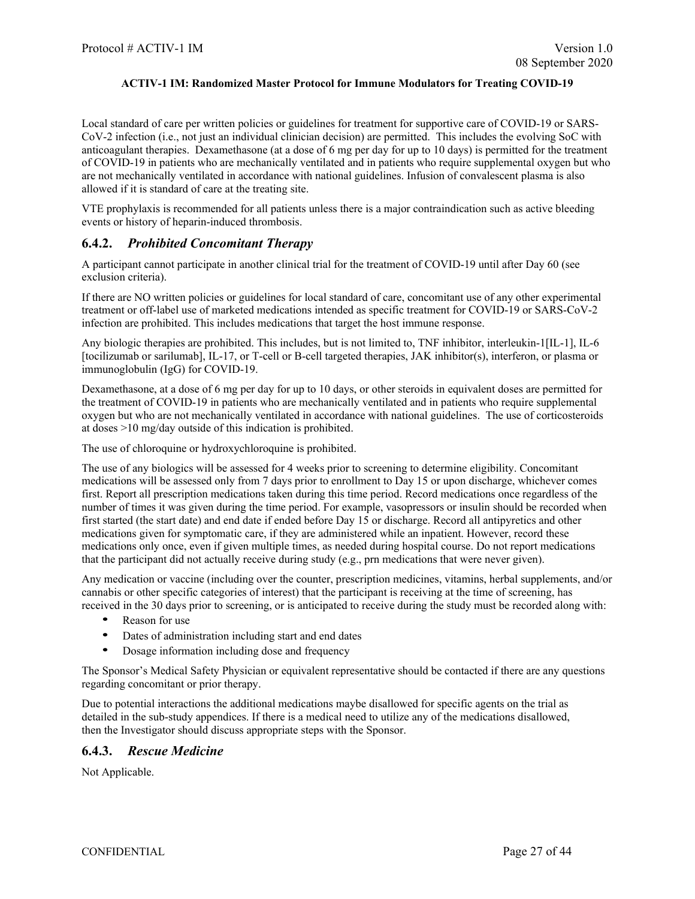Local standard of care per written policies or guidelines for treatment for supportive care of COVID-19 or SARS-CoV-2 infection (i.e., not just an individual clinician decision) are permitted. This includes the evolving SoC with anticoagulant therapies. Dexamethasone (at a dose of 6 mg per day for up to 10 days) is permitted for the treatment of COVID-19 in patients who are mechanically ventilated and in patients who require supplemental oxygen but who are not mechanically ventilated in accordance with national guidelines. Infusion of convalescent plasma is also allowed if it is standard of care at the treating site.

VTE prophylaxis is recommended for all patients unless there is a major contraindication such as active bleeding events or history of heparin-induced thrombosis.

### 6.4.2. *Prohibited Concomitant Therapy*

A participant cannot participate in another clinical trial for the treatment of COVID-19 until after Day 60 (see exclusion criteria).

If there are NO written policies or guidelines for local standard of care, concomitant use of any other experimental treatment or off-label use of marketed medications intended as specific treatment for COVID-19 or SARS-CoV-2 infection are prohibited. This includes medications that target the host immune response.

Any biologic therapies are prohibited. This includes, but is not limited to, TNF inhibitor, interleukin-1[IL-1], IL-6 [tocilizumab or sarilumab], IL-17, or T-cell or B-cell targeted therapies, JAK inhibitor(s), interferon, or plasma or immunoglobulin (IgG) for COVID-19.

Dexamethasone, at a dose of 6 mg per day for up to 10 days, or other steroids in equivalent doses are permitted for the treatment of COVID-19 in patients who are mechanically ventilated and in patients who require supplemental oxygen but who are not mechanically ventilated in accordance with national guidelines. The use of corticosteroids at doses >10 mg/day outside of this indication is prohibited.

The use of chloroquine or hydroxychloroquine is prohibited.

The use of any biologics will be assessed for 4 weeks prior to screening to determine eligibility. Concomitant medications will be assessed only from 7 days prior to enrollment to Day 15 or upon discharge, whichever comes first. Report all prescription medications taken during this time period. Record medications once regardless of the number of times it was given during the time period. For example, vasopressors or insulin should be recorded when first started (the start date) and end date if ended before Day 15 or discharge. Record all antipyretics and other medications given for symptomatic care, if they are administered while an inpatient. However, record these medications only once, even if given multiple times, as needed during hospital course. Do not report medications that the participant did not actually receive during study (e.g., prn medications that were never given).

Any medication or vaccine (including over the counter, prescription medicines, vitamins, herbal supplements, and/or cannabis or other specific categories of interest) that the participant is receiving at the time of screening, has received in the 30 days prior to screening, or is anticipated to receive during the study must be recorded along with:

- Reason for use
- Dates of administration including start and end dates
- Dosage information including dose and frequency

The Sponsor's Medical Safety Physician or equivalent representative should be contacted if there are any questions regarding concomitant or prior therapy.

Due to potential interactions the additional medications maybe disallowed for specific agents on the trial as detailed in the sub-study appendices. If there is a medical need to utilize any of the medications disallowed, then the Investigator should discuss appropriate steps with the Sponsor.

### 6.4.3. *Rescue Medicine*

Not Applicable.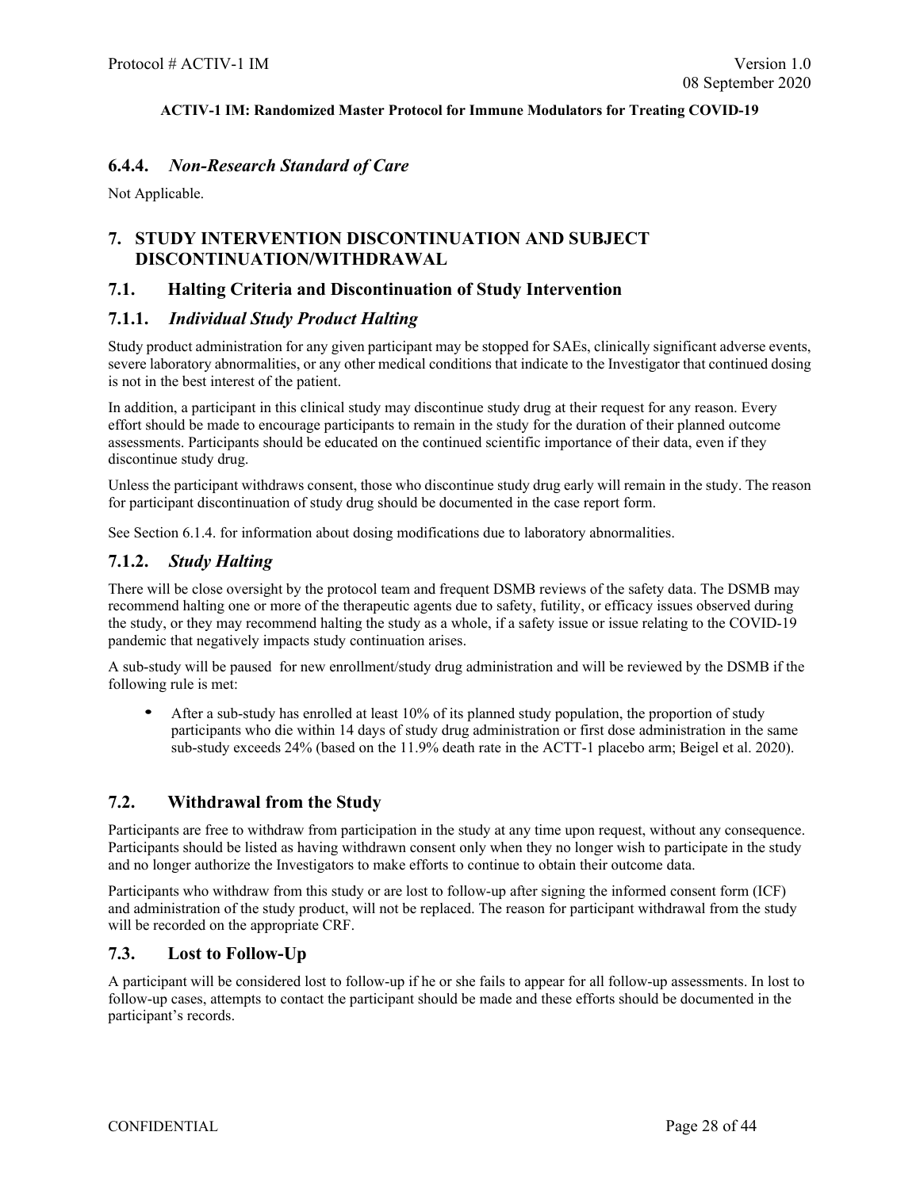### 6.4.4. *Non-Research Standard of Care*

Not Applicable.

# 7. STUDY INTERVENTION DISCONTINUATION AND SUBJECT DISCONTINUATION/WITHDRAWAL

## 7.1. Halting Criteria and Discontinuation of Study Intervention

### 7.1.1. *Individual Study Product Halting*

Study product administration for any given participant may be stopped for SAEs, clinically significant adverse events, severe laboratory abnormalities, or any other medical conditions that indicate to the Investigator that continued dosing is not in the best interest of the patient.

In addition, a participant in this clinical study may discontinue study drug at their request for any reason. Every effort should be made to encourage participants to remain in the study for the duration of their planned outcome assessments. Participants should be educated on the continued scientific importance of their data, even if they discontinue study drug.

Unless the participant withdraws consent, those who discontinue study drug early will remain in the study. The reason for participant discontinuation of study drug should be documented in the case report form.

See Section 6.1.4. for information about dosing modifications due to laboratory abnormalities.

### 7.1.2. *Study Halting*

There will be close oversight by the protocol team and frequent DSMB reviews of the safety data. The DSMB may recommend halting one or more of the therapeutic agents due to safety, futility, or efficacy issues observed during the study, or they may recommend halting the study as a whole, if a safety issue or issue relating to the COVID-19 pandemic that negatively impacts study continuation arises.

A sub-study will be paused for new enrollment/study drug administration and will be reviewed by the DSMB if the following rule is met:

- After a sub-study has enrolled at least 10% of its planned study population, the proportion of study participants who die within 14 days of study drug administration or first dose administration in the same sub-study exceeds 24% (based on the 11.9% death rate in the ACTT-1 placebo arm; Beigel et al. 2020).

## 7.2. Withdrawal from the Study

Participants are free to withdraw from participation in the study at any time upon request, without any consequence. Participants should be listed as having withdrawn consent only when they no longer wish to participate in the study and no longer authorize the Investigators to make efforts to continue to obtain their outcome data.

Participants who withdraw from this study or are lost to follow-up after signing the informed consent form (ICF) and administration of the study product, will not be replaced. The reason for participant withdrawal from the study will be recorded on the appropriate CRF.

## 7.3. Lost to Follow-Up

A participant will be considered lost to follow-up if he or she fails to appear for all follow-up assessments. In lost to follow-up cases, attempts to contact the participant should be made and these efforts should be documented in the participant's records.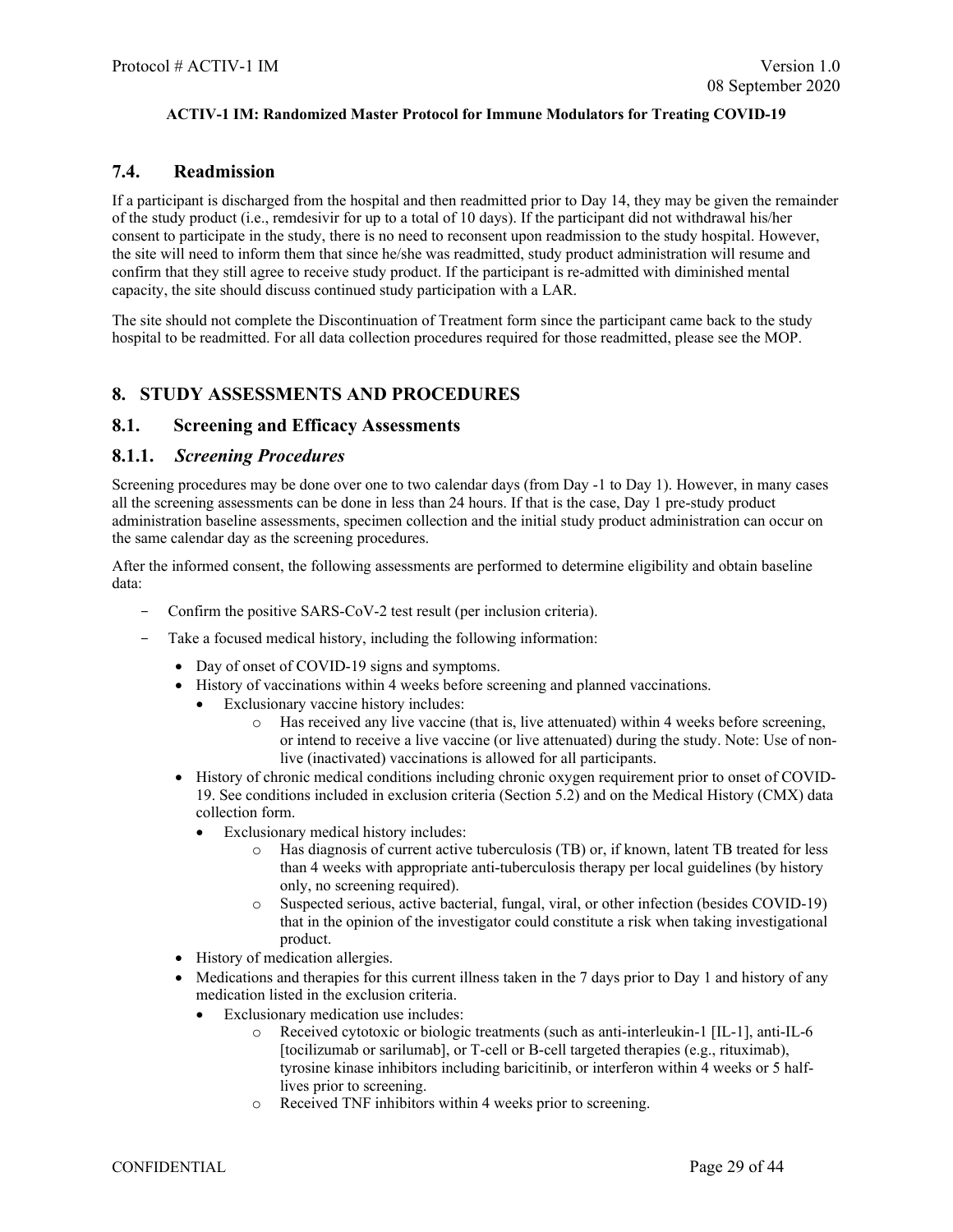## 7.4. Readmission

If a participant is discharged from the hospital and then readmitted prior to Day 14, they may be given the remainder of the study product (i.e., remdesivir for up to a total of 10 days). If the participant did not withdrawal his/her consent to participate in the study, there is no need to reconsent upon readmission to the study hospital. However, the site will need to inform them that since he/she was readmitted, study product administration will resume and confirm that they still agree to receive study product. If the participant is re-admitted with diminished mental capacity, the site should discuss continued study participation with a LAR.

The site should not complete the Discontinuation of Treatment form since the participant came back to the study hospital to be readmitted. For all data collection procedures required for those readmitted, please see the MOP.

# 8. STUDY ASSESSMENTS AND PROCEDURES

## 8.1. Screening and Efficacy Assessments

### 8.1.1. *Screening Procedures*

Screening procedures may be done over one to two calendar days (from Day -1 to Day 1). However, in many cases all the screening assessments can be done in less than 24 hours. If that is the case, Day 1 pre-study product administration baseline assessments, specimen collection and the initial study product administration can occur on the same calendar day as the screening procedures.

After the informed consent, the following assessments are performed to determine eligibility and obtain baseline data:

- Confirm the positive SARS-CoV-2 test result (per inclusion criteria).
- Take a focused medical history, including the following information:
  - Day of onset of COVID-19 signs and symptoms.
  - History of vaccinations within 4 weeks before screening and planned vaccinations.
    - Exclusionary vaccine history includes:
      - Has received any live vaccine (that is, live attenuated) within 4 weeks before screening, or intend to receive a live vaccine (or live attenuated) during the study. Note: Use of non-live (inactivated) vaccinations is allowed for all participants.
  - History of chronic medical conditions including chronic oxygen requirement prior to onset of COVID-19. See conditions included in exclusion criteria (Section 5.2) and on the Medical History (CMX) data collection form.
    - Exclusionary medical history includes:
      - Has diagnosis of current active tuberculosis (TB) or, if known, latent TB treated for less than 4 weeks with appropriate anti-tuberculosis therapy per local guidelines (by history only, no screening required).
      - Suspected serious, active bacterial, fungal, viral, or other infection (besides COVID-19) that in the opinion of the investigator could constitute a risk when taking investigational product.
  - History of medication allergies.
  - Medications and therapies for this current illness taken in the 7 days prior to Day 1 and history of any medication listed in the exclusion criteria.
    - Exclusionary medication use includes:
      - Received cytotoxic or biologic treatments (such as anti-interleukin-1 [IL-1], anti-IL-6 [tocilizumab or sarilumab], or T-cell or B-cell targeted therapies (e.g., rituximab), tyrosine kinase inhibitors including baricitinib, or interferon within 4 weeks or 5 half-lives prior to screening.
      - Received TNF inhibitors within 4 weeks prior to screening.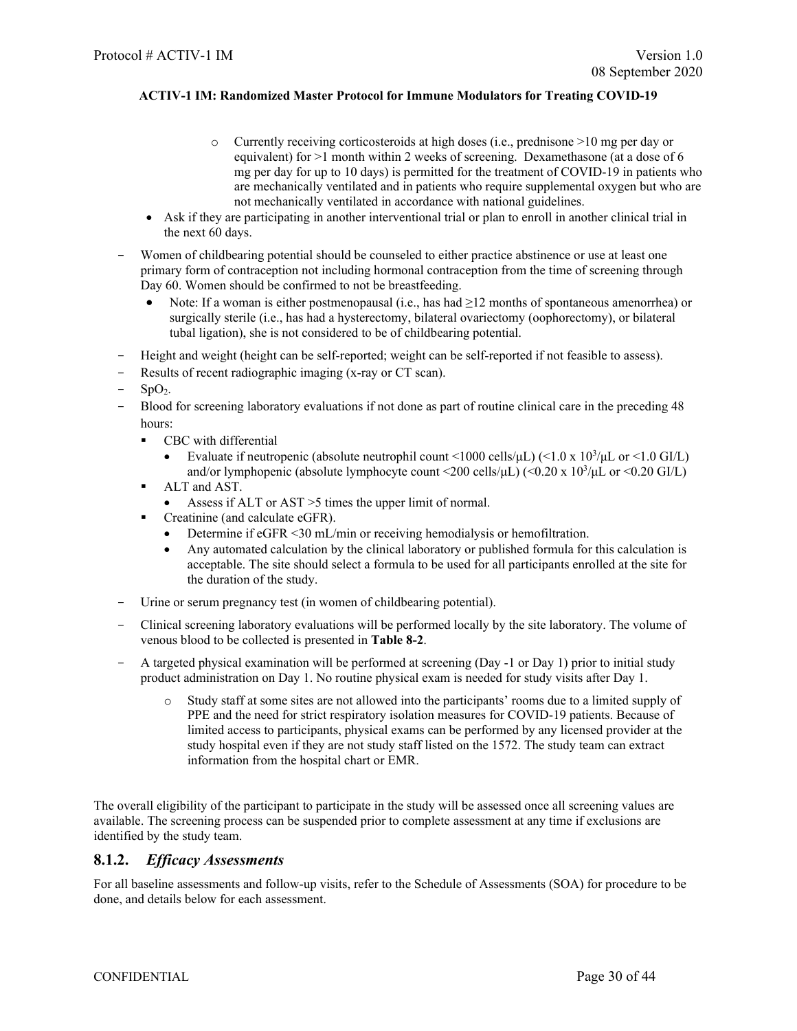- Currently receiving corticosteroids at high doses (i.e., prednisone >10 mg per day or equivalent) for >1 month within 2 weeks of screening. Dexamethasone (at a dose of 6 mg per day for up to 10 days) is permitted for the treatment of COVID-19 in patients who are mechanically ventilated and in patients who require supplemental oxygen but who are not mechanically ventilated in accordance with national guidelines.
- Ask if they are participating in another interventional trial or plan to enroll in another clinical trial in the next 60 days.

- Women of childbearing potential should be counseled to either practice abstinence or use at least one primary form of contraception not including hormonal contraception from the time of screening through Day 60. Women should be confirmed to not be breastfeeding.
  - Note: If a woman is either postmenopausal (i.e., has had ≥12 months of spontaneous amenorrhea) or surgically sterile (i.e., has had a hysterectomy, bilateral ovariectomy (oophorectomy), or bilateral tubal ligation), she is not considered to be of childbearing potential.
- Height and weight (height can be self-reported; weight can be self-reported if not feasible to assess).
- Results of recent radiographic imaging (x-ray or CT scan).
- $SpO_2$.
- Blood for screening laboratory evaluations if not done as part of routine clinical care in the preceding 48 hours:
  - CBC with differential
    - Evaluate if neutropenic (absolute neutrophil count <1000 cells/μL) (<1.0 x $10^3$/μL or <1.0 GI/L) and/or lymphopenic (absolute lymphocyte count <200 cells/μL) (<0.20 x $10^3$/μL or <0.20 GI/L)
  - ALT and AST.
    - Assess if ALT or AST >5 times the upper limit of normal.
  - Creatinine (and calculate eGFR).
    - Determine if eGFR <30 mL/min or receiving hemodialysis or hemofiltration.
    - Any automated calculation by the clinical laboratory or published formula for this calculation is acceptable. The site should select a formula to be used for all participants enrolled at the site for the duration of the study.
- Urine or serum pregnancy test (in women of childbearing potential).
- Clinical screening laboratory evaluations will be performed locally by the site laboratory. The volume of venous blood to be collected is presented in **Table 8-2**.
- A targeted physical examination will be performed at screening (Day -1 or Day 1) prior to initial study product administration on Day 1. No routine physical exam is needed for study visits after Day 1.
  - Study staff at some sites are not allowed into the participants' rooms due to a limited supply of PPE and the need for strict respiratory isolation measures for COVID-19 patients. Because of limited access to participants, physical exams can be performed by any licensed provider at the study hospital even if they are not study staff listed on the 1572. The study team can extract information from the hospital chart or EMR.

The overall eligibility of the participant to participate in the study will be assessed once all screening values are available. The screening process can be suspended prior to complete assessment at any time if exclusions are identified by the study team.

### 8.1.2. *Efficacy Assessments*

For all baseline assessments and follow-up visits, refer to the Schedule of Assessments (SOA) for procedure to be done, and details below for each assessment.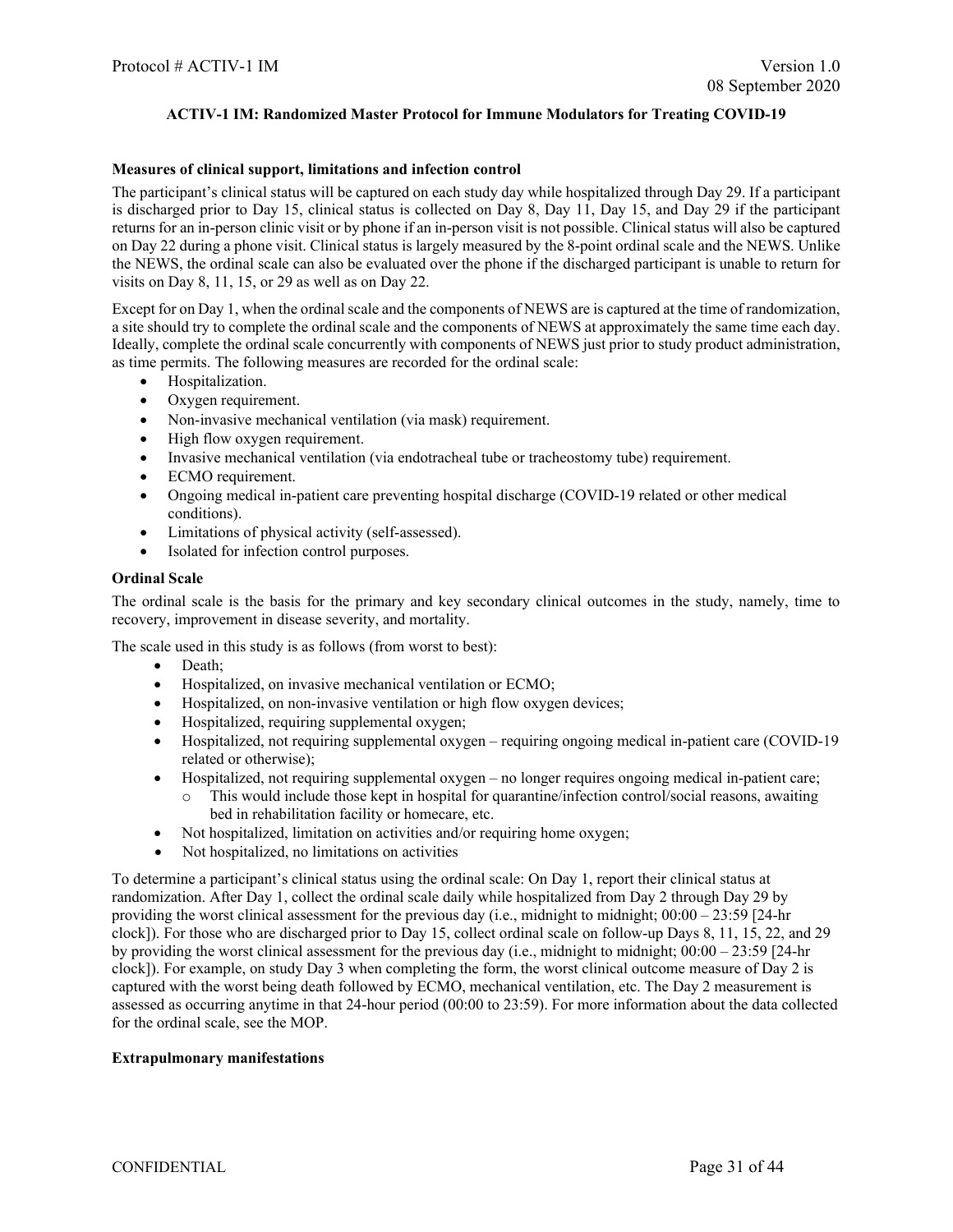**Measures of clinical support, limitations and infection control**

The participant's clinical status will be captured on each study day while hospitalized through Day 29. If a participant is discharged prior to Day 15, clinical status is collected on Day 8, Day 11, Day 15, and Day 29 if the participant returns for an in-person clinic visit or by phone if an in-person visit is not possible. Clinical status will also be captured on Day 22 during a phone visit. Clinical status is largely measured by the 8-point ordinal scale and the NEWS. Unlike the NEWS, the ordinal scale can also be evaluated over the phone if the discharged participant is unable to return for visits on Day 8, 11, 15, or 29 as well as on Day 22.

Except for on Day 1, when the ordinal scale and the components of NEWS are is captured at the time of randomization, a site should try to complete the ordinal scale and the components of NEWS at approximately the same time each day. Ideally, complete the ordinal scale concurrently with components of NEWS just prior to study product administration, as time permits. The following measures are recorded for the ordinal scale:

- Hospitalization.
- Oxygen requirement.
- Non-invasive mechanical ventilation (via mask) requirement.
- High flow oxygen requirement.
- Invasive mechanical ventilation (via endotracheal tube or tracheostomy tube) requirement.
- ECMO requirement.
- Ongoing medical in-patient care preventing hospital discharge (COVID-19 related or other medical conditions).
- Limitations of physical activity (self-assessed).
- Isolated for infection control purposes.

**Ordinal Scale**

The ordinal scale is the basis for the primary and key secondary clinical outcomes in the study, namely, time to recovery, improvement in disease severity, and mortality.

The scale used in this study is as follows (from worst to best):

- Death;
- Hospitalized, on invasive mechanical ventilation or ECMO;
- Hospitalized, on non-invasive ventilation or high flow oxygen devices;
- Hospitalized, requiring supplemental oxygen;
- Hospitalized, not requiring supplemental oxygen – requiring ongoing medical in-patient care (COVID-19 related or otherwise);
- Hospitalized, not requiring supplemental oxygen – no longer requires ongoing medical in-patient care;
  - This would include those kept in hospital for quarantine/infection control/social reasons, awaiting bed in rehabilitation facility or homecare, etc.
- Not hospitalized, limitation on activities and/or requiring home oxygen;
- Not hospitalized, no limitations on activities

To determine a participant's clinical status using the ordinal scale: On Day 1, report their clinical status at randomization. After Day 1, collect the ordinal scale daily while hospitalized from Day 2 through Day 29 by providing the worst clinical assessment for the previous day (i.e., midnight to midnight; 00:00 – 23:59 [24-hr clock]). For those who are discharged prior to Day 15, collect ordinal scale on follow-up Days 8, 11, 15, 22, and 29 by providing the worst clinical assessment for the previous day (i.e., midnight to midnight; 00:00 – 23:59 [24-hr clock]). For example, on study Day 3 when completing the form, the worst clinical outcome measure of Day 2 is captured with the worst being death followed by ECMO, mechanical ventilation, etc. The Day 2 measurement is assessed as occurring anytime in that 24-hour period (00:00 to 23:59). For more information about the data collected for the ordinal scale, see the MOP.

**Extrapulmonary manifestations**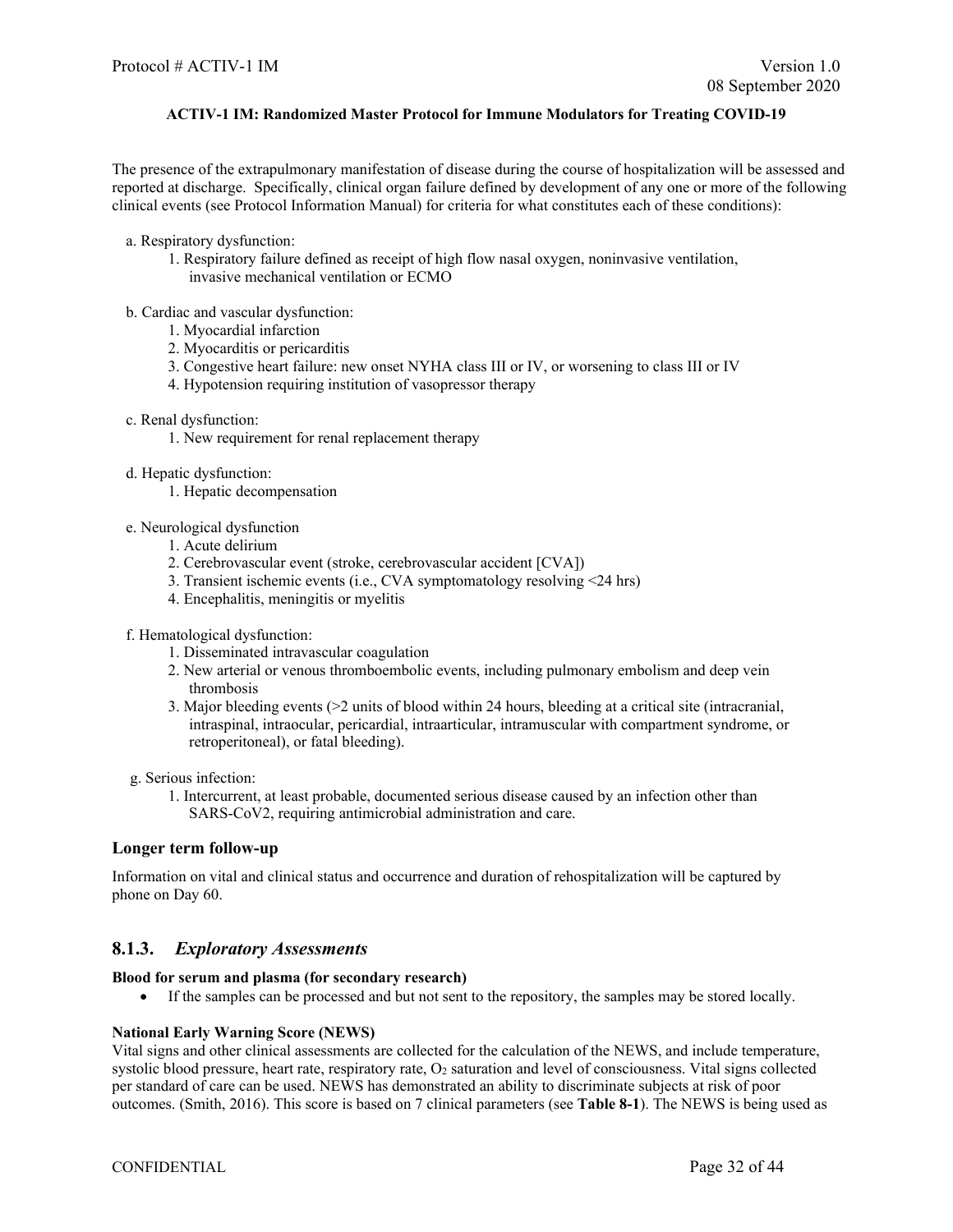The presence of the extrapulmonary manifestation of disease during the course of hospitalization will be assessed and reported at discharge. Specifically, clinical organ failure defined by development of any one or more of the following clinical events (see Protocol Information Manual) for criteria for what constitutes each of these conditions):

a. Respiratory dysfunction:
   1. Respiratory failure defined as receipt of high flow nasal oxygen, noninvasive ventilation, invasive mechanical ventilation or ECMO

b. Cardiac and vascular dysfunction:
   1. Myocardial infarction
   2. Myocarditis or pericarditis
   3. Congestive heart failure: new onset NYHA class III or IV, or worsening to class III or IV
   4. Hypotension requiring institution of vasopressor therapy

c. Renal dysfunction:
   1. New requirement for renal replacement therapy

d. Hepatic dysfunction:
   1. Hepatic decompensation

e. Neurological dysfunction
   1. Acute delirium
   2. Cerebrovascular event (stroke, cerebrovascular accident [CVA])
   3. Transient ischemic events (i.e., CVA symptomatology resolving <24 hrs)
   4. Encephalitis, meningitis or myelitis

f. Hematological dysfunction:
   1. Disseminated intravascular coagulation
   2. New arterial or venous thromboembolic events, including pulmonary embolism and deep vein thrombosis
   3. Major bleeding events (>2 units of blood within 24 hours, bleeding at a critical site (intracranial, intraspinal, intraocular, pericardial, intraarticular, intramuscular with compartment syndrome, or retroperitoneal), or fatal bleeding).

g. Serious infection:
   1. Intercurrent, at least probable, documented serious disease caused by an infection other than SARS-CoV2, requiring antimicrobial administration and care.

### Longer term follow-up

Information on vital and clinical status and occurrence and duration of rehospitalization will be captured by phone on Day 60.

## 8.1.3. *Exploratory Assessments*

**Blood for serum and plasma (for secondary research)**

- If the samples can be processed and but not sent to the repository, the samples may be stored locally.

**National Early Warning Score (NEWS)**

Vital signs and other clinical assessments are collected for the calculation of the NEWS, and include temperature, systolic blood pressure, heart rate, respiratory rate, $O_2$ saturation and level of consciousness. Vital signs collected per standard of care can be used. NEWS has demonstrated an ability to discriminate subjects at risk of poor outcomes. (Smith, 2016). This score is based on 7 clinical parameters (see **Table 8-1**). The NEWS is being used as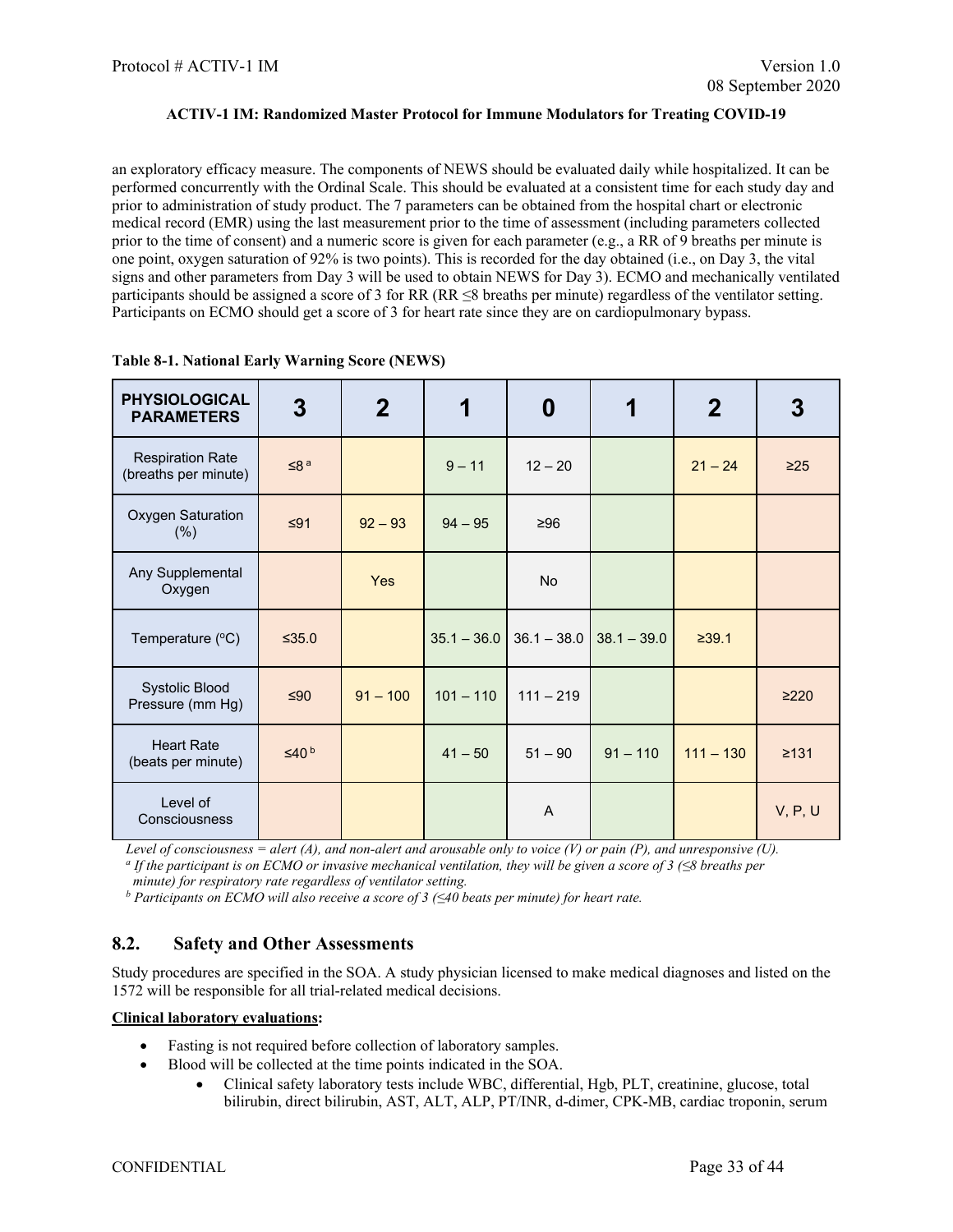an exploratory efficacy measure. The components of NEWS should be evaluated daily while hospitalized. It can be performed concurrently with the Ordinal Scale. This should be evaluated at a consistent time for each study day and prior to administration of study product. The 7 parameters can be obtained from the hospital chart or electronic medical record (EMR) using the last measurement prior to the time of assessment (including parameters collected prior to the time of consent) and a numeric score is given for each parameter (e.g., a RR of 9 breaths per minute is one point, oxygen saturation of 92% is two points). This is recorded for the day obtained (i.e., on Day 3, the vital signs and other parameters from Day 3 will be used to obtain NEWS for Day 3). ECMO and mechanically ventilated participants should be assigned a score of 3 for RR (RR ≤8 breaths per minute) regardless of the ventilator setting. Participants on ECMO should get a score of 3 for heart rate since they are on cardiopulmonary bypass.

**Table 8-1. National Early Warning Score (NEWS)**

| PHYSIOLOGICAL PARAMETERS | 3 | 2 | 1 | 0 | 1 | 2 | 3 |
|---|---|---|---|---|---|---|---|
| Respiration Rate (breaths per minute) | ≤8 [a] | | 9 – 11 | 12 – 20 | | 21 – 24 | ≥25 |
| Oxygen Saturation (%) | ≤91 | 92 – 93 | 94 – 95 | ≥96 | | | |
| Any Supplemental Oxygen | | Yes | | No | | | |
| Temperature (°C) | ≤35.0 | | 35.1 – 36.0 | 36.1 – 38.0 | 38.1 – 39.0 | ≥39.1 | |
| Systolic Blood Pressure (mm Hg) | ≤90 | 91 – 100 | 101 – 110 | 111 – 219 | | | ≥220 |
| Heart Rate (beats per minute) | ≤40 [b] | | 41 – 50 | 51 – 90 | 91 – 110 | 111 – 130 | ≥131 |
| Level of Consciousness | | | | A | | | V, P, U |

*Level of consciousness = alert (A), and non-alert and arousable only to voice (V) or pain (P), and unresponsive (U).*

*[a] If the participant is on ECMO or invasive mechanical ventilation, they will be given a score of 3 (≤8 breaths per minute) for respiratory rate regardless of ventilator setting.*

*[b] Participants on ECMO will also receive a score of 3 (≤40 beats per minute) for heart rate.*

## 8.2. Safety and Other Assessments

Study procedures are specified in the SOA. A study physician licensed to make medical diagnoses and listed on the 1572 will be responsible for all trial-related medical decisions.

**Clinical laboratory evaluations:**

- Fasting is not required before collection of laboratory samples.
- Blood will be collected at the time points indicated in the SOA.
  - Clinical safety laboratory tests include WBC, differential, Hgb, PLT, creatinine, glucose, total bilirubin, direct bilirubin, AST, ALT, ALP, PT/INR, d-dimer, CPK-MB, cardiac troponin, serum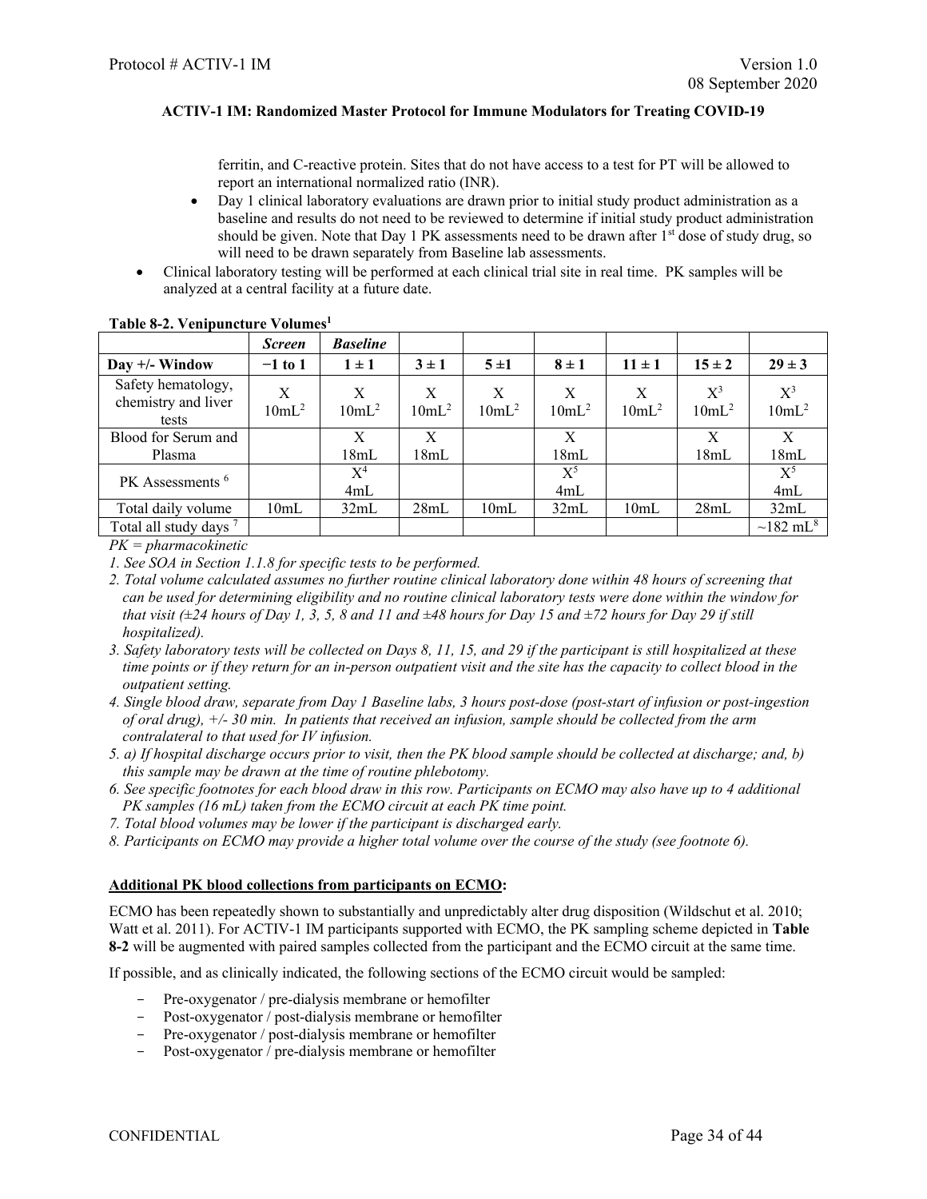ferritin, and C-reactive protein. Sites that do not have access to a test for PT will be allowed to report an international normalized ratio (INR).

- Day 1 clinical laboratory evaluations are drawn prior to initial study product administration as a baseline and results do not need to be reviewed to determine if initial study product administration should be given. Note that Day 1 PK assessments need to be drawn after 1st dose of study drug, so will need to be drawn separately from Baseline lab assessments.
- Clinical laboratory testing will be performed at each clinical trial site in real time. PK samples will be analyzed at a central facility at a future date.

**Table 8-2. Venipuncture Volumes[1]**

| | *Screen* | *Baseline* | | | | | | |
|---|---|---|---|---|---|---|---|---|
| **Day +/- Window** | **−1 to 1** | **1 ± 1** | **3 ± 1** | **5 ±1** | **8 ± 1** | **11 ± 1** | **15 ± 2** | **29 ± 3** |
| Safety hematology, chemistry and liver tests | X 10mL[2] | X 10mL[2] | X 10mL[2] | X 10mL[2] | X 10mL[2] | X 10mL[2] | X[3] 10mL[2] | X[3] 10mL[2] |
| Blood for Serum and Plasma | | X 18mL | X 18mL | | X 18mL | | X 18mL | X 18mL |
| PK Assessments [6] | | X[4] 4mL | | | X[5] 4mL | | | X[5] 4mL |
| Total daily volume | 10mL | 32mL | 28mL | 10mL | 32mL | 10mL | 28mL | 32mL |
| Total all study days [7] | | | | | | | | ~182 mL[8] |

*PK = pharmacokinetic*

*1. See SOA in Section 1.1.8 for specific tests to be performed.*

*2. Total volume calculated assumes no further routine clinical laboratory done within 48 hours of screening that can be used for determining eligibility and no routine clinical laboratory tests were done within the window for that visit (±24 hours of Day 1, 3, 5, 8 and 11 and ±48 hours for Day 15 and ±72 hours for Day 29 if still hospitalized).*

*3. Safety laboratory tests will be collected on Days 8, 11, 15, and 29 if the participant is still hospitalized at these time points or if they return for an in-person outpatient visit and the site has the capacity to collect blood in the outpatient setting.*

*4. Single blood draw, separate from Day 1 Baseline labs, 3 hours post-dose (post-start of infusion or post-ingestion of oral drug), +/- 30 min. In patients that received an infusion, sample should be collected from the arm contralateral to that used for IV infusion.*

*5. a) If hospital discharge occurs prior to visit, then the PK blood sample should be collected at discharge; and, b) this sample may be drawn at the time of routine phlebotomy.*

*6. See specific footnotes for each blood draw in this row. Participants on ECMO may also have up to 4 additional PK samples (16 mL) taken from the ECMO circuit at each PK time point.*

*7. Total blood volumes may be lower if the participant is discharged early.*

*8. Participants on ECMO may provide a higher total volume over the course of the study (see footnote 6).*

**Additional PK blood collections from participants on ECMO:**

ECMO has been repeatedly shown to substantially and unpredictably alter drug disposition (Wildschut et al. 2010; Watt et al. 2011). For ACTIV-1 IM participants supported with ECMO, the PK sampling scheme depicted in **Table 8-2** will be augmented with paired samples collected from the participant and the ECMO circuit at the same time.

If possible, and as clinically indicated, the following sections of the ECMO circuit would be sampled:

- Pre-oxygenator / pre-dialysis membrane or hemofilter
- Post-oxygenator / post-dialysis membrane or hemofilter
- Pre-oxygenator / post-dialysis membrane or hemofilter
- Post-oxygenator / pre-dialysis membrane or hemofilter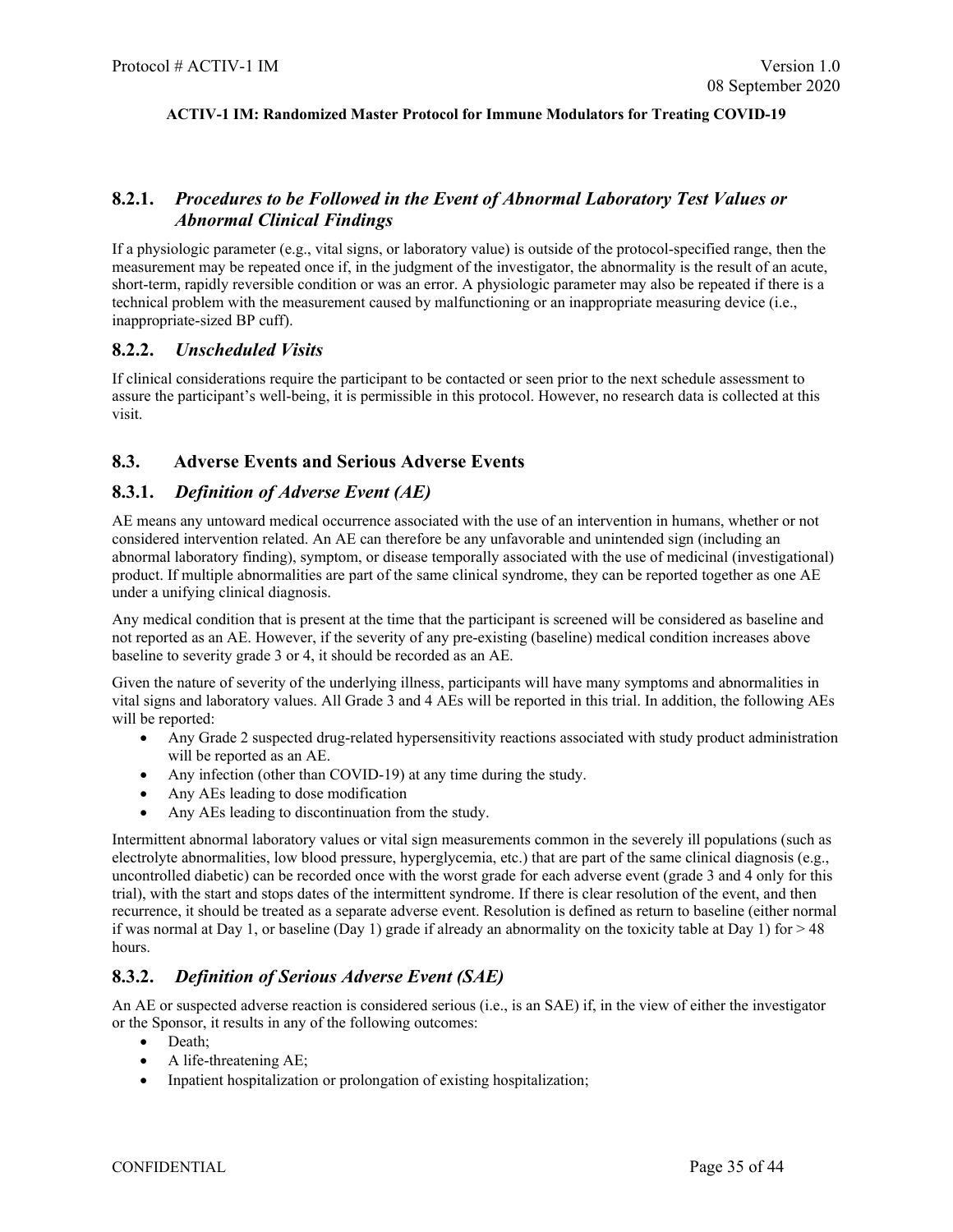### 8.2.1. *Procedures to be Followed in the Event of Abnormal Laboratory Test Values or Abnormal Clinical Findings*

If a physiologic parameter (e.g., vital signs, or laboratory value) is outside of the protocol-specified range, then the measurement may be repeated once if, in the judgment of the investigator, the abnormality is the result of an acute, short-term, rapidly reversible condition or was an error. A physiologic parameter may also be repeated if there is a technical problem with the measurement caused by malfunctioning or an inappropriate measuring device (i.e., inappropriate-sized BP cuff).

### 8.2.2. *Unscheduled Visits*

If clinical considerations require the participant to be contacted or seen prior to the next schedule assessment to assure the participant's well-being, it is permissible in this protocol. However, no research data is collected at this visit.

## 8.3. Adverse Events and Serious Adverse Events

### 8.3.1. *Definition of Adverse Event (AE)*

AE means any untoward medical occurrence associated with the use of an intervention in humans, whether or not considered intervention related. An AE can therefore be any unfavorable and unintended sign (including an abnormal laboratory finding), symptom, or disease temporally associated with the use of medicinal (investigational) product. If multiple abnormalities are part of the same clinical syndrome, they can be reported together as one AE under a unifying clinical diagnosis.

Any medical condition that is present at the time that the participant is screened will be considered as baseline and not reported as an AE. However, if the severity of any pre-existing (baseline) medical condition increases above baseline to severity grade 3 or 4, it should be recorded as an AE.

Given the nature of severity of the underlying illness, participants will have many symptoms and abnormalities in vital signs and laboratory values. All Grade 3 and 4 AEs will be reported in this trial. In addition, the following AEs will be reported:

- Any Grade 2 suspected drug-related hypersensitivity reactions associated with study product administration will be reported as an AE.
- Any infection (other than COVID-19) at any time during the study.
- Any AEs leading to dose modification
- Any AEs leading to discontinuation from the study.

Intermittent abnormal laboratory values or vital sign measurements common in the severely ill populations (such as electrolyte abnormalities, low blood pressure, hyperglycemia, etc.) that are part of the same clinical diagnosis (e.g., uncontrolled diabetic) can be recorded once with the worst grade for each adverse event (grade 3 and 4 only for this trial), with the start and stops dates of the intermittent syndrome. If there is clear resolution of the event, and then recurrence, it should be treated as a separate adverse event. Resolution is defined as return to baseline (either normal if was normal at Day 1, or baseline (Day 1) grade if already an abnormality on the toxicity table at Day 1) for > 48 hours.

### 8.3.2. *Definition of Serious Adverse Event (SAE)*

An AE or suspected adverse reaction is considered serious (i.e., is an SAE) if, in the view of either the investigator or the Sponsor, it results in any of the following outcomes:

- Death;
- A life-threatening AE;
- Inpatient hospitalization or prolongation of existing hospitalization;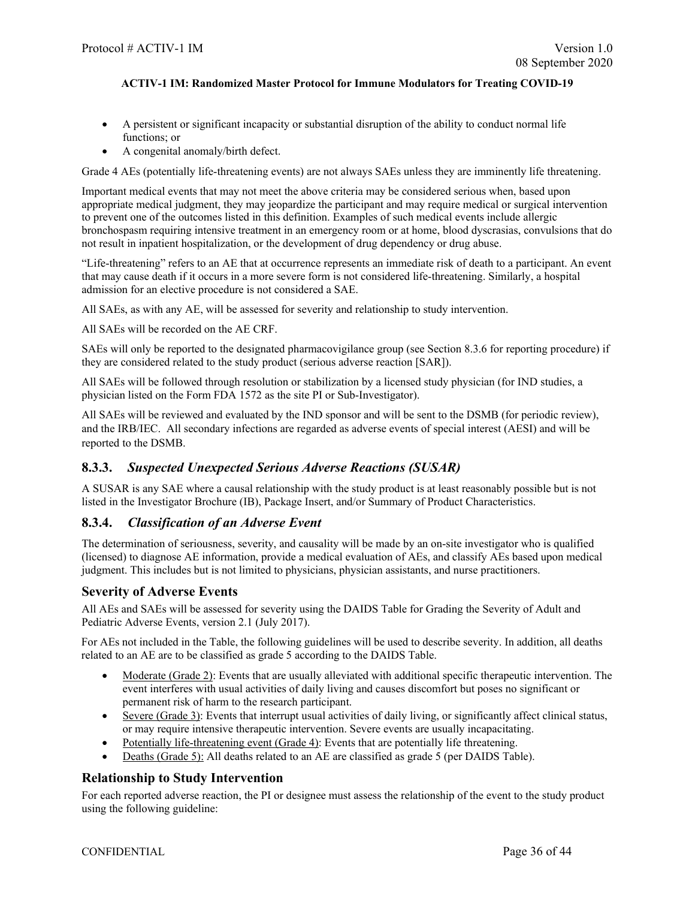- A persistent or significant incapacity or substantial disruption of the ability to conduct normal life functions; or
- A congenital anomaly/birth defect.

Grade 4 AEs (potentially life-threatening events) are not always SAEs unless they are imminently life threatening.

Important medical events that may not meet the above criteria may be considered serious when, based upon appropriate medical judgment, they may jeopardize the participant and may require medical or surgical intervention to prevent one of the outcomes listed in this definition. Examples of such medical events include allergic bronchospasm requiring intensive treatment in an emergency room or at home, blood dyscrasias, convulsions that do not result in inpatient hospitalization, or the development of drug dependency or drug abuse.

"Life-threatening" refers to an AE that at occurrence represents an immediate risk of death to a participant. An event that may cause death if it occurs in a more severe form is not considered life-threatening. Similarly, a hospital admission for an elective procedure is not considered a SAE.

All SAEs, as with any AE, will be assessed for severity and relationship to study intervention.

All SAEs will be recorded on the AE CRF.

SAEs will only be reported to the designated pharmacovigilance group (see Section 8.3.6 for reporting procedure) if they are considered related to the study product (serious adverse reaction [SAR]).

All SAEs will be followed through resolution or stabilization by a licensed study physician (for IND studies, a physician listed on the Form FDA 1572 as the site PI or Sub-Investigator).

All SAEs will be reviewed and evaluated by the IND sponsor and will be sent to the DSMB (for periodic review), and the IRB/IEC. All secondary infections are regarded as adverse events of special interest (AESI) and will be reported to the DSMB.

## 8.3.3. *Suspected Unexpected Serious Adverse Reactions (SUSAR)*

A SUSAR is any SAE where a causal relationship with the study product is at least reasonably possible but is not listed in the Investigator Brochure (IB), Package Insert, and/or Summary of Product Characteristics.

## 8.3.4. *Classification of an Adverse Event*

The determination of seriousness, severity, and causality will be made by an on-site investigator who is qualified (licensed) to diagnose AE information, provide a medical evaluation of AEs, and classify AEs based upon medical judgment. This includes but is not limited to physicians, physician assistants, and nurse practitioners.

### Severity of Adverse Events

All AEs and SAEs will be assessed for severity using the DAIDS Table for Grading the Severity of Adult and Pediatric Adverse Events, version 2.1 (July 2017).

For AEs not included in the Table, the following guidelines will be used to describe severity. In addition, all deaths related to an AE are to be classified as grade 5 according to the DAIDS Table.

- Moderate (Grade 2): Events that are usually alleviated with additional specific therapeutic intervention. The event interferes with usual activities of daily living and causes discomfort but poses no significant or permanent risk of harm to the research participant.
- Severe (Grade 3): Events that interrupt usual activities of daily living, or significantly affect clinical status, or may require intensive therapeutic intervention. Severe events are usually incapacitating.
- Potentially life-threatening event (Grade 4): Events that are potentially life threatening.
- Deaths (Grade 5): All deaths related to an AE are classified as grade 5 (per DAIDS Table).

### Relationship to Study Intervention

For each reported adverse reaction, the PI or designee must assess the relationship of the event to the study product using the following guideline: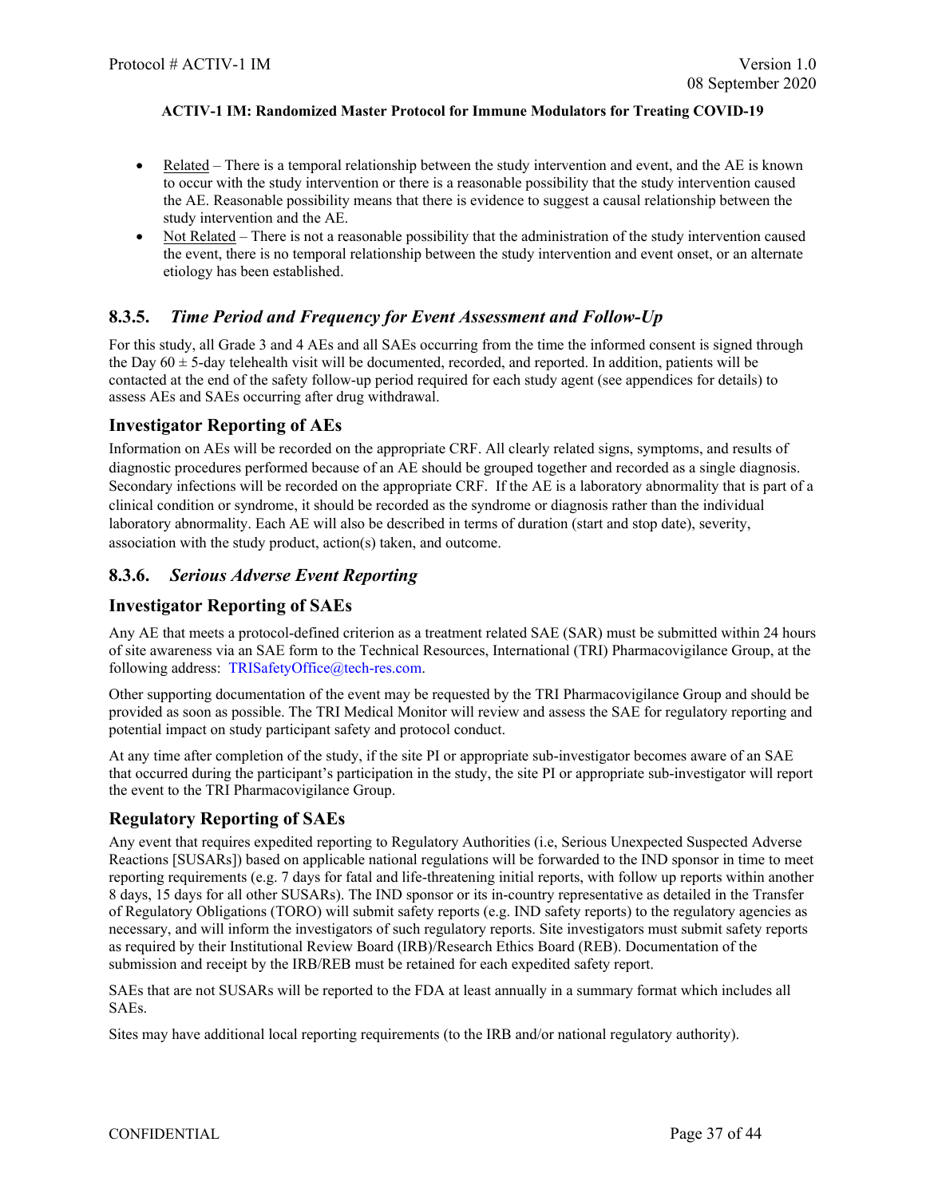- Related – There is a temporal relationship between the study intervention and event, and the AE is known to occur with the study intervention or there is a reasonable possibility that the study intervention caused the AE. Reasonable possibility means that there is evidence to suggest a causal relationship between the study intervention and the AE.
- Not Related – There is not a reasonable possibility that the administration of the study intervention caused the event, there is no temporal relationship between the study intervention and event onset, or an alternate etiology has been established.

### 8.3.5. *Time Period and Frequency for Event Assessment and Follow-Up*

For this study, all Grade 3 and 4 AEs and all SAEs occurring from the time the informed consent is signed through the Day 60 ± 5-day telehealth visit will be documented, recorded, and reported. In addition, patients will be contacted at the end of the safety follow-up period required for each study agent (see appendices for details) to assess AEs and SAEs occurring after drug withdrawal.

#### Investigator Reporting of AEs

Information on AEs will be recorded on the appropriate CRF. All clearly related signs, symptoms, and results of diagnostic procedures performed because of an AE should be grouped together and recorded as a single diagnosis. Secondary infections will be recorded on the appropriate CRF. If the AE is a laboratory abnormality that is part of a clinical condition or syndrome, it should be recorded as the syndrome or diagnosis rather than the individual laboratory abnormality. Each AE will also be described in terms of duration (start and stop date), severity, association with the study product, action(s) taken, and outcome.

### 8.3.6. *Serious Adverse Event Reporting*

#### Investigator Reporting of SAEs

Any AE that meets a protocol-defined criterion as a treatment related SAE (SAR) must be submitted within 24 hours of site awareness via an SAE form to the Technical Resources, International (TRI) Pharmacovigilance Group, at the following address: TRISafetyOffice@tech-res.com.

Other supporting documentation of the event may be requested by the TRI Pharmacovigilance Group and should be provided as soon as possible. The TRI Medical Monitor will review and assess the SAE for regulatory reporting and potential impact on study participant safety and protocol conduct.

At any time after completion of the study, if the site PI or appropriate sub-investigator becomes aware of an SAE that occurred during the participant's participation in the study, the site PI or appropriate sub-investigator will report the event to the TRI Pharmacovigilance Group.

#### Regulatory Reporting of SAEs

Any event that requires expedited reporting to Regulatory Authorities (i.e, Serious Unexpected Suspected Adverse Reactions [SUSARs]) based on applicable national regulations will be forwarded to the IND sponsor in time to meet reporting requirements (e.g. 7 days for fatal and life-threatening initial reports, with follow up reports within another 8 days, 15 days for all other SUSARs). The IND sponsor or its in-country representative as detailed in the Transfer of Regulatory Obligations (TORO) will submit safety reports (e.g. IND safety reports) to the regulatory agencies as necessary, and will inform the investigators of such regulatory reports. Site investigators must submit safety reports as required by their Institutional Review Board (IRB)/Research Ethics Board (REB). Documentation of the submission and receipt by the IRB/REB must be retained for each expedited safety report.

SAEs that are not SUSARs will be reported to the FDA at least annually in a summary format which includes all SAEs.

Sites may have additional local reporting requirements (to the IRB and/or national regulatory authority).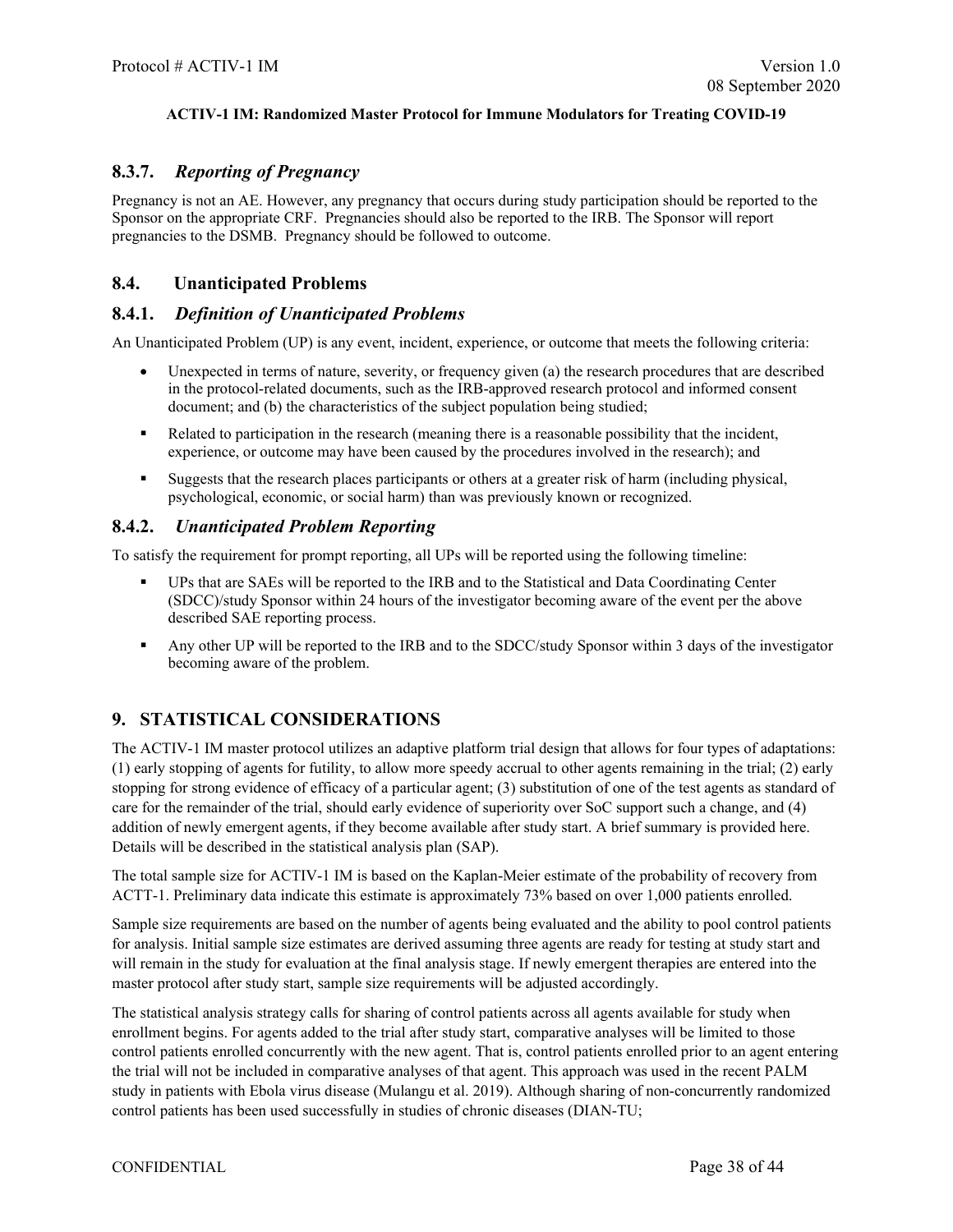### 8.3.7. *Reporting of Pregnancy*

Pregnancy is not an AE. However, any pregnancy that occurs during study participation should be reported to the Sponsor on the appropriate CRF. Pregnancies should also be reported to the IRB. The Sponsor will report pregnancies to the DSMB. Pregnancy should be followed to outcome.

## 8.4. Unanticipated Problems

### 8.4.1. *Definition of Unanticipated Problems*

An Unanticipated Problem (UP) is any event, incident, experience, or outcome that meets the following criteria:

- Unexpected in terms of nature, severity, or frequency given (a) the research procedures that are described in the protocol-related documents, such as the IRB-approved research protocol and informed consent document; and (b) the characteristics of the subject population being studied;
- Related to participation in the research (meaning there is a reasonable possibility that the incident, experience, or outcome may have been caused by the procedures involved in the research); and
- Suggests that the research places participants or others at a greater risk of harm (including physical, psychological, economic, or social harm) than was previously known or recognized.

### 8.4.2. *Unanticipated Problem Reporting*

To satisfy the requirement for prompt reporting, all UPs will be reported using the following timeline:

- UPs that are SAEs will be reported to the IRB and to the Statistical and Data Coordinating Center (SDCC)/study Sponsor within 24 hours of the investigator becoming aware of the event per the above described SAE reporting process.
- Any other UP will be reported to the IRB and to the SDCC/study Sponsor within 3 days of the investigator becoming aware of the problem.

# 9. STATISTICAL CONSIDERATIONS

The ACTIV-1 IM master protocol utilizes an adaptive platform trial design that allows for four types of adaptations: (1) early stopping of agents for futility, to allow more speedy accrual to other agents remaining in the trial; (2) early stopping for strong evidence of efficacy of a particular agent; (3) substitution of one of the test agents as standard of care for the remainder of the trial, should early evidence of superiority over SoC support such a change, and (4) addition of newly emergent agents, if they become available after study start. A brief summary is provided here. Details will be described in the statistical analysis plan (SAP).

The total sample size for ACTIV-1 IM is based on the Kaplan-Meier estimate of the probability of recovery from ACTT-1. Preliminary data indicate this estimate is approximately 73% based on over 1,000 patients enrolled.

Sample size requirements are based on the number of agents being evaluated and the ability to pool control patients for analysis. Initial sample size estimates are derived assuming three agents are ready for testing at study start and will remain in the study for evaluation at the final analysis stage. If newly emergent therapies are entered into the master protocol after study start, sample size requirements will be adjusted accordingly.

The statistical analysis strategy calls for sharing of control patients across all agents available for study when enrollment begins. For agents added to the trial after study start, comparative analyses will be limited to those control patients enrolled concurrently with the new agent. That is, control patients enrolled prior to an agent entering the trial will not be included in comparative analyses of that agent. This approach was used in the recent PALM study in patients with Ebola virus disease (Mulangu et al. 2019). Although sharing of non-concurrently randomized control patients has been used successfully in studies of chronic diseases (DIAN-TU;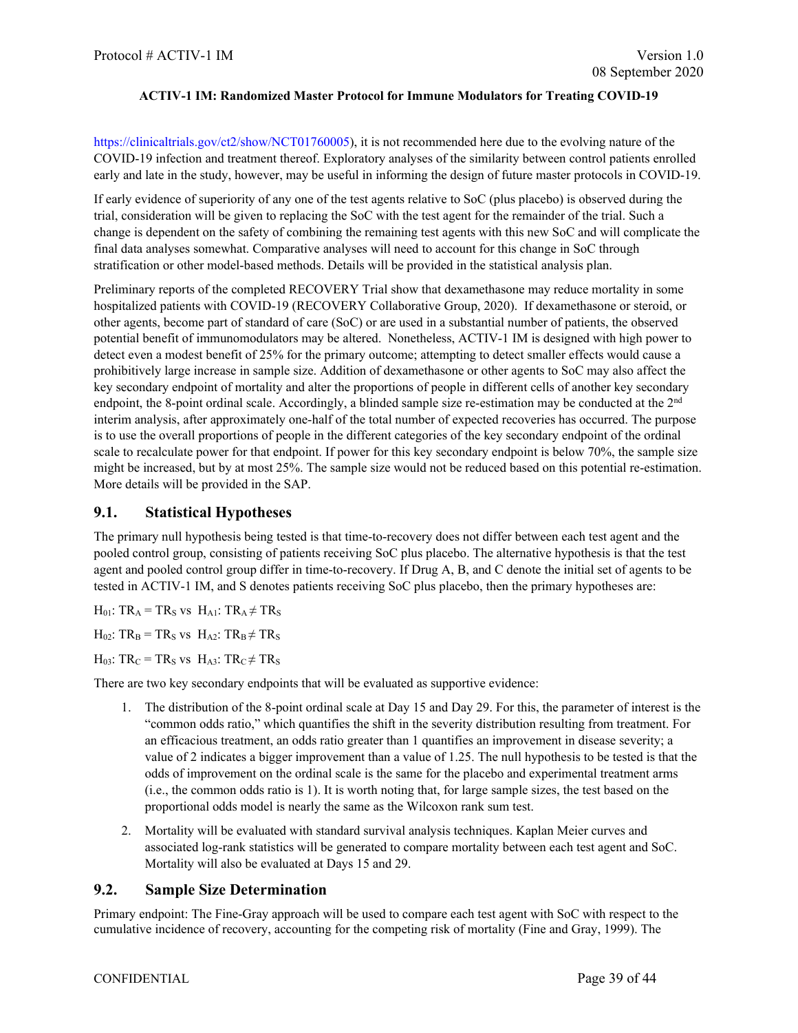https://clinicaltrials.gov/ct2/show/NCT01760005), it is not recommended here due to the evolving nature of the COVID-19 infection and treatment thereof. Exploratory analyses of the similarity between control patients enrolled early and late in the study, however, may be useful in informing the design of future master protocols in COVID-19.

If early evidence of superiority of any one of the test agents relative to SoC (plus placebo) is observed during the trial, consideration will be given to replacing the SoC with the test agent for the remainder of the trial. Such a change is dependent on the safety of combining the remaining test agents with this new SoC and will complicate the final data analyses somewhat. Comparative analyses will need to account for this change in SoC through stratification or other model-based methods. Details will be provided in the statistical analysis plan.

Preliminary reports of the completed RECOVERY Trial show that dexamethasone may reduce mortality in some hospitalized patients with COVID-19 (RECOVERY Collaborative Group, 2020). If dexamethasone or steroid, or other agents, become part of standard of care (SoC) or are used in a substantial number of patients, the observed potential benefit of immunomodulators may be altered. Nonetheless, ACTIV-1 IM is designed with high power to detect even a modest benefit of 25% for the primary outcome; attempting to detect smaller effects would cause a prohibitively large increase in sample size. Addition of dexamethasone or other agents to SoC may also affect the key secondary endpoint of mortality and alter the proportions of people in different cells of another key secondary endpoint, the 8-point ordinal scale. Accordingly, a blinded sample size re-estimation may be conducted at the 2nd interim analysis, after approximately one-half of the total number of expected recoveries has occurred. The purpose is to use the overall proportions of people in the different categories of the key secondary endpoint of the ordinal scale to recalculate power for that endpoint. If power for this key secondary endpoint is below 70%, the sample size might be increased, but by at most 25%. The sample size would not be reduced based on this potential re-estimation. More details will be provided in the SAP.

## 9.1. Statistical Hypotheses

The primary null hypothesis being tested is that time-to-recovery does not differ between each test agent and the pooled control group, consisting of patients receiving SoC plus placebo. The alternative hypothesis is that the test agent and pooled control group differ in time-to-recovery. If Drug A, B, and C denote the initial set of agents to be tested in ACTIV-1 IM, and S denotes patients receiving SoC plus placebo, then the primary hypotheses are:

$H_{01}$: $TR_A = TR_S$ vs $H_{A1}$: $TR_A \neq TR_S$

$H_{02}$: $TR_B = TR_S$ vs $H_{A2}$: $TR_B \neq TR_S$

$H_{03}$: $TR_C = TR_S$ vs $H_{A3}$: $TR_C \neq TR_S$

There are two key secondary endpoints that will be evaluated as supportive evidence:

1. The distribution of the 8-point ordinal scale at Day 15 and Day 29. For this, the parameter of interest is the "common odds ratio," which quantifies the shift in the severity distribution resulting from treatment. For an efficacious treatment, an odds ratio greater than 1 quantifies an improvement in disease severity; a value of 2 indicates a bigger improvement than a value of 1.25. The null hypothesis to be tested is that the odds of improvement on the ordinal scale is the same for the placebo and experimental treatment arms (i.e., the common odds ratio is 1). It is worth noting that, for large sample sizes, the test based on the proportional odds model is nearly the same as the Wilcoxon rank sum test.
2. Mortality will be evaluated with standard survival analysis techniques. Kaplan Meier curves and associated log-rank statistics will be generated to compare mortality between each test agent and SoC. Mortality will also be evaluated at Days 15 and 29.

## 9.2. Sample Size Determination

Primary endpoint: The Fine-Gray approach will be used to compare each test agent with SoC with respect to the cumulative incidence of recovery, accounting for the competing risk of mortality (Fine and Gray, 1999). The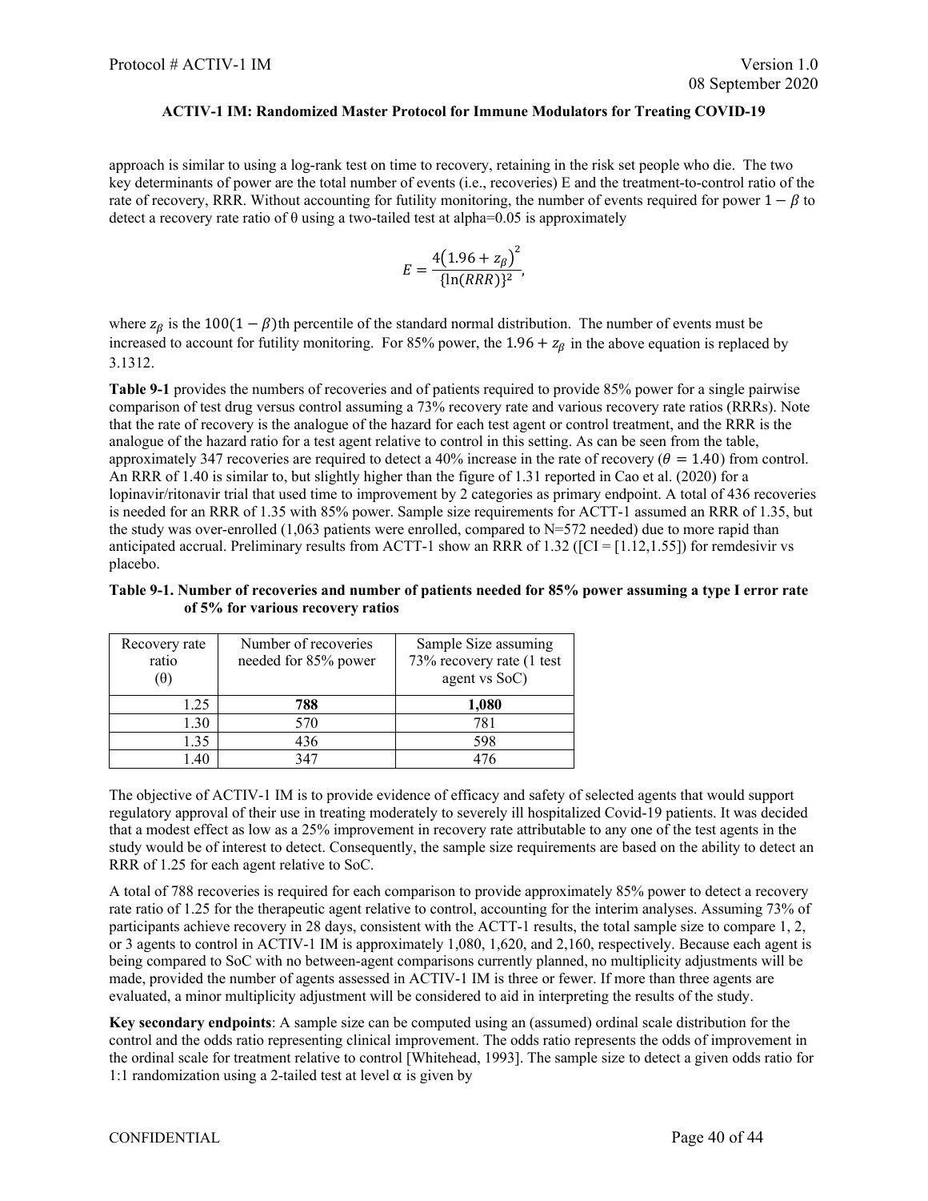approach is similar to using a log-rank test on time to recovery, retaining in the risk set people who die. The two key determinants of power are the total number of events (i.e., recoveries) E and the treatment-to-control ratio of the rate of recovery, RRR. Without accounting for futility monitoring, the number of events required for power $1 - \beta$ to detect a recovery rate ratio of θ using a two-tailed test at alpha=0.05 is approximately

$$E = \frac{4\left(1.96 + z_{\beta}\right)^{2}}{\{\ln(RRR)\}^{2}},$$

where $z_{\beta}$ is the $100(1 - \beta)$th percentile of the standard normal distribution. The number of events must be increased to account for futility monitoring. For 85% power, the $1.96 + z_{\beta}$ in the above equation is replaced by 3.1312.

**Table 9-1** provides the numbers of recoveries and of patients required to provide 85% power for a single pairwise comparison of test drug versus control assuming a 73% recovery rate and various recovery rate ratios (RRRs). Note that the rate of recovery is the analogue of the hazard for each test agent or control treatment, and the RRR is the analogue of the hazard ratio for a test agent relative to control in this setting. As can be seen from the table, approximately 347 recoveries are required to detect a 40% increase in the rate of recovery ($\theta = 1.40$) from control. An RRR of 1.40 is similar to, but slightly higher than the figure of 1.31 reported in Cao et al. (2020) for a lopinavir/ritonavir trial that used time to improvement by 2 categories as primary endpoint. A total of 436 recoveries is needed for an RRR of 1.35 with 85% power. Sample size requirements for ACTT-1 assumed an RRR of 1.35, but the study was over-enrolled (1,063 patients were enrolled, compared to N=572 needed) due to more rapid than anticipated accrual. Preliminary results from ACTT-1 show an RRR of 1.32 ([CI = [1.12,1.55]) for remdesivir vs placebo.

**Table 9-1. Number of recoveries and number of patients needed for 85% power assuming a type I error rate of 5% for various recovery ratios**

| Recovery rate ratio (θ) | Number of recoveries needed for 85% power | Sample Size assuming 73% recovery rate (1 test agent vs SoC) |
|---|---|---|
| 1.25 | **788** | **1,080** |
| 1.30 | 570 | 781 |
| 1.35 | 436 | 598 |
| 1.40 | 347 | 476 |

The objective of ACTIV-1 IM is to provide evidence of efficacy and safety of selected agents that would support regulatory approval of their use in treating moderately to severely ill hospitalized Covid-19 patients. It was decided that a modest effect as low as a 25% improvement in recovery rate attributable to any one of the test agents in the study would be of interest to detect. Consequently, the sample size requirements are based on the ability to detect an RRR of 1.25 for each agent relative to SoC.

A total of 788 recoveries is required for each comparison to provide approximately 85% power to detect a recovery rate ratio of 1.25 for the therapeutic agent relative to control, accounting for the interim analyses. Assuming 73% of participants achieve recovery in 28 days, consistent with the ACTT-1 results, the total sample size to compare 1, 2, or 3 agents to control in ACTIV-1 IM is approximately 1,080, 1,620, and 2,160, respectively. Because each agent is being compared to SoC with no between-agent comparisons currently planned, no multiplicity adjustments will be made, provided the number of agents assessed in ACTIV-1 IM is three or fewer. If more than three agents are evaluated, a minor multiplicity adjustment will be considered to aid in interpreting the results of the study.

**Key secondary endpoints**: A sample size can be computed using an (assumed) ordinal scale distribution for the control and the odds ratio representing clinical improvement. The odds ratio represents the odds of improvement in the ordinal scale for treatment relative to control [Whitehead, 1993]. The sample size to detect a given odds ratio for 1:1 randomization using a 2-tailed test at level α is given by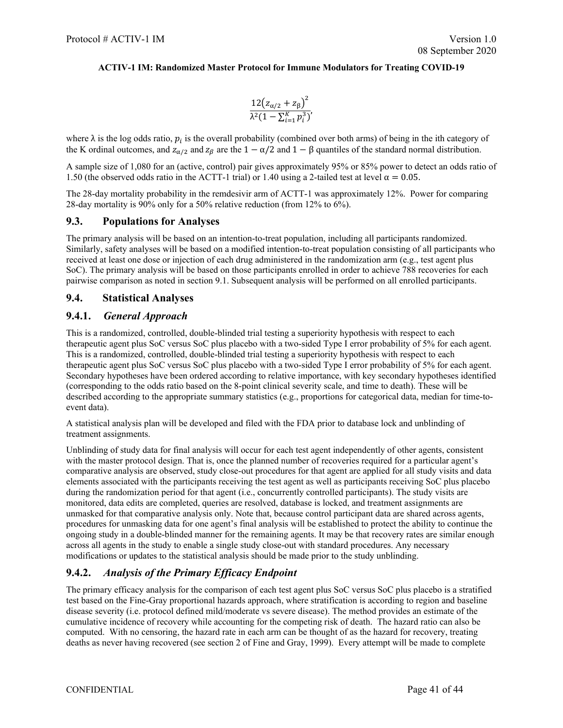$$\frac{12\left(z_{\alpha/2} + z_{\beta}\right)^2}{\lambda^2\left(1 - \sum_{i=1}^{K} p_i^3\right)},$$

where λ is the log odds ratio, $p_i$ is the overall probability (combined over both arms) of being in the ith category of the K ordinal outcomes, and $z_{\alpha/2}$ and $z_{\beta}$ are the $1 - \alpha/2$ and $1 - \beta$ quantiles of the standard normal distribution.

A sample size of 1,080 for an (active, control) pair gives approximately 95% or 85% power to detect an odds ratio of 1.50 (the observed odds ratio in the ACTT-1 trial) or 1.40 using a 2-tailed test at level $\alpha = 0.05$.

The 28-day mortality probability in the remdesivir arm of ACTT-1 was approximately 12%. Power for comparing 28-day mortality is 90% only for a 50% relative reduction (from 12% to 6%).

## 9.3. Populations for Analyses

The primary analysis will be based on an intention-to-treat population, including all participants randomized. Similarly, safety analyses will be based on a modified intention-to-treat population consisting of all participants who received at least one dose or injection of each drug administered in the randomization arm (e.g., test agent plus SoC). The primary analysis will be based on those participants enrolled in order to achieve 788 recoveries for each pairwise comparison as noted in section 9.1. Subsequent analysis will be performed on all enrolled participants.

## 9.4. Statistical Analyses

### 9.4.1. *General Approach*

This is a randomized, controlled, double-blinded trial testing a superiority hypothesis with respect to each therapeutic agent plus SoC versus SoC plus placebo with a two-sided Type I error probability of 5% for each agent. This is a randomized, controlled, double-blinded trial testing a superiority hypothesis with respect to each therapeutic agent plus SoC versus SoC plus placebo with a two-sided Type I error probability of 5% for each agent. Secondary hypotheses have been ordered according to relative importance, with key secondary hypotheses identified (corresponding to the odds ratio based on the 8-point clinical severity scale, and time to death). These will be described according to the appropriate summary statistics (e.g., proportions for categorical data, median for time-to-event data).

A statistical analysis plan will be developed and filed with the FDA prior to database lock and unblinding of treatment assignments.

Unblinding of study data for final analysis will occur for each test agent independently of other agents, consistent with the master protocol design. That is, once the planned number of recoveries required for a particular agent's comparative analysis are observed, study close-out procedures for that agent are applied for all study visits and data elements associated with the participants receiving the test agent as well as participants receiving SoC plus placebo during the randomization period for that agent (i.e., concurrently controlled participants). The study visits are monitored, data edits are completed, queries are resolved, database is locked, and treatment assignments are unmasked for that comparative analysis only. Note that, because control participant data are shared across agents, procedures for unmasking data for one agent's final analysis will be established to protect the ability to continue the ongoing study in a double-blinded manner for the remaining agents. It may be that recovery rates are similar enough across all agents in the study to enable a single study close-out with standard procedures. Any necessary modifications or updates to the statistical analysis should be made prior to the study unblinding.

### 9.4.2. *Analysis of the Primary Efficacy Endpoint*

The primary efficacy analysis for the comparison of each test agent plus SoC versus SoC plus placebo is a stratified test based on the Fine-Gray proportional hazards approach, where stratification is according to region and baseline disease severity (i.e. protocol defined mild/moderate vs severe disease). The method provides an estimate of the cumulative incidence of recovery while accounting for the competing risk of death. The hazard ratio can also be computed. With no censoring, the hazard rate in each arm can be thought of as the hazard for recovery, treating deaths as never having recovered (see section 2 of Fine and Gray, 1999). Every attempt will be made to complete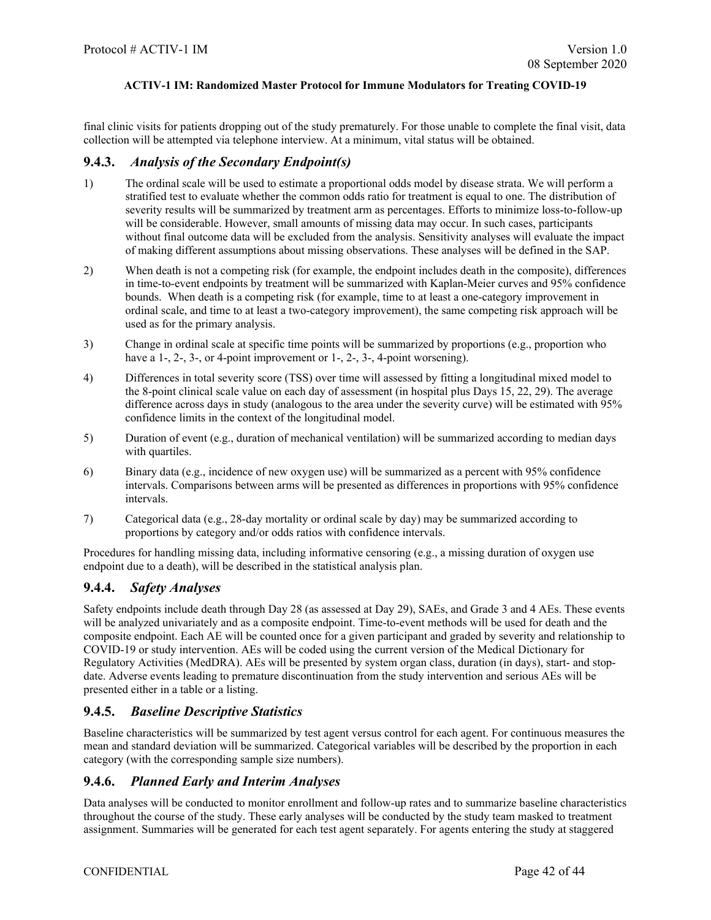final clinic visits for patients dropping out of the study prematurely. For those unable to complete the final visit, data collection will be attempted via telephone interview. At a minimum, vital status will be obtained.

### 9.4.3. *Analysis of the Secondary Endpoint(s)*

1) The ordinal scale will be used to estimate a proportional odds model by disease strata. We will perform a stratified test to evaluate whether the common odds ratio for treatment is equal to one. The distribution of severity results will be summarized by treatment arm as percentages. Efforts to minimize loss-to-follow-up will be considerable. However, small amounts of missing data may occur. In such cases, participants without final outcome data will be excluded from the analysis. Sensitivity analyses will evaluate the impact of making different assumptions about missing observations. These analyses will be defined in the SAP.

2) When death is not a competing risk (for example, the endpoint includes death in the composite), differences in time-to-event endpoints by treatment will be summarized with Kaplan-Meier curves and 95% confidence bounds. When death is a competing risk (for example, time to at least a one-category improvement in ordinal scale, and time to at least a two-category improvement), the same competing risk approach will be used as for the primary analysis.

3) Change in ordinal scale at specific time points will be summarized by proportions (e.g., proportion who have a 1-, 2-, 3-, or 4-point improvement or 1-, 2-, 3-, 4-point worsening).

4) Differences in total severity score (TSS) over time will assessed by fitting a longitudinal mixed model to the 8-point clinical scale value on each day of assessment (in hospital plus Days 15, 22, 29). The average difference across days in study (analogous to the area under the severity curve) will be estimated with 95% confidence limits in the context of the longitudinal model.

5) Duration of event (e.g., duration of mechanical ventilation) will be summarized according to median days with quartiles.

6) Binary data (e.g., incidence of new oxygen use) will be summarized as a percent with 95% confidence intervals. Comparisons between arms will be presented as differences in proportions with 95% confidence intervals.

7) Categorical data (e.g., 28-day mortality or ordinal scale by day) may be summarized according to proportions by category and/or odds ratios with confidence intervals.

Procedures for handling missing data, including informative censoring (e.g., a missing duration of oxygen use endpoint due to a death), will be described in the statistical analysis plan.

### 9.4.4. *Safety Analyses*

Safety endpoints include death through Day 28 (as assessed at Day 29), SAEs, and Grade 3 and 4 AEs. These events will be analyzed univariately and as a composite endpoint. Time-to-event methods will be used for death and the composite endpoint. Each AE will be counted once for a given participant and graded by severity and relationship to COVID-19 or study intervention. AEs will be coded using the current version of the Medical Dictionary for Regulatory Activities (MedDRA). AEs will be presented by system organ class, duration (in days), start- and stop-date. Adverse events leading to premature discontinuation from the study intervention and serious AEs will be presented either in a table or a listing.

### 9.4.5. *Baseline Descriptive Statistics*

Baseline characteristics will be summarized by test agent versus control for each agent. For continuous measures the mean and standard deviation will be summarized. Categorical variables will be described by the proportion in each category (with the corresponding sample size numbers).

### 9.4.6. *Planned Early and Interim Analyses*

Data analyses will be conducted to monitor enrollment and follow-up rates and to summarize baseline characteristics throughout the course of the study. These early analyses will be conducted by the study team masked to treatment assignment. Summaries will be generated for each test agent separately. For agents entering the study at staggered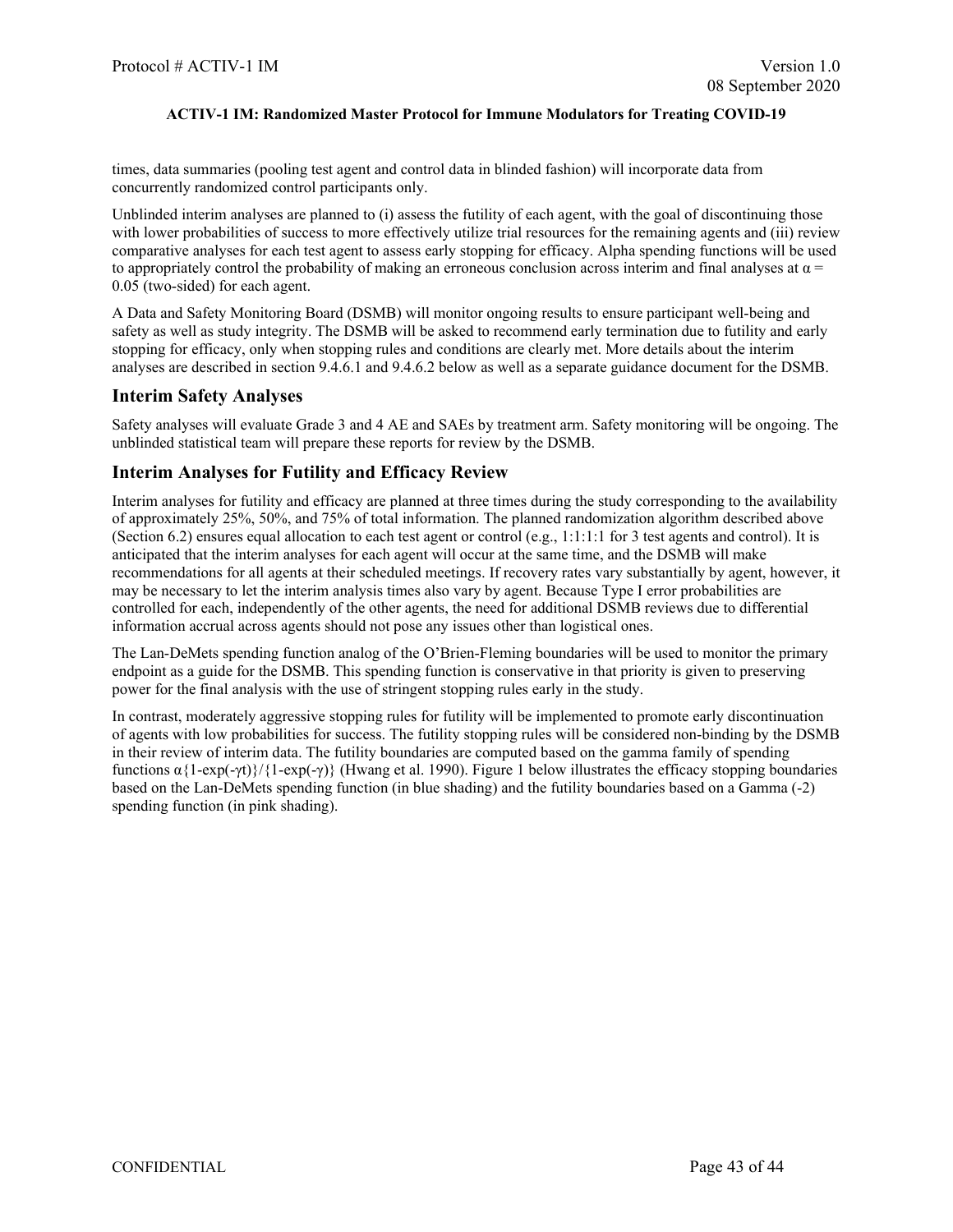times, data summaries (pooling test agent and control data in blinded fashion) will incorporate data from concurrently randomized control participants only.

Unblinded interim analyses are planned to (i) assess the futility of each agent, with the goal of discontinuing those with lower probabilities of success to more effectively utilize trial resources for the remaining agents and (iii) review comparative analyses for each test agent to assess early stopping for efficacy. Alpha spending functions will be used to appropriately control the probability of making an erroneous conclusion across interim and final analyses at $\alpha = 0.05$ (two-sided) for each agent.

A Data and Safety Monitoring Board (DSMB) will monitor ongoing results to ensure participant well-being and safety as well as study integrity. The DSMB will be asked to recommend early termination due to futility and early stopping for efficacy, only when stopping rules and conditions are clearly met. More details about the interim analyses are described in section 9.4.6.1 and 9.4.6.2 below as well as a separate guidance document for the DSMB.

## Interim Safety Analyses

Safety analyses will evaluate Grade 3 and 4 AE and SAEs by treatment arm. Safety monitoring will be ongoing. The unblinded statistical team will prepare these reports for review by the DSMB.

## Interim Analyses for Futility and Efficacy Review

Interim analyses for futility and efficacy are planned at three times during the study corresponding to the availability of approximately 25%, 50%, and 75% of total information. The planned randomization algorithm described above (Section 6.2) ensures equal allocation to each test agent or control (e.g., 1:1:1:1 for 3 test agents and control). It is anticipated that the interim analyses for each agent will occur at the same time, and the DSMB will make recommendations for all agents at their scheduled meetings. If recovery rates vary substantially by agent, however, it may be necessary to let the interim analysis times also vary by agent. Because Type I error probabilities are controlled for each, independently of the other agents, the need for additional DSMB reviews due to differential information accrual across agents should not pose any issues other than logistical ones.

The Lan-DeMets spending function analog of the O'Brien-Fleming boundaries will be used to monitor the primary endpoint as a guide for the DSMB. This spending function is conservative in that priority is given to preserving power for the final analysis with the use of stringent stopping rules early in the study.

In contrast, moderately aggressive stopping rules for futility will be implemented to promote early discontinuation of agents with low probabilities for success. The futility stopping rules will be considered non-binding by the DSMB in their review of interim data. The futility boundaries are computed based on the gamma family of spending functions $\alpha\{1-\exp(-\gamma t)\}/\{1-\exp(-\gamma)\}$ (Hwang et al. 1990). Figure 1 below illustrates the efficacy stopping boundaries based on the Lan-DeMets spending function (in blue shading) and the futility boundaries based on a Gamma (-2) spending function (in pink shading).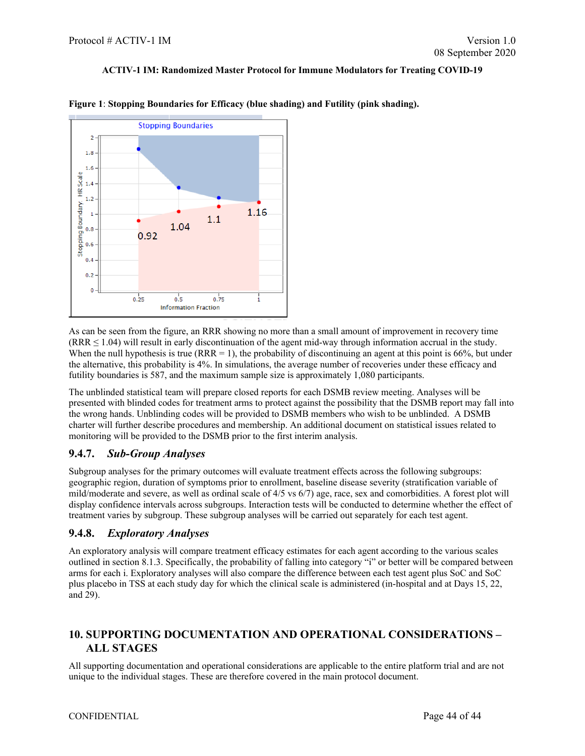**Figure 1**: **Stopping Boundaries for Efficacy (blue shading) and Futility (pink shading).**

Stopping Boundaries

Stopping Boundary: HR Scale

2
1.8
1.6
1.4
1.2
1
0.8
0.6
0.4
0.2
0

0.92
1.04
1.1
1.16

0.25
0.5
0.75
1

Information Fraction

As can be seen from the figure, an RRR showing no more than a small amount of improvement in recovery time (RRR ≤ 1.04) will result in early discontinuation of the agent mid-way through information accrual in the study. When the null hypothesis is true (RRR = 1), the probability of discontinuing an agent at this point is 66%, but under the alternative, this probability is 4%. In simulations, the average number of recoveries under these efficacy and futility boundaries is 587, and the maximum sample size is approximately 1,080 participants.

The unblinded statistical team will prepare closed reports for each DSMB review meeting. Analyses will be presented with blinded codes for treatment arms to protect against the possibility that the DSMB report may fall into the wrong hands. Unblinding codes will be provided to DSMB members who wish to be unblinded. A DSMB charter will further describe procedures and membership. An additional document on statistical issues related to monitoring will be provided to the DSMB prior to the first interim analysis.

### 9.4.7. *Sub-Group Analyses*

Subgroup analyses for the primary outcomes will evaluate treatment effects across the following subgroups: geographic region, duration of symptoms prior to enrollment, baseline disease severity (stratification variable of mild/moderate and severe, as well as ordinal scale of 4/5 vs 6/7) age, race, sex and comorbidities. A forest plot will display confidence intervals across subgroups. Interaction tests will be conducted to determine whether the effect of treatment varies by subgroup. These subgroup analyses will be carried out separately for each test agent.

### 9.4.8. *Exploratory Analyses*

An exploratory analysis will compare treatment efficacy estimates for each agent according to the various scales outlined in section 8.1.3. Specifically, the probability of falling into category "i" or better will be compared between arms for each i. Exploratory analyses will also compare the difference between each test agent plus SoC and SoC plus placebo in TSS at each study day for which the clinical scale is administered (in-hospital and at Days 15, 22, and 29).

# 10. SUPPORTING DOCUMENTATION AND OPERATIONAL CONSIDERATIONS – ALL STAGES

All supporting documentation and operational considerations are applicable to the entire platform trial and are not unique to the individual stages. These are therefore covered in the main protocol document.